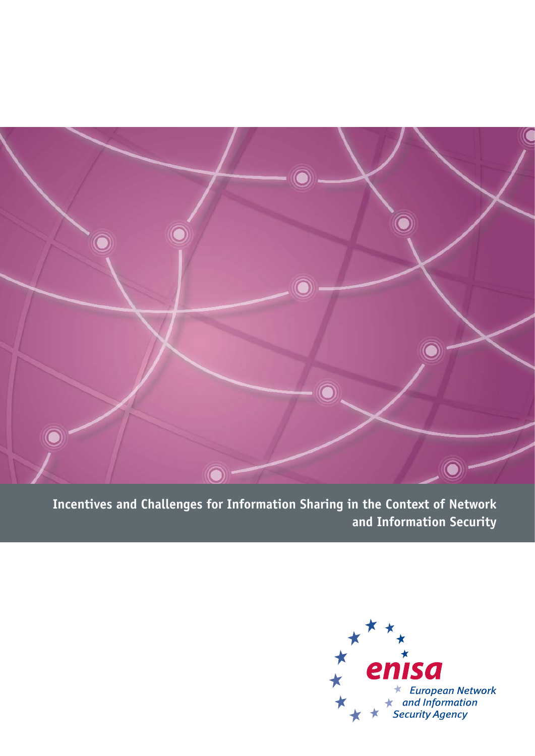# Incentives and Challenges for Information Sharing in the Context of Network and Information Security

enisa

European Network and Information Security Agency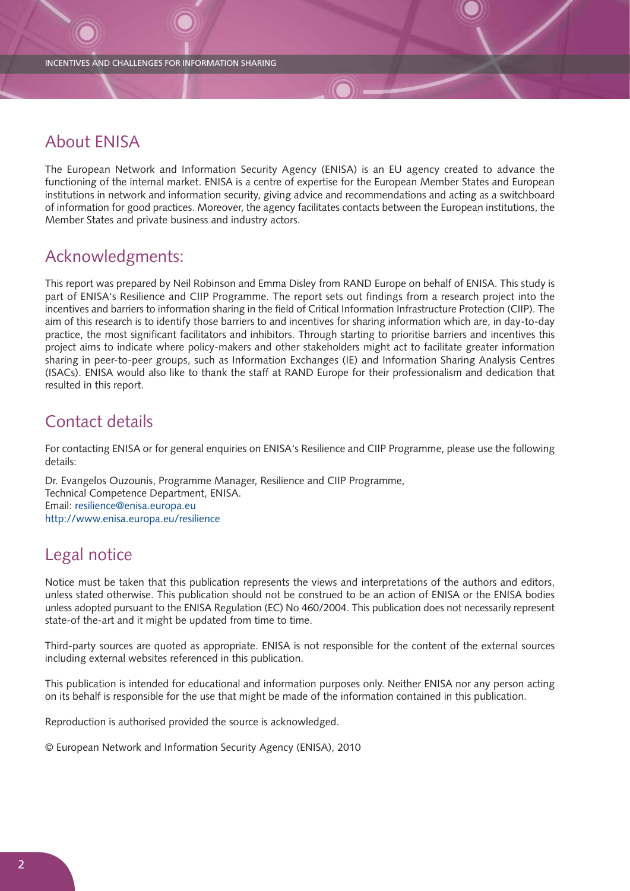## About ENISA

The European Network and Information Security Agency (ENISA) is an EU agency created to advance the functioning of the internal market. ENISA is a centre of expertise for the European Member States and European institutions in network and information security, giving advice and recommendations and acting as a switchboard of information for good practices. Moreover, the agency facilitates contacts between the European institutions, the Member States and private business and industry actors.

## Acknowledgments:

This report was prepared by Neil Robinson and Emma Disley from RAND Europe on behalf of ENISA. This study is part of ENISA's Resilience and CIIP Programme. The report sets out findings from a research project into the incentives and barriers to information sharing in the field of Critical Information Infrastructure Protection (CIIP). The aim of this research is to identify those barriers to and incentives for sharing information which are, in day-to-day practice, the most significant facilitators and inhibitors. Through starting to prioritise barriers and incentives this project aims to indicate where policy-makers and other stakeholders might act to facilitate greater information sharing in peer-to-peer groups, such as Information Exchanges (IE) and Information Sharing Analysis Centres (ISACs). ENISA would also like to thank the staff at RAND Europe for their professionalism and dedication that resulted in this report.

## Contact details

For contacting ENISA or for general enquiries on ENISA's Resilience and CIIP Programme, please use the following details:

Dr. Evangelos Ouzounis, Programme Manager, Resilience and CIIP Programme,
Technical Competence Department, ENISA.
Email: resilience@enisa.europa.eu
http://www.enisa.europa.eu/resilience

## Legal notice

Notice must be taken that this publication represents the views and interpretations of the authors and editors, unless stated otherwise. This publication should not be construed to be an action of ENISA or the ENISA bodies unless adopted pursuant to the ENISA Regulation (EC) No 460/2004. This publication does not necessarily represent state-of the-art and it might be updated from time to time.

Third-party sources are quoted as appropriate. ENISA is not responsible for the content of the external sources including external websites referenced in this publication.

This publication is intended for educational and information purposes only. Neither ENISA nor any person acting on its behalf is responsible for the use that might be made of the information contained in this publication.

Reproduction is authorised provided the source is acknowledged.

© European Network and Information Security Agency (ENISA), 2010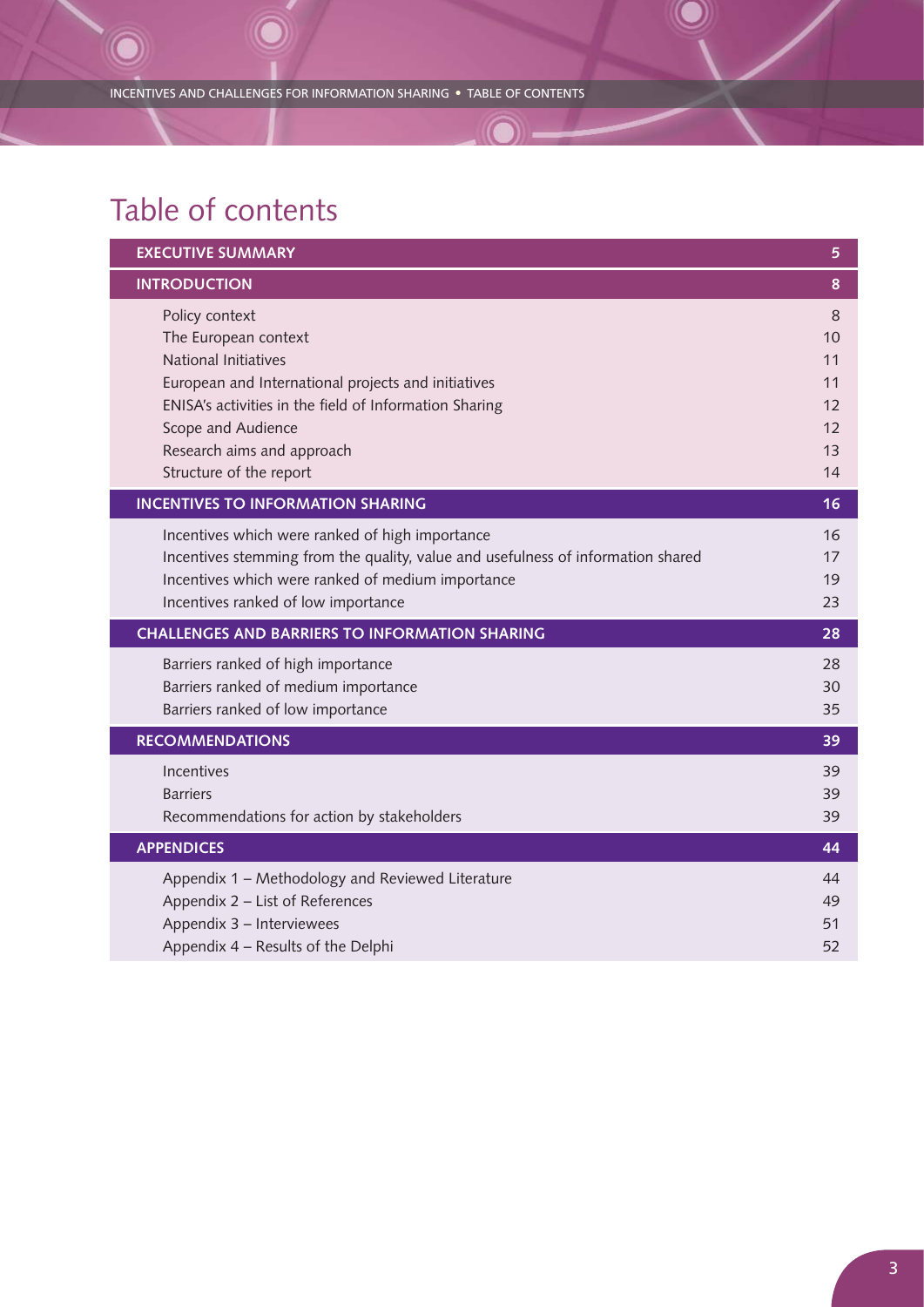# Table of contents

| | |
|---|---|
| **EXECUTIVE SUMMARY** | **5** |
| **INTRODUCTION** | **8** |
| Policy context | 8 |
| The European context | 10 |
| National Initiatives | 11 |
| European and International projects and initiatives | 11 |
| ENISA's activities in the field of Information Sharing | 12 |
| Scope and Audience | 12 |
| Research aims and approach | 13 |
| Structure of the report | 14 |
| **INCENTIVES TO INFORMATION SHARING** | **16** |
| Incentives which were ranked of high importance | 16 |
| Incentives stemming from the quality, value and usefulness of information shared | 17 |
| Incentives which were ranked of medium importance | 19 |
| Incentives ranked of low importance | 23 |
| **CHALLENGES AND BARRIERS TO INFORMATION SHARING** | **28** |
| Barriers ranked of high importance | 28 |
| Barriers ranked of medium importance | 30 |
| Barriers ranked of low importance | 35 |
| **RECOMMENDATIONS** | **39** |
| Incentives | 39 |
| Barriers | 39 |
| Recommendations for action by stakeholders | 39 |
| **APPENDICES** | **44** |
| Appendix 1 – Methodology and Reviewed Literature | 44 |
| Appendix 2 – List of References | 49 |
| Appendix 3 – Interviewees | 51 |
| Appendix 4 – Results of the Delphi | 52 |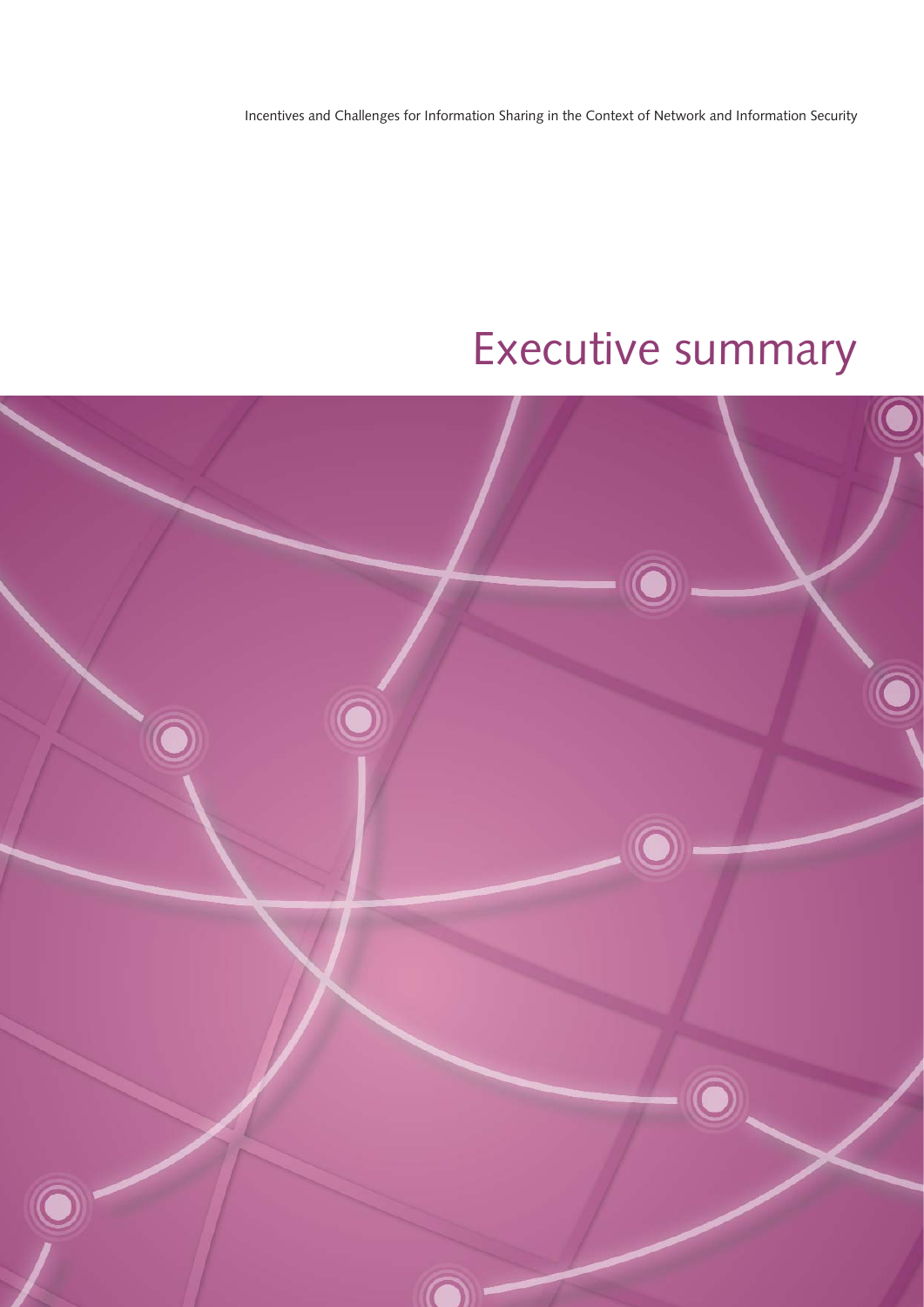# Executive summary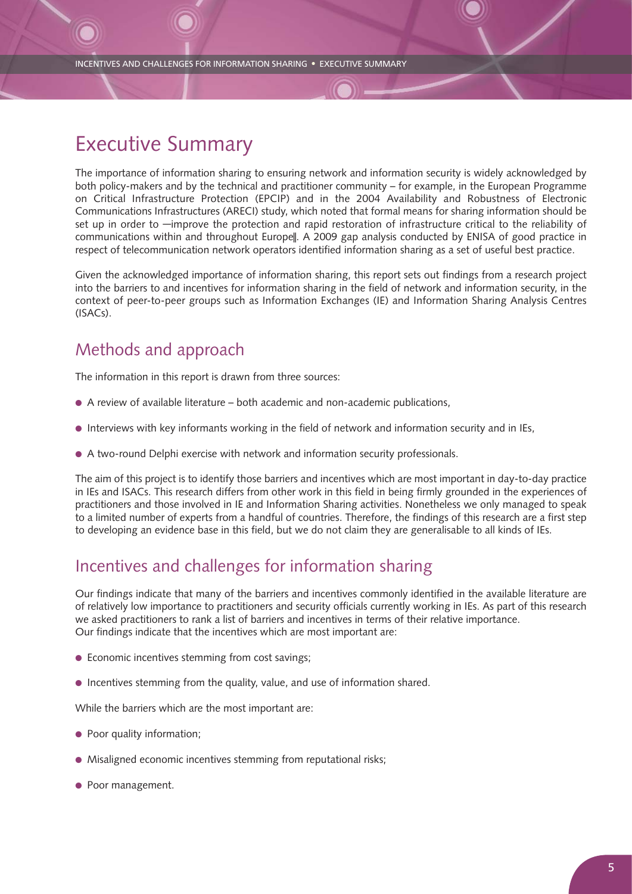# Executive Summary

The importance of information sharing to ensuring network and information security is widely acknowledged by both policy-makers and by the technical and practitioner community – for example, in the European Programme on Critical Infrastructure Protection (EPCIP) and in the 2004 Availability and Robustness of Electronic Communications Infrastructures (ARECI) study, which noted that formal means for sharing information should be set up in order to ―improve the protection and rapid restoration of infrastructure critical to the reliability of communications within and throughout Europe‖. A 2009 gap analysis conducted by ENISA of good practice in respect of telecommunication network operators identified information sharing as a set of useful best practice.

Given the acknowledged importance of information sharing, this report sets out findings from a research project into the barriers to and incentives for information sharing in the field of network and information security, in the context of peer-to-peer groups such as Information Exchanges (IE) and Information Sharing Analysis Centres (ISACs).

## Methods and approach

The information in this report is drawn from three sources:

- A review of available literature – both academic and non-academic publications,
- Interviews with key informants working in the field of network and information security and in IEs,
- A two-round Delphi exercise with network and information security professionals.

The aim of this project is to identify those barriers and incentives which are most important in day-to-day practice in IEs and ISACs. This research differs from other work in this field in being firmly grounded in the experiences of practitioners and those involved in IE and Information Sharing activities. Nonetheless we only managed to speak to a limited number of experts from a handful of countries. Therefore, the findings of this research are a first step to developing an evidence base in this field, but we do not claim they are generalisable to all kinds of IEs.

## Incentives and challenges for information sharing

Our findings indicate that many of the barriers and incentives commonly identified in the available literature are of relatively low importance to practitioners and security officials currently working in IEs. As part of this research we asked practitioners to rank a list of barriers and incentives in terms of their relative importance.
Our findings indicate that the incentives which are most important are:

- Economic incentives stemming from cost savings;
- Incentives stemming from the quality, value, and use of information shared.

While the barriers which are the most important are:

- Poor quality information;
- Misaligned economic incentives stemming from reputational risks;
- Poor management.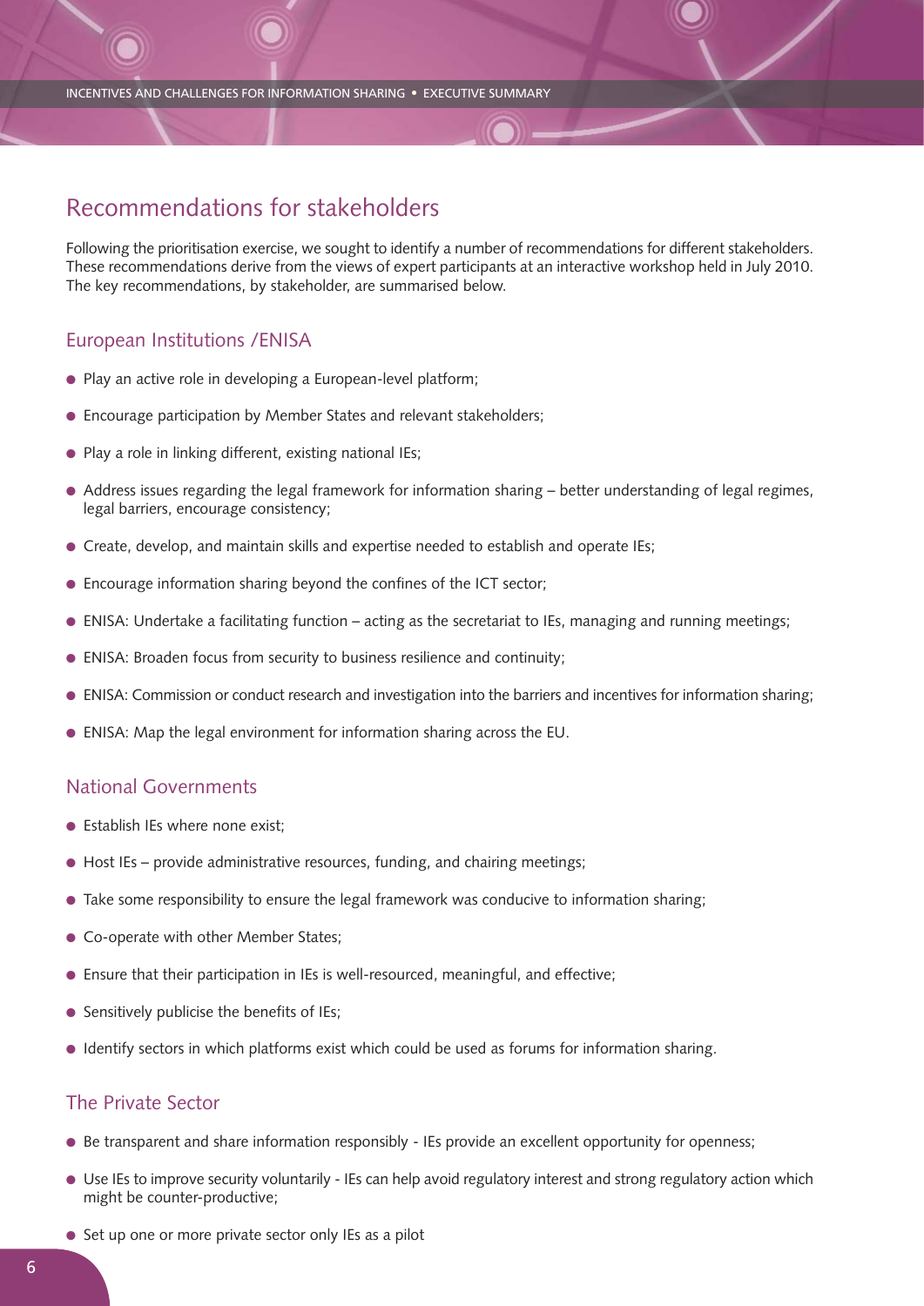## Recommendations for stakeholders

Following the prioritisation exercise, we sought to identify a number of recommendations for different stakeholders. These recommendations derive from the views of expert participants at an interactive workshop held in July 2010. The key recommendations, by stakeholder, are summarised below.

### European Institutions /ENISA

- Play an active role in developing a European-level platform;
- Encourage participation by Member States and relevant stakeholders;
- Play a role in linking different, existing national IEs;
- Address issues regarding the legal framework for information sharing – better understanding of legal regimes, legal barriers, encourage consistency;
- Create, develop, and maintain skills and expertise needed to establish and operate IEs;
- Encourage information sharing beyond the confines of the ICT sector;
- ENISA: Undertake a facilitating function – acting as the secretariat to IEs, managing and running meetings;
- ENISA: Broaden focus from security to business resilience and continuity;
- ENISA: Commission or conduct research and investigation into the barriers and incentives for information sharing;
- ENISA: Map the legal environment for information sharing across the EU.

### National Governments

- Establish IEs where none exist;
- Host IEs – provide administrative resources, funding, and chairing meetings;
- Take some responsibility to ensure the legal framework was conducive to information sharing;
- Co-operate with other Member States;
- Ensure that their participation in IEs is well-resourced, meaningful, and effective;
- Sensitively publicise the benefits of IEs;
- Identify sectors in which platforms exist which could be used as forums for information sharing.

### The Private Sector

- Be transparent and share information responsibly - IEs provide an excellent opportunity for openness;
- Use IEs to improve security voluntarily - IEs can help avoid regulatory interest and strong regulatory action which might be counter-productive;
- Set up one or more private sector only IEs as a pilot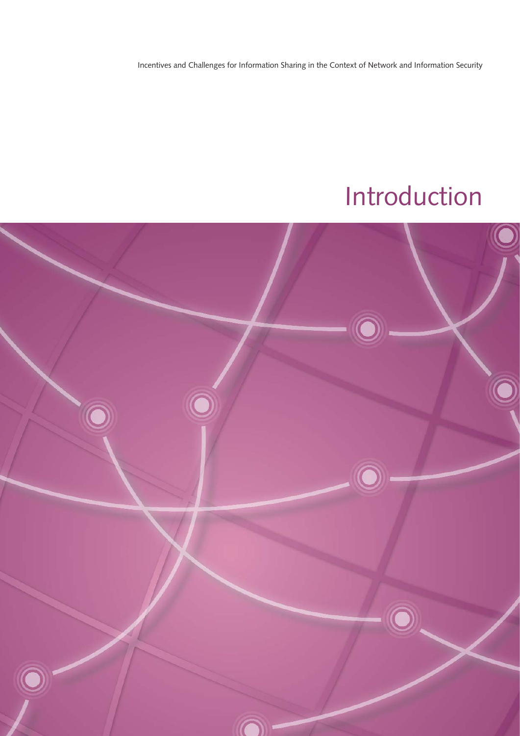# Introduction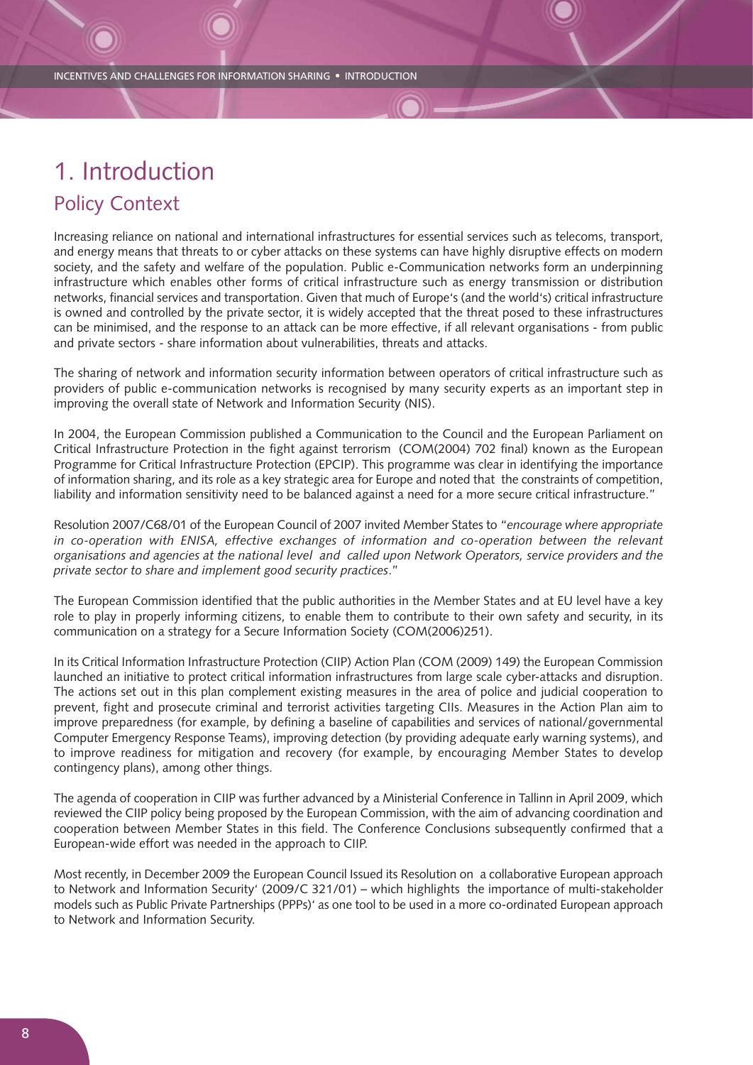# 1. Introduction

## Policy Context

Increasing reliance on national and international infrastructures for essential services such as telecoms, transport, and energy means that threats to or cyber attacks on these systems can have highly disruptive effects on modern society, and the safety and welfare of the population. Public e-Communication networks form an underpinning infrastructure which enables other forms of critical infrastructure such as energy transmission or distribution networks, financial services and transportation. Given that much of Europe's (and the world's) critical infrastructure is owned and controlled by the private sector, it is widely accepted that the threat posed to these infrastructures can be minimised, and the response to an attack can be more effective, if all relevant organisations - from public and private sectors - share information about vulnerabilities, threats and attacks.

The sharing of network and information security information between operators of critical infrastructure such as providers of public e-communication networks is recognised by many security experts as an important step in improving the overall state of Network and Information Security (NIS).

In 2004, the European Commission published a Communication to the Council and the European Parliament on Critical Infrastructure Protection in the fight against terrorism (COM(2004) 702 final) known as the European Programme for Critical Infrastructure Protection (EPCIP). This programme was clear in identifying the importance of information sharing, and its role as a key strategic area for Europe and noted that the constraints of competition, liability and information sensitivity need to be balanced against a need for a more secure critical infrastructure."

Resolution 2007/C68/01 of the European Council of 2007 invited Member States to "*encourage where appropriate in co-operation with ENISA, effective exchanges of information and co-operation between the relevant organisations and agencies at the national level and called upon Network Operators, service providers and the private sector to share and implement good security practices*."

The European Commission identified that the public authorities in the Member States and at EU level have a key role to play in properly informing citizens, to enable them to contribute to their own safety and security, in its communication on a strategy for a Secure Information Society (COM(2006)251).

In its Critical Information Infrastructure Protection (CIIP) Action Plan (COM (2009) 149) the European Commission launched an initiative to protect critical information infrastructures from large scale cyber-attacks and disruption. The actions set out in this plan complement existing measures in the area of police and judicial cooperation to prevent, fight and prosecute criminal and terrorist activities targeting CIIs. Measures in the Action Plan aim to improve preparedness (for example, by defining a baseline of capabilities and services of national/governmental Computer Emergency Response Teams), improving detection (by providing adequate early warning systems), and to improve readiness for mitigation and recovery (for example, by encouraging Member States to develop contingency plans), among other things.

The agenda of cooperation in CIIP was further advanced by a Ministerial Conference in Tallinn in April 2009, which reviewed the CIIP policy being proposed by the European Commission, with the aim of advancing coordination and cooperation between Member States in this field. The Conference Conclusions subsequently confirmed that a European-wide effort was needed in the approach to CIIP.

Most recently, in December 2009 the European Council Issued its Resolution on a collaborative European approach to Network and Information Security' (2009/C 321/01) – which highlights the importance of multi-stakeholder models such as Public Private Partnerships (PPPs)' as one tool to be used in a more co-ordinated European approach to Network and Information Security.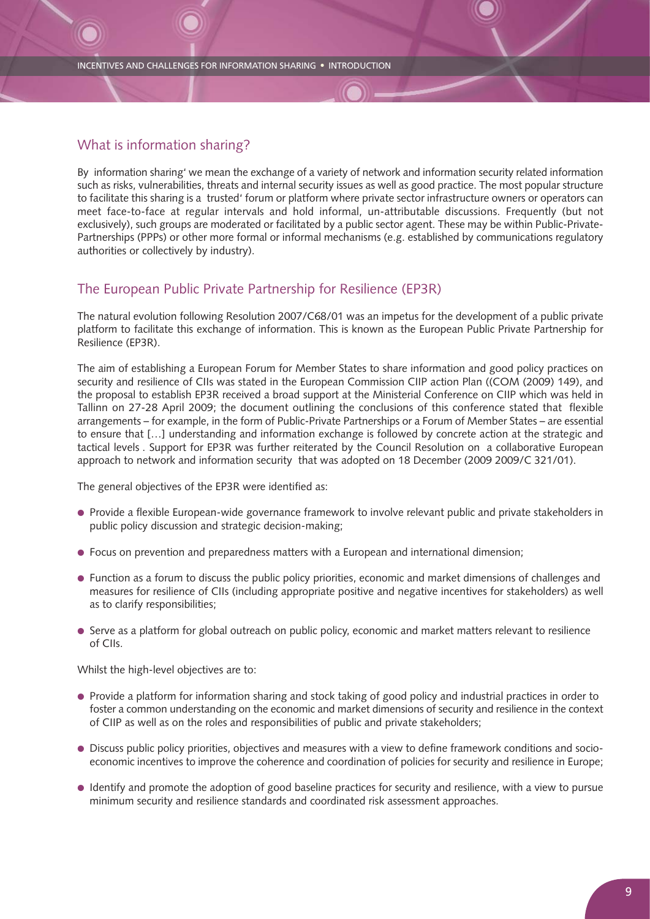## What is information sharing?

By information sharing' we mean the exchange of a variety of network and information security related information such as risks, vulnerabilities, threats and internal security issues as well as good practice. The most popular structure to facilitate this sharing is a trusted' forum or platform where private sector infrastructure owners or operators can meet face-to-face at regular intervals and hold informal, un-attributable discussions. Frequently (but not exclusively), such groups are moderated or facilitated by a public sector agent. These may be within Public-Private-Partnerships (PPPs) or other more formal or informal mechanisms (e.g. established by communications regulatory authorities or collectively by industry).

## The European Public Private Partnership for Resilience (EP3R)

The natural evolution following Resolution 2007/C68/01 was an impetus for the development of a public private platform to facilitate this exchange of information. This is known as the European Public Private Partnership for Resilience (EP3R).

The aim of establishing a European Forum for Member States to share information and good policy practices on security and resilience of CIIs was stated in the European Commission CIIP action Plan ((COM (2009) 149), and the proposal to establish EP3R received a broad support at the Ministerial Conference on CIIP which was held in Tallinn on 27-28 April 2009; the document outlining the conclusions of this conference stated that flexible arrangements – for example, in the form of Public-Private Partnerships or a Forum of Member States – are essential to ensure that […] understanding and information exchange is followed by concrete action at the strategic and tactical levels . Support for EP3R was further reiterated by the Council Resolution on a collaborative European approach to network and information security that was adopted on 18 December (2009 2009/C 321/01).

The general objectives of the EP3R were identified as:

- Provide a flexible European-wide governance framework to involve relevant public and private stakeholders in public policy discussion and strategic decision-making;
- Focus on prevention and preparedness matters with a European and international dimension;
- Function as a forum to discuss the public policy priorities, economic and market dimensions of challenges and measures for resilience of CIIs (including appropriate positive and negative incentives for stakeholders) as well as to clarify responsibilities;
- Serve as a platform for global outreach on public policy, economic and market matters relevant to resilience of CIIs.

Whilst the high-level objectives are to:

- Provide a platform for information sharing and stock taking of good policy and industrial practices in order to foster a common understanding on the economic and market dimensions of security and resilience in the context of CIIP as well as on the roles and responsibilities of public and private stakeholders;
- Discuss public policy priorities, objectives and measures with a view to define framework conditions and socio-economic incentives to improve the coherence and coordination of policies for security and resilience in Europe;
- Identify and promote the adoption of good baseline practices for security and resilience, with a view to pursue minimum security and resilience standards and coordinated risk assessment approaches.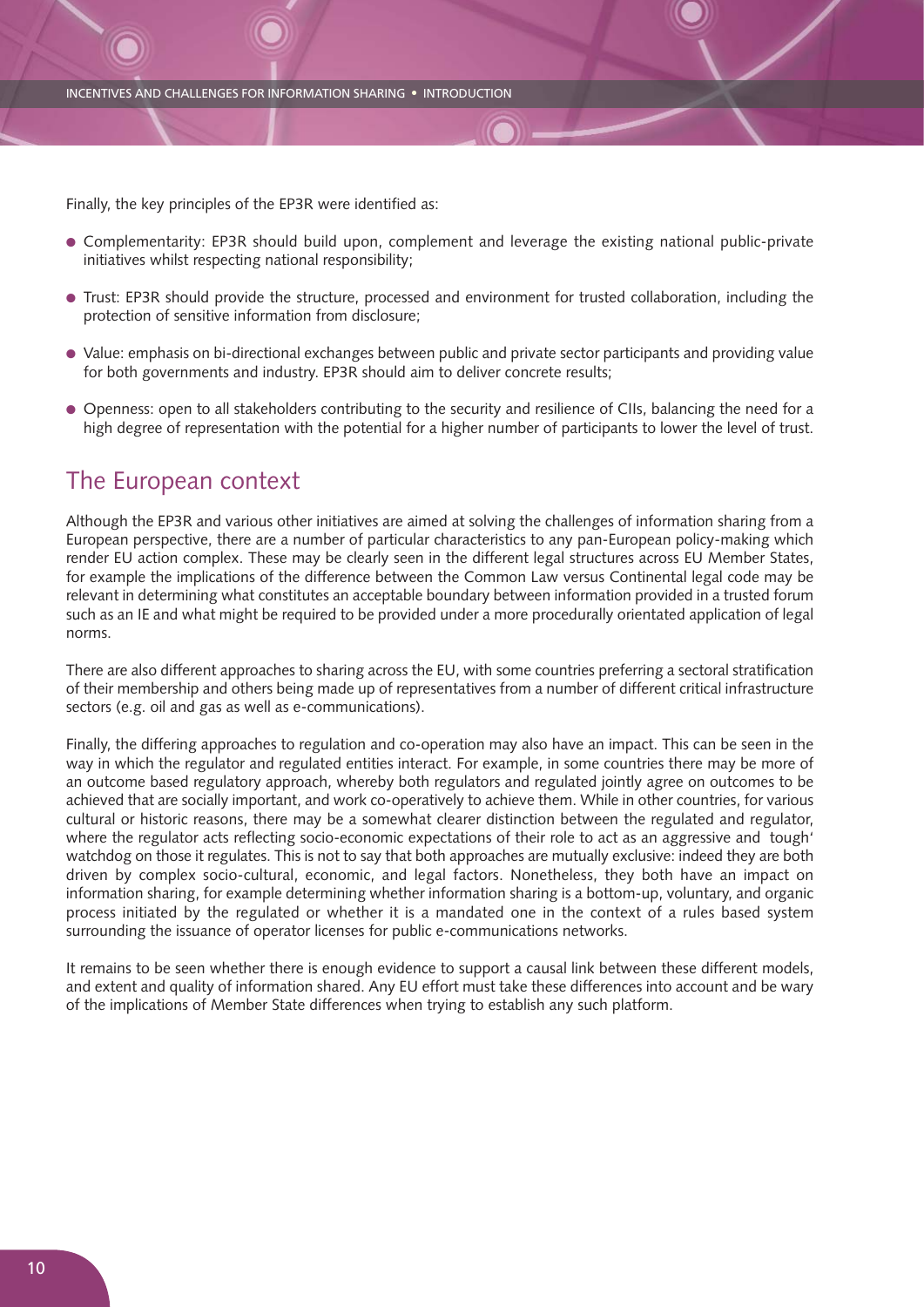Finally, the key principles of the EP3R were identified as:

- Complementarity: EP3R should build upon, complement and leverage the existing national public-private initiatives whilst respecting national responsibility;
- Trust: EP3R should provide the structure, processed and environment for trusted collaboration, including the protection of sensitive information from disclosure;
- Value: emphasis on bi-directional exchanges between public and private sector participants and providing value for both governments and industry. EP3R should aim to deliver concrete results;
- Openness: open to all stakeholders contributing to the security and resilience of CIIs, balancing the need for a high degree of representation with the potential for a higher number of participants to lower the level of trust.

## The European context

Although the EP3R and various other initiatives are aimed at solving the challenges of information sharing from a European perspective, there are a number of particular characteristics to any pan-European policy-making which render EU action complex. These may be clearly seen in the different legal structures across EU Member States, for example the implications of the difference between the Common Law versus Continental legal code may be relevant in determining what constitutes an acceptable boundary between information provided in a trusted forum such as an IE and what might be required to be provided under a more procedurally orientated application of legal norms.

There are also different approaches to sharing across the EU, with some countries preferring a sectoral stratification of their membership and others being made up of representatives from a number of different critical infrastructure sectors (e.g. oil and gas as well as e-communications).

Finally, the differing approaches to regulation and co-operation may also have an impact. This can be seen in the way in which the regulator and regulated entities interact. For example, in some countries there may be more of an outcome based regulatory approach, whereby both regulators and regulated jointly agree on outcomes to be achieved that are socially important, and work co-operatively to achieve them. While in other countries, for various cultural or historic reasons, there may be a somewhat clearer distinction between the regulated and regulator, where the regulator acts reflecting socio-economic expectations of their role to act as an aggressive and tough' watchdog on those it regulates. This is not to say that both approaches are mutually exclusive: indeed they are both driven by complex socio-cultural, economic, and legal factors. Nonetheless, they both have an impact on information sharing, for example determining whether information sharing is a bottom-up, voluntary, and organic process initiated by the regulated or whether it is a mandated one in the context of a rules based system surrounding the issuance of operator licenses for public e-communications networks.

It remains to be seen whether there is enough evidence to support a causal link between these different models, and extent and quality of information shared. Any EU effort must take these differences into account and be wary of the implications of Member State differences when trying to establish any such platform.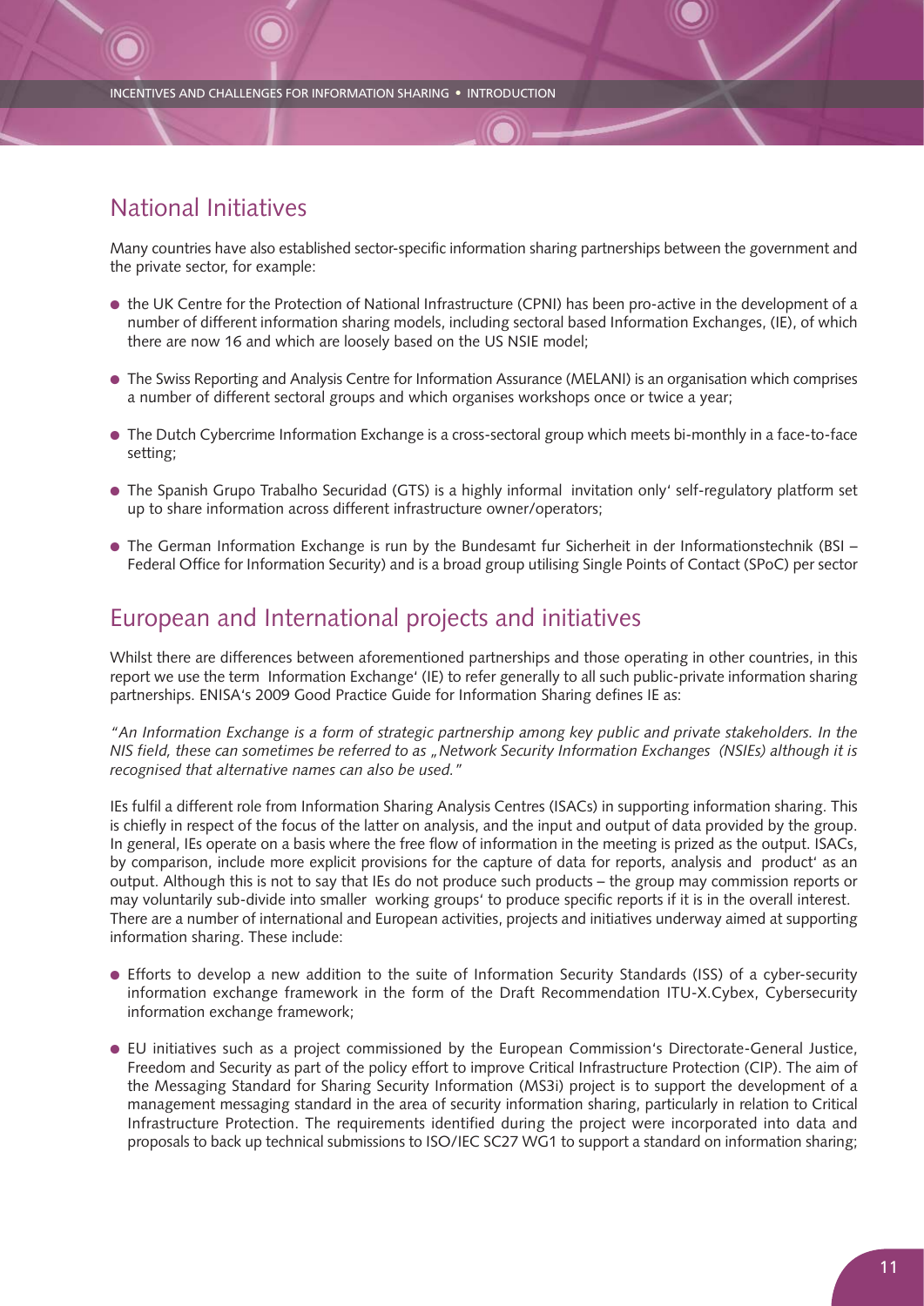## National Initiatives

Many countries have also established sector-specific information sharing partnerships between the government and the private sector, for example:

- the UK Centre for the Protection of National Infrastructure (CPNI) has been pro-active in the development of a number of different information sharing models, including sectoral based Information Exchanges, (IE), of which there are now 16 and which are loosely based on the US NSIE model;
- The Swiss Reporting and Analysis Centre for Information Assurance (MELANI) is an organisation which comprises a number of different sectoral groups and which organises workshops once or twice a year;
- The Dutch Cybercrime Information Exchange is a cross-sectoral group which meets bi-monthly in a face-to-face setting;
- The Spanish Grupo Trabalho Securidad (GTS) is a highly informal invitation only' self-regulatory platform set up to share information across different infrastructure owner/operators;
- The German Information Exchange is run by the Bundesamt fur Sicherheit in der Informationstechnik (BSI – Federal Office for Information Security) and is a broad group utilising Single Points of Contact (SPoC) per sector

## European and International projects and initiatives

Whilst there are differences between aforementioned partnerships and those operating in other countries, in this report we use the term Information Exchange' (IE) to refer generally to all such public-private information sharing partnerships. ENISA's 2009 Good Practice Guide for Information Sharing defines IE as:

*"An Information Exchange is a form of strategic partnership among key public and private stakeholders. In the NIS field, these can sometimes be referred to as „Network Security Information Exchanges (NSIEs) although it is recognised that alternative names can also be used."*

IEs fulfil a different role from Information Sharing Analysis Centres (ISACs) in supporting information sharing. This is chiefly in respect of the focus of the latter on analysis, and the input and output of data provided by the group. In general, IEs operate on a basis where the free flow of information in the meeting is prized as the output. ISACs, by comparison, include more explicit provisions for the capture of data for reports, analysis and product' as an output. Although this is not to say that IEs do not produce such products – the group may commission reports or may voluntarily sub-divide into smaller working groups' to produce specific reports if it is in the overall interest. There are a number of international and European activities, projects and initiatives underway aimed at supporting information sharing. These include:

- Efforts to develop a new addition to the suite of Information Security Standards (ISS) of a cyber-security information exchange framework in the form of the Draft Recommendation ITU-X.Cybex, Cybersecurity information exchange framework;
- EU initiatives such as a project commissioned by the European Commission's Directorate-General Justice, Freedom and Security as part of the policy effort to improve Critical Infrastructure Protection (CIP). The aim of the Messaging Standard for Sharing Security Information (MS3i) project is to support the development of a management messaging standard in the area of security information sharing, particularly in relation to Critical Infrastructure Protection. The requirements identified during the project were incorporated into data and proposals to back up technical submissions to ISO/IEC SC27 WG1 to support a standard on information sharing;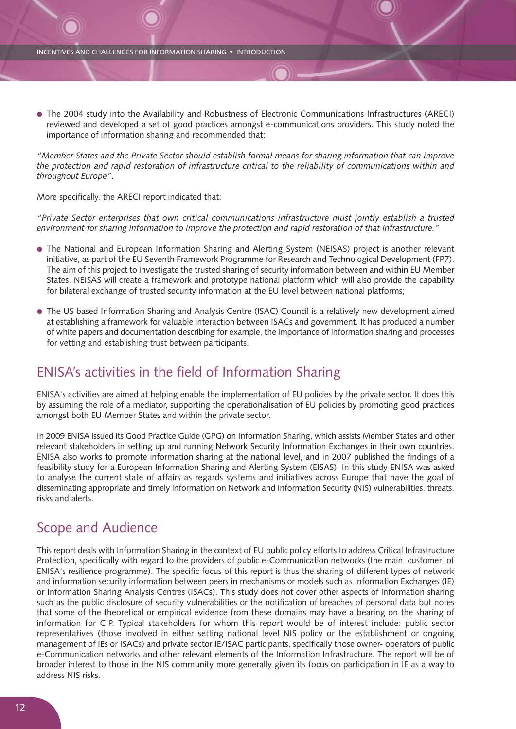- The 2004 study into the Availability and Robustness of Electronic Communications Infrastructures (ARECI) reviewed and developed a set of good practices amongst e-communications providers. This study noted the importance of information sharing and recommended that:

*"Member States and the Private Sector should establish formal means for sharing information that can improve the protection and rapid restoration of infrastructure critical to the reliability of communications within and throughout Europe"*.

More specifically, the ARECI report indicated that:

*"Private Sector enterprises that own critical communications infrastructure must jointly establish a trusted environment for sharing information to improve the protection and rapid restoration of that infrastructure."*

- The National and European Information Sharing and Alerting System (NEISAS) project is another relevant initiative, as part of the EU Seventh Framework Programme for Research and Technological Development (FP7). The aim of this project to investigate the trusted sharing of security information between and within EU Member States. NEISAS will create a framework and prototype national platform which will also provide the capability for bilateral exchange of trusted security information at the EU level between national platforms;

- The US based Information Sharing and Analysis Centre (ISAC) Council is a relatively new development aimed at establishing a framework for valuable interaction between ISACs and government. It has produced a number of white papers and documentation describing for example, the importance of information sharing and processes for vetting and establishing trust between participants.

## ENISA's activities in the field of Information Sharing

ENISA's activities are aimed at helping enable the implementation of EU policies by the private sector. It does this by assuming the role of a mediator, supporting the operationalisation of EU policies by promoting good practices amongst both EU Member States and within the private sector.

In 2009 ENISA issued its Good Practice Guide (GPG) on Information Sharing, which assists Member States and other relevant stakeholders in setting up and running Network Security Information Exchanges in their own countries. ENISA also works to promote information sharing at the national level, and in 2007 published the findings of a feasibility study for a European Information Sharing and Alerting System (EISAS). In this study ENISA was asked to analyse the current state of affairs as regards systems and initiatives across Europe that have the goal of disseminating appropriate and timely information on Network and Information Security (NIS) vulnerabilities, threats, risks and alerts.

## Scope and Audience

This report deals with Information Sharing in the context of EU public policy efforts to address Critical Infrastructure Protection, specifically with regard to the providers of public e-Communication networks (the main customer of ENISA's resilience programme). The specific focus of this report is thus the sharing of different types of network and information security information between peers in mechanisms or models such as Information Exchanges (IE) or Information Sharing Analysis Centres (ISACs). This study does not cover other aspects of information sharing such as the public disclosure of security vulnerabilities or the notification of breaches of personal data but notes that some of the theoretical or empirical evidence from these domains may have a bearing on the sharing of information for CIP. Typical stakeholders for whom this report would be of interest include: public sector representatives (those involved in either setting national level NIS policy or the establishment or ongoing management of IEs or ISACs) and private sector IE/ISAC participants, specifically those owner- operators of public e-Communication networks and other relevant elements of the Information Infrastructure. The report will be of broader interest to those in the NIS community more generally given its focus on participation in IE as a way to address NIS risks.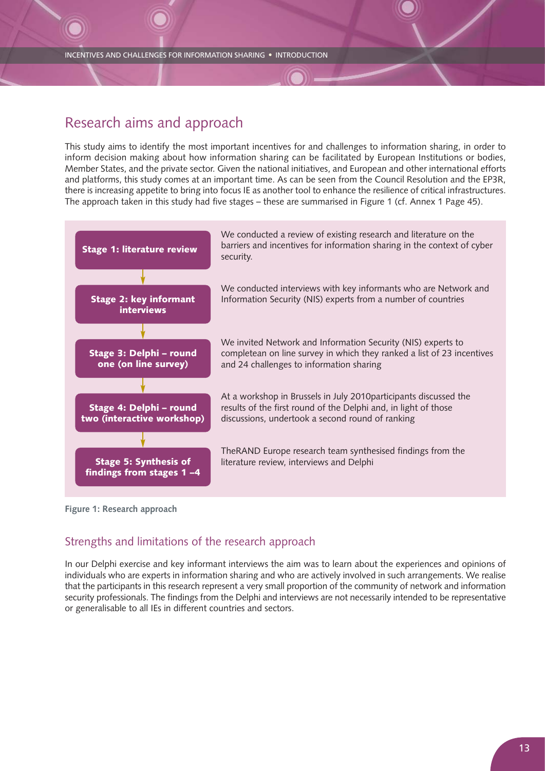## Research aims and approach

This study aims to identify the most important incentives for and challenges to information sharing, in order to inform decision making about how information sharing can be facilitated by European Institutions or bodies, Member States, and the private sector. Given the national initiatives, and European and other international efforts and platforms, this study comes at an important time. As can be seen from the Council Resolution and the EP3R, there is increasing appetite to bring into focus IE as another tool to enhance the resilience of critical infrastructures. The approach taken in this study had five stages – these are summarised in Figure 1 (cf. Annex 1 Page 45).

| Stage | Description |
|---|---|
| **Stage 1: literature review** | We conducted a review of existing research and literature on the barriers and incentives for information sharing in the context of cyber security. |
| **Stage 2: key informant interviews** | We conducted interviews with key informants who are Network and Information Security (NIS) experts from a number of countries |
| **Stage 3: Delphi – round one (on line survey)** | We invited Network and Information Security (NIS) experts to completean on line survey in which they ranked a list of 23 incentives and 24 challenges to information sharing |
| **Stage 4: Delphi – round two (interactive workshop)** | At a workshop in Brussels in July 2010participants discussed the results of the first round of the Delphi and, in light of those discussions, undertook a second round of ranking |
| **Stage 5: Synthesis of findings from stages 1 –4** | TheRAND Europe research team synthesised findings from the literature review, interviews and Delphi |

**Figure 1: Research approach**

### Strengths and limitations of the research approach

In our Delphi exercise and key informant interviews the aim was to learn about the experiences and opinions of individuals who are experts in information sharing and who are actively involved in such arrangements. We realise that the participants in this research represent a very small proportion of the community of network and information security professionals. The findings from the Delphi and interviews are not necessarily intended to be representative or generalisable to all IEs in different countries and sectors.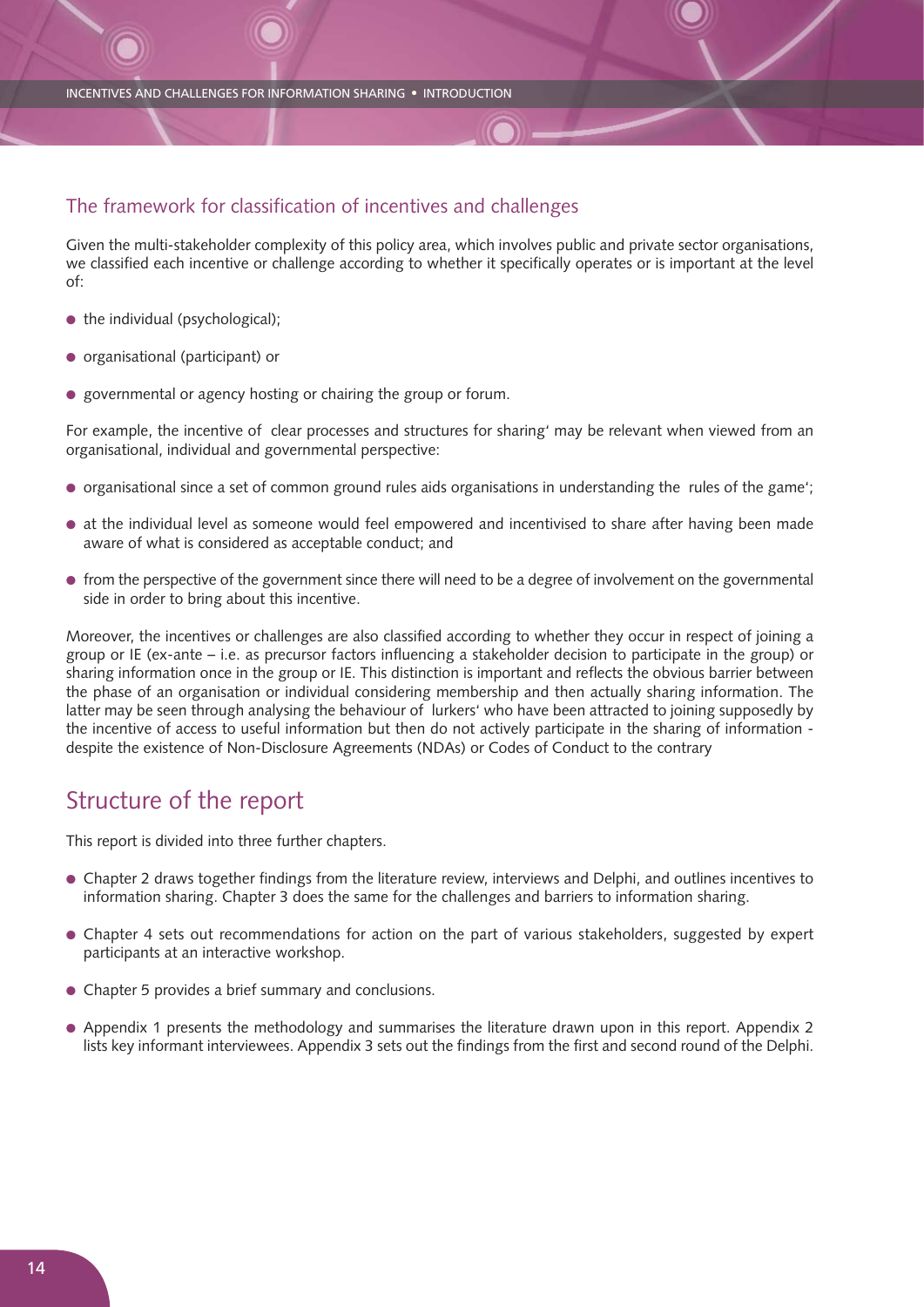## The framework for classification of incentives and challenges

Given the multi-stakeholder complexity of this policy area, which involves public and private sector organisations, we classified each incentive or challenge according to whether it specifically operates or is important at the level of:

- the individual (psychological);
- organisational (participant) or
- governmental or agency hosting or chairing the group or forum.

For example, the incentive of clear processes and structures for sharing' may be relevant when viewed from an organisational, individual and governmental perspective:

- organisational since a set of common ground rules aids organisations in understanding the rules of the game';
- at the individual level as someone would feel empowered and incentivised to share after having been made aware of what is considered as acceptable conduct; and
- from the perspective of the government since there will need to be a degree of involvement on the governmental side in order to bring about this incentive.

Moreover, the incentives or challenges are also classified according to whether they occur in respect of joining a group or IE (ex-ante – i.e. as precursor factors influencing a stakeholder decision to participate in the group) or sharing information once in the group or IE. This distinction is important and reflects the obvious barrier between the phase of an organisation or individual considering membership and then actually sharing information. The latter may be seen through analysing the behaviour of lurkers' who have been attracted to joining supposedly by the incentive of access to useful information but then do not actively participate in the sharing of information - despite the existence of Non-Disclosure Agreements (NDAs) or Codes of Conduct to the contrary

## Structure of the report

This report is divided into three further chapters.

- Chapter 2 draws together findings from the literature review, interviews and Delphi, and outlines incentives to information sharing. Chapter 3 does the same for the challenges and barriers to information sharing.
- Chapter 4 sets out recommendations for action on the part of various stakeholders, suggested by expert participants at an interactive workshop.
- Chapter 5 provides a brief summary and conclusions.
- Appendix 1 presents the methodology and summarises the literature drawn upon in this report. Appendix 2 lists key informant interviewees. Appendix 3 sets out the findings from the first and second round of the Delphi.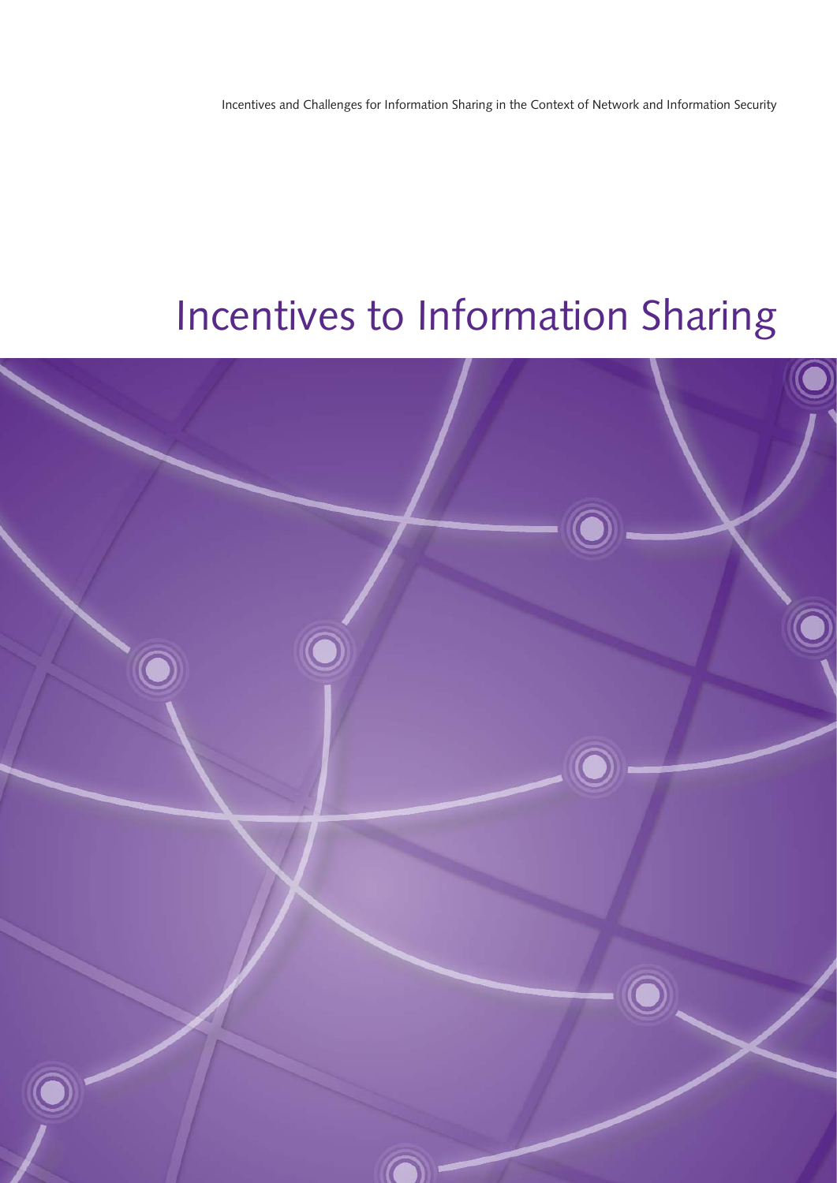# Incentives to Information Sharing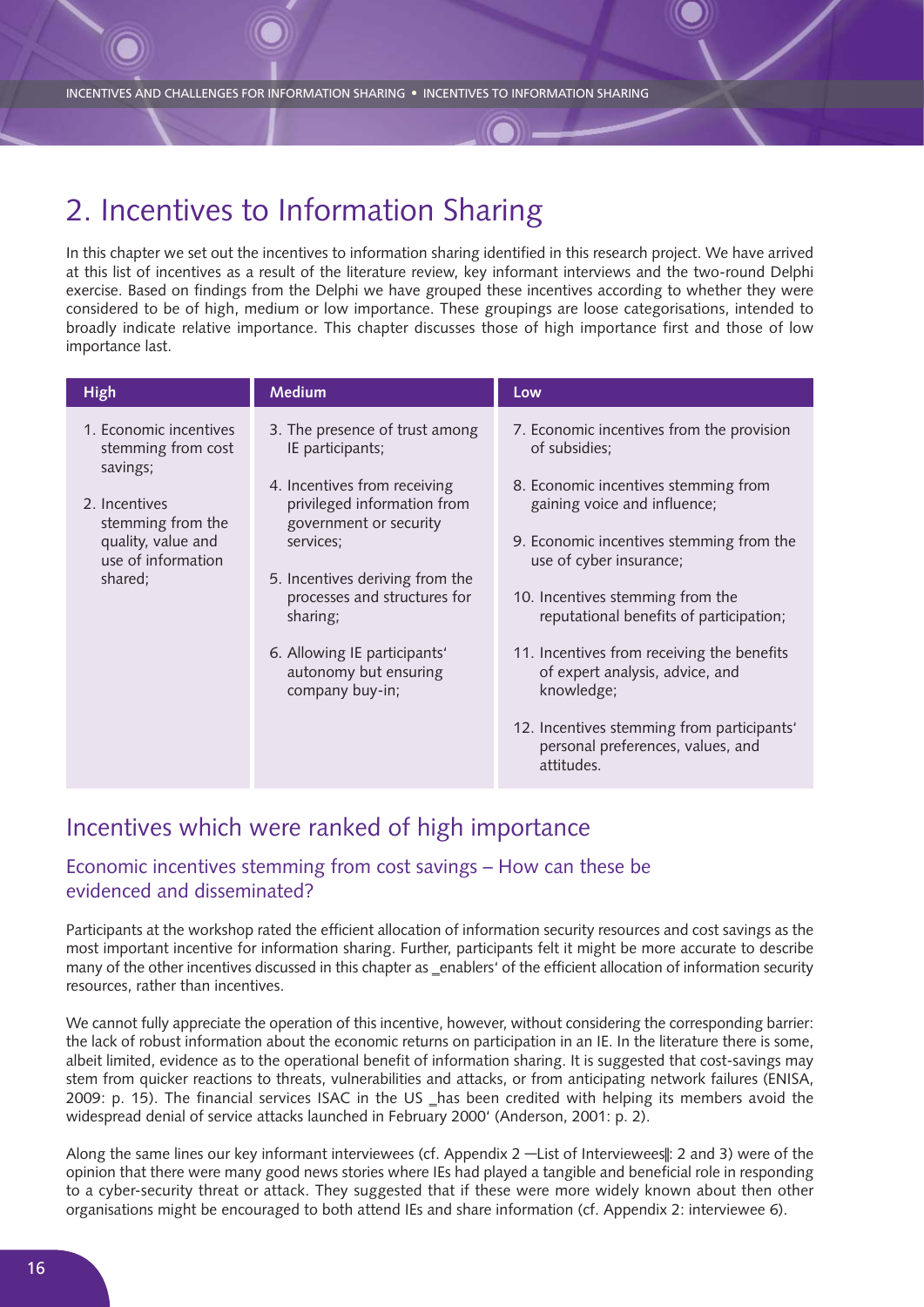# 2. Incentives to Information Sharing

In this chapter we set out the incentives to information sharing identified in this research project. We have arrived at this list of incentives as a result of the literature review, key informant interviews and the two-round Delphi exercise. Based on findings from the Delphi we have grouped these incentives according to whether they were considered to be of high, medium or low importance. These groupings are loose categorisations, intended to broadly indicate relative importance. This chapter discusses those of high importance first and those of low importance last.

| High | Medium | Low |
|---|---|---|
| 1. Economic incentives stemming from cost savings;<br><br>2. Incentives stemming from the quality, value and use of information shared; | 3. The presence of trust among IE participants;<br><br>4. Incentives from receiving privileged information from government or security services;<br><br>5. Incentives deriving from the processes and structures for sharing;<br><br>6. Allowing IE participants' autonomy but ensuring company buy-in; | 7. Economic incentives from the provision of subsidies;<br><br>8. Economic incentives stemming from gaining voice and influence;<br><br>9. Economic incentives stemming from the use of cyber insurance;<br><br>10. Incentives stemming from the reputational benefits of participation;<br><br>11. Incentives from receiving the benefits of expert analysis, advice, and knowledge;<br><br>12. Incentives stemming from participants' personal preferences, values, and attitudes. |

## Incentives which were ranked of high importance

### Economic incentives stemming from cost savings – How can these be evidenced and disseminated?

Participants at the workshop rated the efficient allocation of information security resources and cost savings as the most important incentive for information sharing. Further, participants felt it might be more accurate to describe many of the other incentives discussed in this chapter as _enablers' of the efficient allocation of information security resources, rather than incentives.

We cannot fully appreciate the operation of this incentive, however, without considering the corresponding barrier: the lack of robust information about the economic returns on participation in an IE. In the literature there is some, albeit limited, evidence as to the operational benefit of information sharing. It is suggested that cost-savings may stem from quicker reactions to threats, vulnerabilities and attacks, or from anticipating network failures (ENISA, 2009: p. 15). The financial services ISAC in the US _has been credited with helping its members avoid the widespread denial of service attacks launched in February 2000' (Anderson, 2001: p. 2).

Along the same lines our key informant interviewees (cf. Appendix 2 —List of Interviewees‖: 2 and 3) were of the opinion that there were many good news stories where IEs had played a tangible and beneficial role in responding to a cyber-security threat or attack. They suggested that if these were more widely known about then other organisations might be encouraged to both attend IEs and share information (cf. Appendix 2: interviewee 6).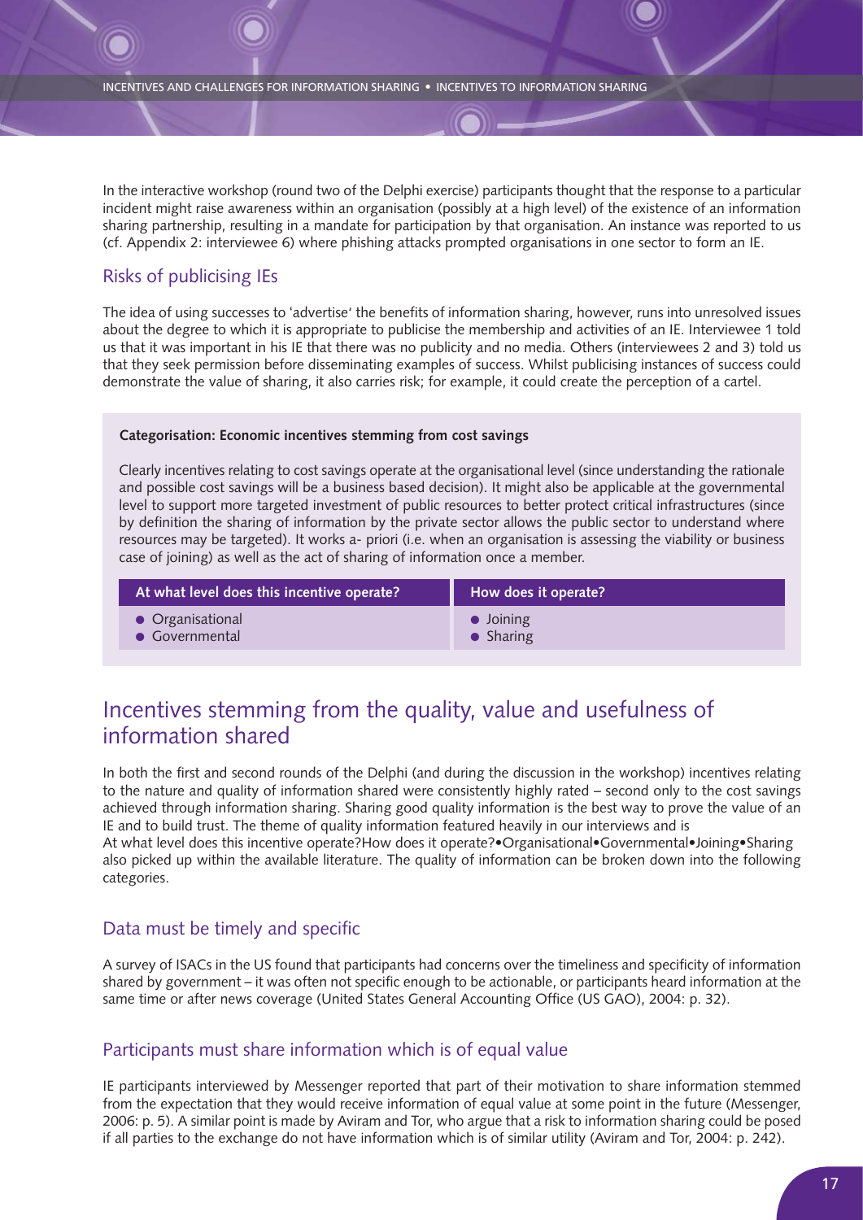In the interactive workshop (round two of the Delphi exercise) participants thought that the response to a particular incident might raise awareness within an organisation (possibly at a high level) of the existence of an information sharing partnership, resulting in a mandate for participation by that organisation. An instance was reported to us (cf. Appendix 2: interviewee 6) where phishing attacks prompted organisations in one sector to form an IE.

### Risks of publicising IEs

The idea of using successes to 'advertise' the benefits of information sharing, however, runs into unresolved issues about the degree to which it is appropriate to publicise the membership and activities of an IE. Interviewee 1 told us that it was important in his IE that there was no publicity and no media. Others (interviewees 2 and 3) told us that they seek permission before disseminating examples of success. Whilst publicising instances of success could demonstrate the value of sharing, it also carries risk; for example, it could create the perception of a cartel.

**Categorisation: Economic incentives stemming from cost savings**

Clearly incentives relating to cost savings operate at the organisational level (since understanding the rationale and possible cost savings will be a business based decision). It might also be applicable at the governmental level to support more targeted investment of public resources to better protect critical infrastructures (since by definition the sharing of information by the private sector allows the public sector to understand where resources may be targeted). It works a- priori (i.e. when an organisation is assessing the viability or business case of joining) as well as the act of sharing of information once a member.

| At what level does this incentive operate? | How does it operate? |
|---|---|
| • Organisational<br>• Governmental | • Joining<br>• Sharing |

## Incentives stemming from the quality, value and usefulness of information shared

In both the first and second rounds of the Delphi (and during the discussion in the workshop) incentives relating to the nature and quality of information shared were consistently highly rated – second only to the cost savings achieved through information sharing. Sharing good quality information is the best way to prove the value of an IE and to build trust. The theme of quality information featured heavily in our interviews and is
At what level does this incentive operate?How does it operate?•Organisational•Governmental•Joining•Sharing
also picked up within the available literature. The quality of information can be broken down into the following categories.

### Data must be timely and specific

A survey of ISACs in the US found that participants had concerns over the timeliness and specificity of information shared by government – it was often not specific enough to be actionable, or participants heard information at the same time or after news coverage (United States General Accounting Office (US GAO), 2004: p. 32).

### Participants must share information which is of equal value

IE participants interviewed by Messenger reported that part of their motivation to share information stemmed from the expectation that they would receive information of equal value at some point in the future (Messenger, 2006: p. 5). A similar point is made by Aviram and Tor, who argue that a risk to information sharing could be posed if all parties to the exchange do not have information which is of similar utility (Aviram and Tor, 2004: p. 242).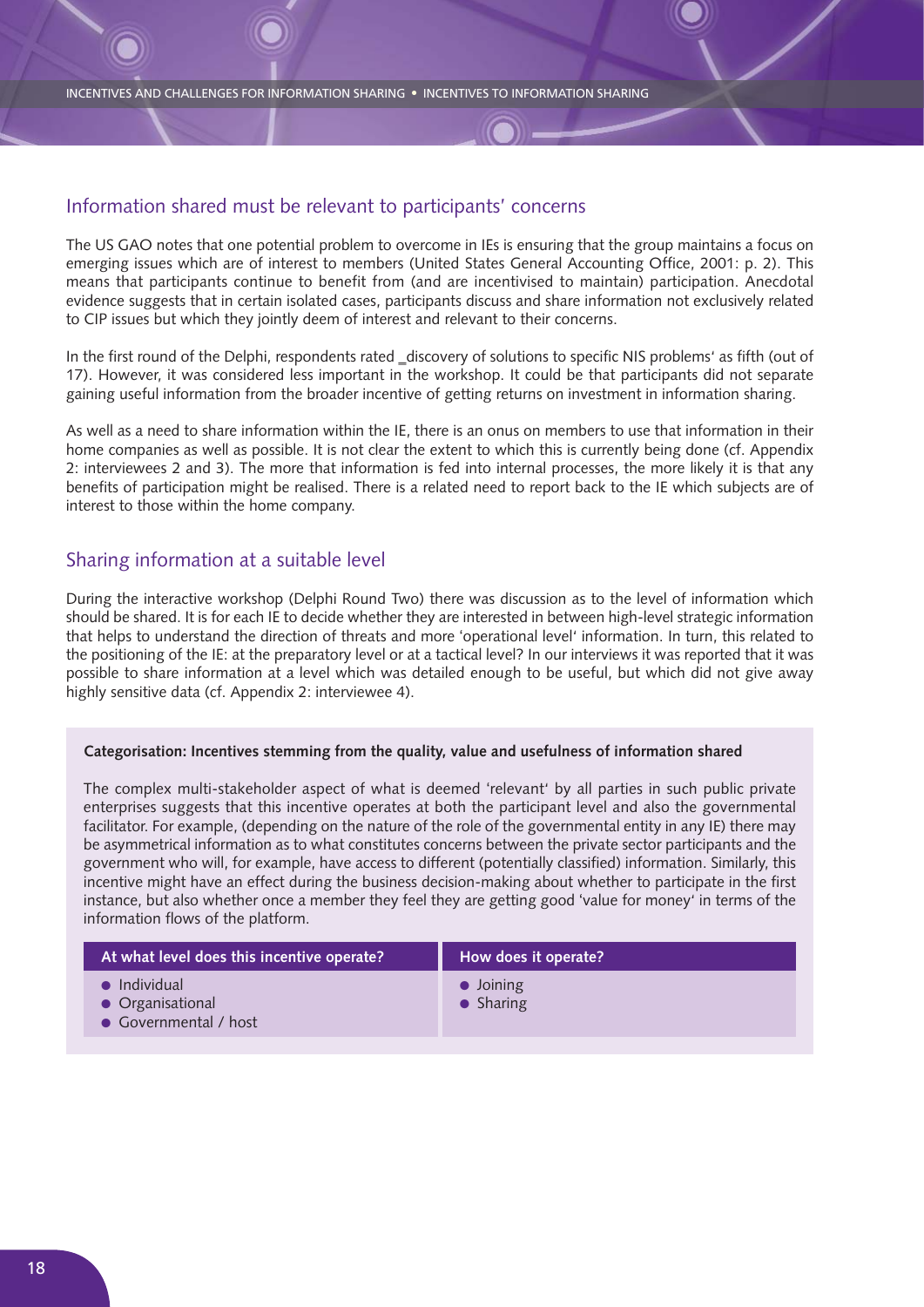## Information shared must be relevant to participants' concerns

The US GAO notes that one potential problem to overcome in IEs is ensuring that the group maintains a focus on emerging issues which are of interest to members (United States General Accounting Office, 2001: p. 2). This means that participants continue to benefit from (and are incentivised to maintain) participation. Anecdotal evidence suggests that in certain isolated cases, participants discuss and share information not exclusively related to CIP issues but which they jointly deem of interest and relevant to their concerns.

In the first round of the Delphi, respondents rated _discovery of solutions to specific NIS problems' as fifth (out of 17). However, it was considered less important in the workshop. It could be that participants did not separate gaining useful information from the broader incentive of getting returns on investment in information sharing.

As well as a need to share information within the IE, there is an onus on members to use that information in their home companies as well as possible. It is not clear the extent to which this is currently being done (cf. Appendix 2: interviewees 2 and 3). The more that information is fed into internal processes, the more likely it is that any benefits of participation might be realised. There is a related need to report back to the IE which subjects are of interest to those within the home company.

## Sharing information at a suitable level

During the interactive workshop (Delphi Round Two) there was discussion as to the level of information which should be shared. It is for each IE to decide whether they are interested in between high-level strategic information that helps to understand the direction of threats and more 'operational level' information. In turn, this related to the positioning of the IE: at the preparatory level or at a tactical level? In our interviews it was reported that it was possible to share information at a level which was detailed enough to be useful, but which did not give away highly sensitive data (cf. Appendix 2: interviewee 4).

**Categorisation: Incentives stemming from the quality, value and usefulness of information shared**

The complex multi-stakeholder aspect of what is deemed 'relevant' by all parties in such public private enterprises suggests that this incentive operates at both the participant level and also the governmental facilitator. For example, (depending on the nature of the role of the governmental entity in any IE) there may be asymmetrical information as to what constitutes concerns between the private sector participants and the government who will, for example, have access to different (potentially classified) information. Similarly, this incentive might have an effect during the business decision-making about whether to participate in the first instance, but also whether once a member they feel they are getting good 'value for money' in terms of the information flows of the platform.

| At what level does this incentive operate? | How does it operate? |
|---|---|
| • Individual<br>• Organisational<br>• Governmental / host | • Joining<br>• Sharing |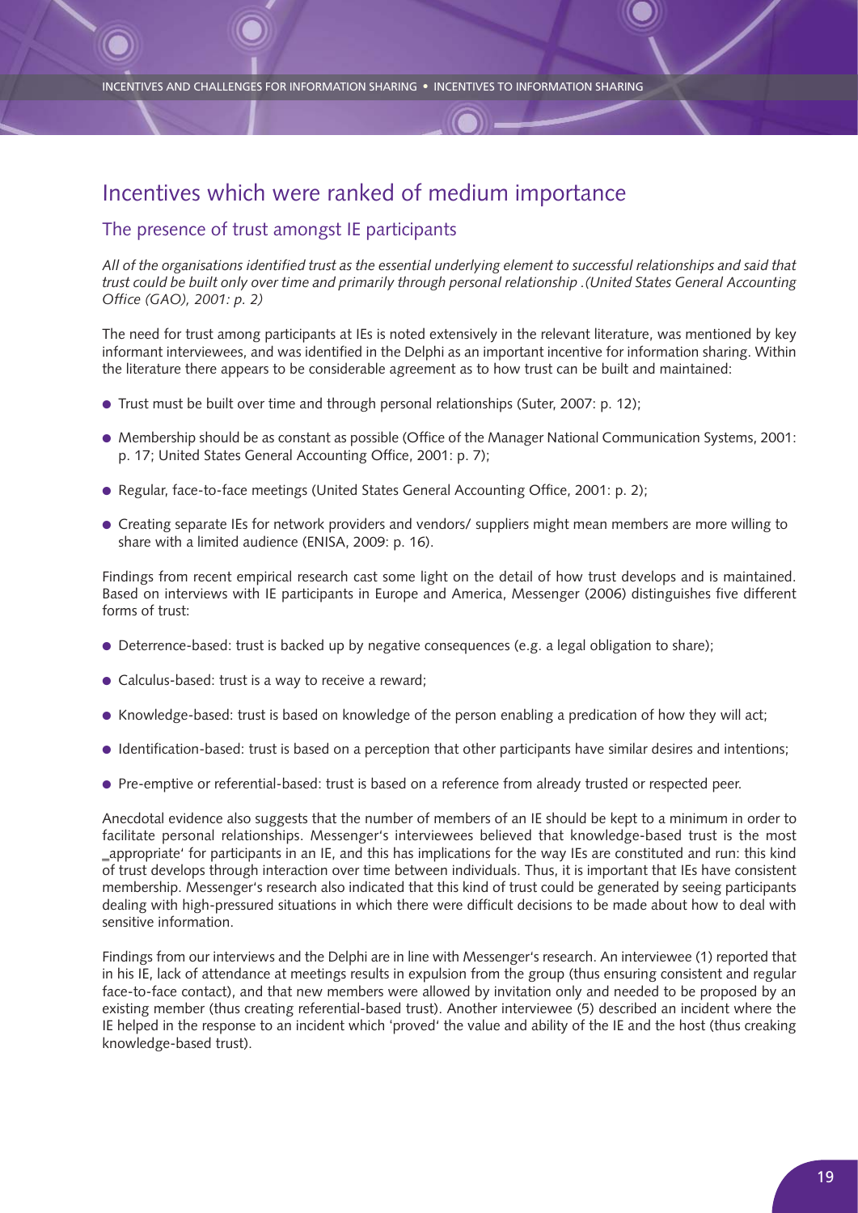## Incentives which were ranked of medium importance

### The presence of trust amongst IE participants

*All of the organisations identified trust as the essential underlying element to successful relationships and said that trust could be built only over time and primarily through personal relationship .(United States General Accounting Office (GAO), 2001: p. 2)*

The need for trust among participants at IEs is noted extensively in the relevant literature, was mentioned by key informant interviewees, and was identified in the Delphi as an important incentive for information sharing. Within the literature there appears to be considerable agreement as to how trust can be built and maintained:

- Trust must be built over time and through personal relationships (Suter, 2007: p. 12);
- Membership should be as constant as possible (Office of the Manager National Communication Systems, 2001: p. 17; United States General Accounting Office, 2001: p. 7);
- Regular, face-to-face meetings (United States General Accounting Office, 2001: p. 2);
- Creating separate IEs for network providers and vendors/ suppliers might mean members are more willing to share with a limited audience (ENISA, 2009: p. 16).

Findings from recent empirical research cast some light on the detail of how trust develops and is maintained. Based on interviews with IE participants in Europe and America, Messenger (2006) distinguishes five different forms of trust:

- Deterrence-based: trust is backed up by negative consequences (e.g. a legal obligation to share);
- Calculus-based: trust is a way to receive a reward;
- Knowledge-based: trust is based on knowledge of the person enabling a predication of how they will act;
- Identification-based: trust is based on a perception that other participants have similar desires and intentions;
- Pre-emptive or referential-based: trust is based on a reference from already trusted or respected peer.

Anecdotal evidence also suggests that the number of members of an IE should be kept to a minimum in order to facilitate personal relationships. Messenger's interviewees believed that knowledge-based trust is the most _appropriate' for participants in an IE, and this has implications for the way IEs are constituted and run: this kind of trust develops through interaction over time between individuals. Thus, it is important that IEs have consistent membership. Messenger's research also indicated that this kind of trust could be generated by seeing participants dealing with high-pressured situations in which there were difficult decisions to be made about how to deal with sensitive information.

Findings from our interviews and the Delphi are in line with Messenger's research. An interviewee (1) reported that in his IE, lack of attendance at meetings results in expulsion from the group (thus ensuring consistent and regular face-to-face contact), and that new members were allowed by invitation only and needed to be proposed by an existing member (thus creating referential-based trust). Another interviewee (5) described an incident where the IE helped in the response to an incident which 'proved' the value and ability of the IE and the host (thus creaking knowledge-based trust).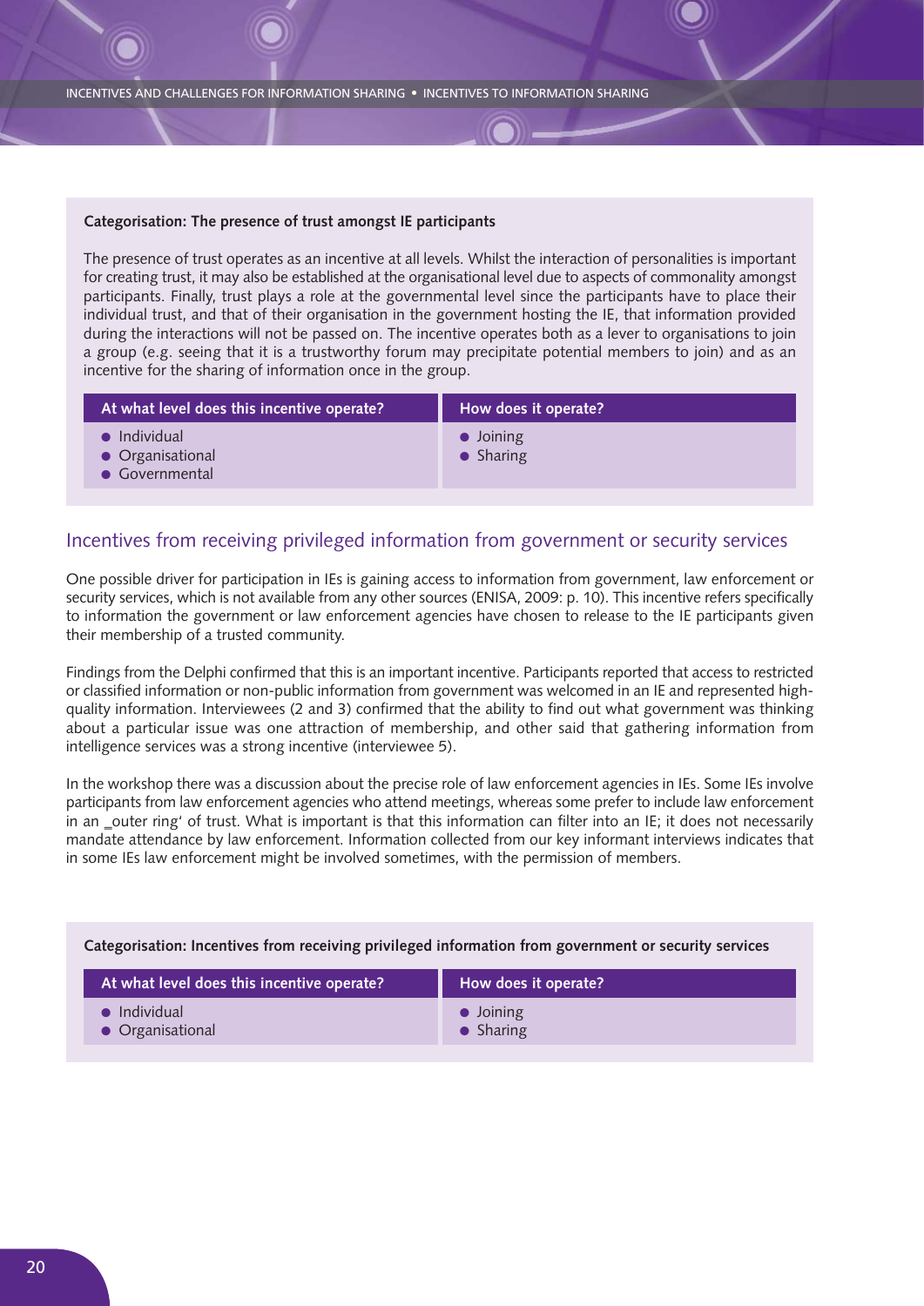**Categorisation: The presence of trust amongst IE participants**

The presence of trust operates as an incentive at all levels. Whilst the interaction of personalities is important for creating trust, it may also be established at the organisational level due to aspects of commonality amongst participants. Finally, trust plays a role at the governmental level since the participants have to place their individual trust, and that of their organisation in the government hosting the IE, that information provided during the interactions will not be passed on. The incentive operates both as a lever to organisations to join a group (e.g. seeing that it is a trustworthy forum may precipitate potential members to join) and as an incentive for the sharing of information once in the group.

| At what level does this incentive operate? | How does it operate? |
| --- | --- |
| • Individual<br>• Organisational<br>• Governmental | • Joining<br>• Sharing |

## Incentives from receiving privileged information from government or security services

One possible driver for participation in IEs is gaining access to information from government, law enforcement or security services, which is not available from any other sources (ENISA, 2009: p. 10). This incentive refers specifically to information the government or law enforcement agencies have chosen to release to the IE participants given their membership of a trusted community.

Findings from the Delphi confirmed that this is an important incentive. Participants reported that access to restricted or classified information or non-public information from government was welcomed in an IE and represented high-quality information. Interviewees (2 and 3) confirmed that the ability to find out what government was thinking about a particular issue was one attraction of membership, and other said that gathering information from intelligence services was a strong incentive (interviewee 5).

In the workshop there was a discussion about the precise role of law enforcement agencies in IEs. Some IEs involve participants from law enforcement agencies who attend meetings, whereas some prefer to include law enforcement in an _outer ring' of trust. What is important is that this information can filter into an IE; it does not necessarily mandate attendance by law enforcement. Information collected from our key informant interviews indicates that in some IEs law enforcement might be involved sometimes, with the permission of members.

**Categorisation: Incentives from receiving privileged information from government or security services**

| At what level does this incentive operate? | How does it operate? |
| --- | --- |
| • Individual<br>• Organisational | • Joining<br>• Sharing |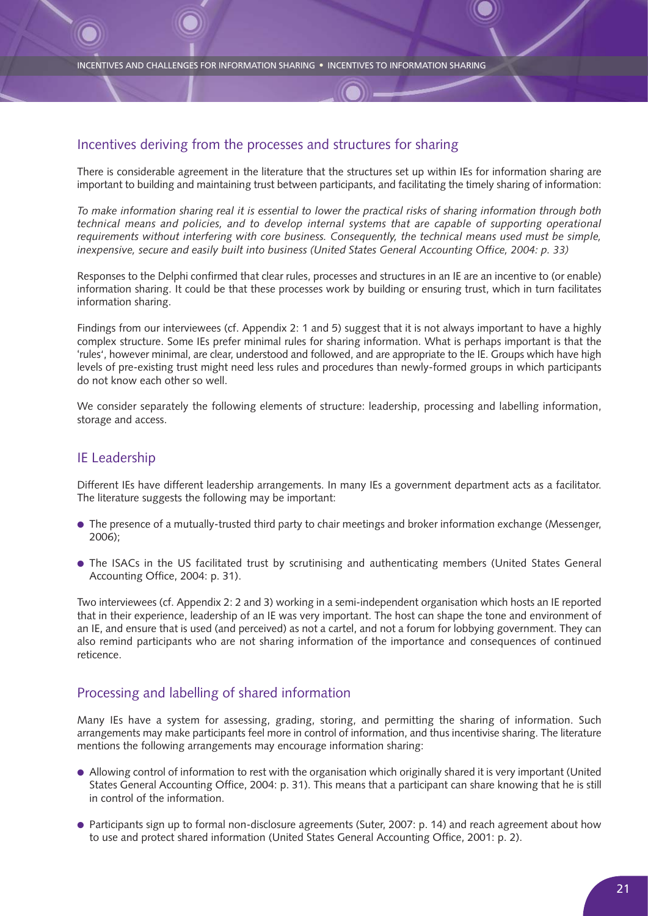## Incentives deriving from the processes and structures for sharing

There is considerable agreement in the literature that the structures set up within IEs for information sharing are important to building and maintaining trust between participants, and facilitating the timely sharing of information:

*To make information sharing real it is essential to lower the practical risks of sharing information through both technical means and policies, and to develop internal systems that are capable of supporting operational requirements without interfering with core business. Consequently, the technical means used must be simple, inexpensive, secure and easily built into business (United States General Accounting Office, 2004: p. 33)*

Responses to the Delphi confirmed that clear rules, processes and structures in an IE are an incentive to (or enable) information sharing. It could be that these processes work by building or ensuring trust, which in turn facilitates information sharing.

Findings from our interviewees (cf. Appendix 2: 1 and 5) suggest that it is not always important to have a highly complex structure. Some IEs prefer minimal rules for sharing information. What is perhaps important is that the 'rules', however minimal, are clear, understood and followed, and are appropriate to the IE. Groups which have high levels of pre-existing trust might need less rules and procedures than newly-formed groups in which participants do not know each other so well.

We consider separately the following elements of structure: leadership, processing and labelling information, storage and access.

## IE Leadership

Different IEs have different leadership arrangements. In many IEs a government department acts as a facilitator. The literature suggests the following may be important:

- The presence of a mutually-trusted third party to chair meetings and broker information exchange (Messenger, 2006);
- The ISACs in the US facilitated trust by scrutinising and authenticating members (United States General Accounting Office, 2004: p. 31).

Two interviewees (cf. Appendix 2: 2 and 3) working in a semi-independent organisation which hosts an IE reported that in their experience, leadership of an IE was very important. The host can shape the tone and environment of an IE, and ensure that is used (and perceived) as not a cartel, and not a forum for lobbying government. They can also remind participants who are not sharing information of the importance and consequences of continued reticence.

## Processing and labelling of shared information

Many IEs have a system for assessing, grading, storing, and permitting the sharing of information. Such arrangements may make participants feel more in control of information, and thus incentivise sharing. The literature mentions the following arrangements may encourage information sharing:

- Allowing control of information to rest with the organisation which originally shared it is very important (United States General Accounting Office, 2004: p. 31). This means that a participant can share knowing that he is still in control of the information.
- Participants sign up to formal non-disclosure agreements (Suter, 2007: p. 14) and reach agreement about how to use and protect shared information (United States General Accounting Office, 2001: p. 2).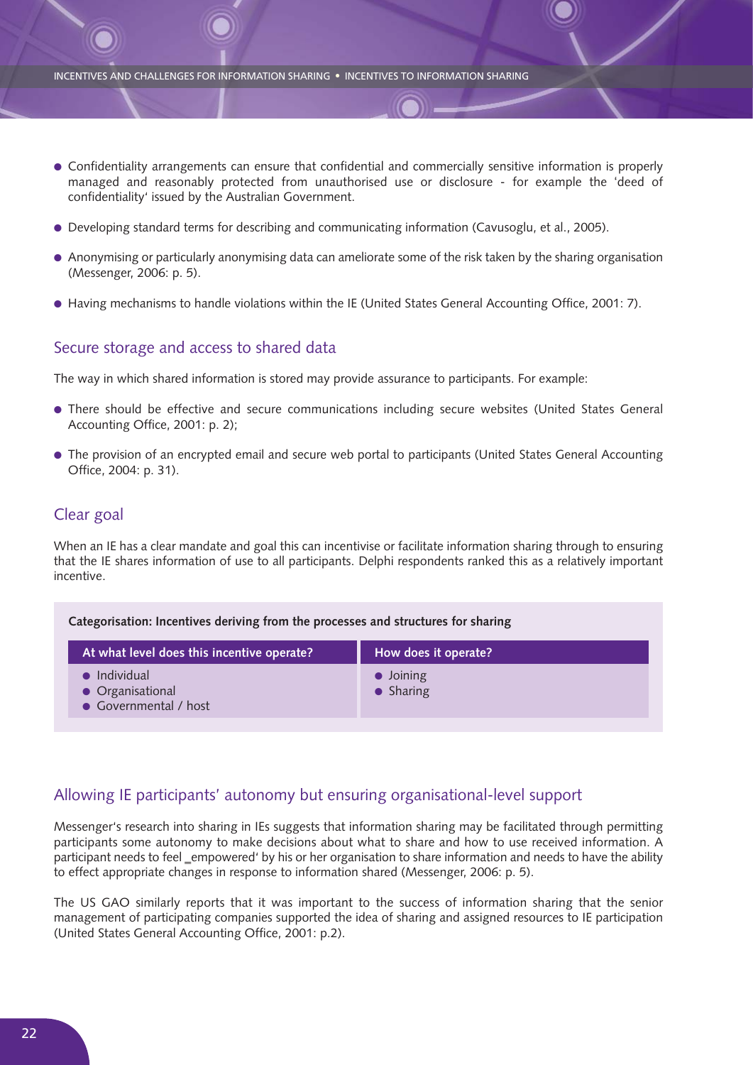- Confidentiality arrangements can ensure that confidential and commercially sensitive information is properly managed and reasonably protected from unauthorised use or disclosure - for example the 'deed of confidentiality' issued by the Australian Government.
- Developing standard terms for describing and communicating information (Cavusoglu, et al., 2005).
- Anonymising or particularly anonymising data can ameliorate some of the risk taken by the sharing organisation (Messenger, 2006: p. 5).
- Having mechanisms to handle violations within the IE (United States General Accounting Office, 2001: 7).

## Secure storage and access to shared data

The way in which shared information is stored may provide assurance to participants. For example:

- There should be effective and secure communications including secure websites (United States General Accounting Office, 2001: p. 2);
- The provision of an encrypted email and secure web portal to participants (United States General Accounting Office, 2004: p. 31).

## Clear goal

When an IE has a clear mandate and goal this can incentivise or facilitate information sharing through to ensuring that the IE shares information of use to all participants. Delphi respondents ranked this as a relatively important incentive.

**Categorisation: Incentives deriving from the processes and structures for sharing**

| At what level does this incentive operate? | How does it operate? |
| --- | --- |
| • Individual<br>• Organisational<br>• Governmental / host | • Joining<br>• Sharing |

## Allowing IE participants' autonomy but ensuring organisational-level support

Messenger's research into sharing in IEs suggests that information sharing may be facilitated through permitting participants some autonomy to make decisions about what to share and how to use received information. A participant needs to feel _empowered' by his or her organisation to share information and needs to have the ability to effect appropriate changes in response to information shared (Messenger, 2006: p. 5).

The US GAO similarly reports that it was important to the success of information sharing that the senior management of participating companies supported the idea of sharing and assigned resources to IE participation (United States General Accounting Office, 2001: p.2).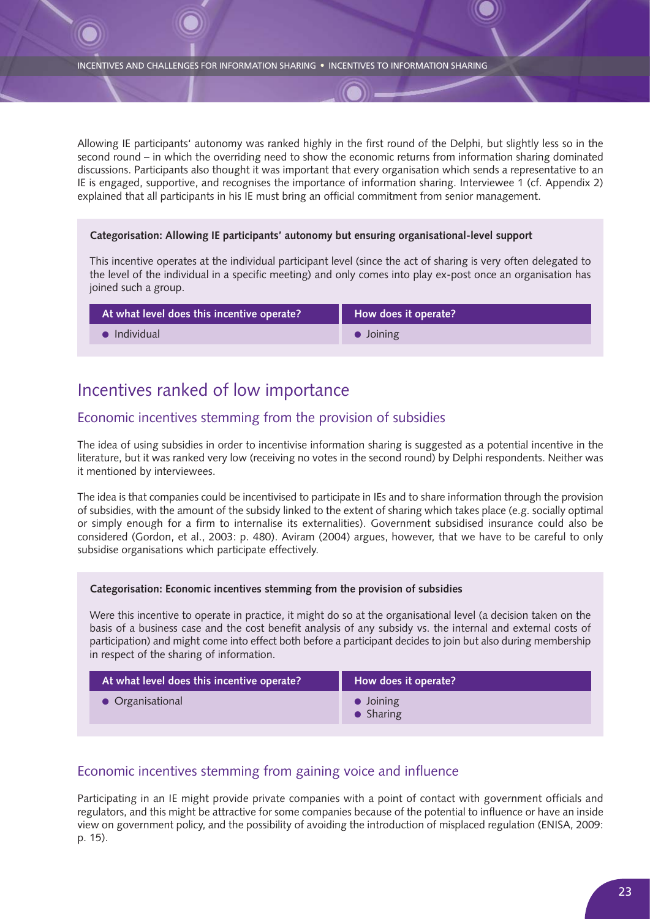Allowing IE participants' autonomy was ranked highly in the first round of the Delphi, but slightly less so in the second round – in which the overriding need to show the economic returns from information sharing dominated discussions. Participants also thought it was important that every organisation which sends a representative to an IE is engaged, supportive, and recognises the importance of information sharing. Interviewee 1 (cf. Appendix 2) explained that all participants in his IE must bring an official commitment from senior management.

**Categorisation: Allowing IE participants' autonomy but ensuring organisational-level support**

This incentive operates at the individual participant level (since the act of sharing is very often delegated to the level of the individual in a specific meeting) and only comes into play ex-post once an organisation has joined such a group.

| At what level does this incentive operate? | How does it operate? |
|---|---|
| • Individual | • Joining |

## Incentives ranked of low importance

### Economic incentives stemming from the provision of subsidies

The idea of using subsidies in order to incentivise information sharing is suggested as a potential incentive in the literature, but it was ranked very low (receiving no votes in the second round) by Delphi respondents. Neither was it mentioned by interviewees.

The idea is that companies could be incentivised to participate in IEs and to share information through the provision of subsidies, with the amount of the subsidy linked to the extent of sharing which takes place (e.g. socially optimal or simply enough for a firm to internalise its externalities). Government subsidised insurance could also be considered (Gordon, et al., 2003: p. 480). Aviram (2004) argues, however, that we have to be careful to only subsidise organisations which participate effectively.

**Categorisation: Economic incentives stemming from the provision of subsidies**

Were this incentive to operate in practice, it might do so at the organisational level (a decision taken on the basis of a business case and the cost benefit analysis of any subsidy vs. the internal and external costs of participation) and might come into effect both before a participant decides to join but also during membership in respect of the sharing of information.

| At what level does this incentive operate? | How does it operate? |
|---|---|
| • Organisational | • Joining<br>• Sharing |

### Economic incentives stemming from gaining voice and influence

Participating in an IE might provide private companies with a point of contact with government officials and regulators, and this might be attractive for some companies because of the potential to influence or have an inside view on government policy, and the possibility of avoiding the introduction of misplaced regulation (ENISA, 2009: p. 15).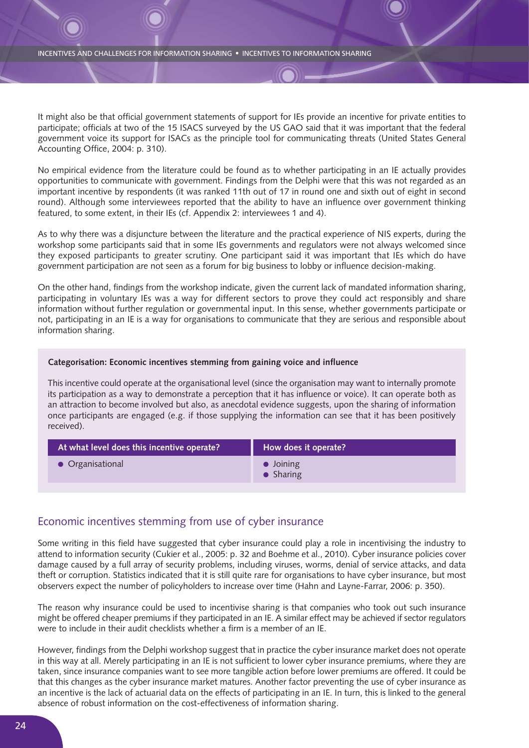It might also be that official government statements of support for IEs provide an incentive for private entities to participate; officials at two of the 15 ISACS surveyed by the US GAO said that it was important that the federal government voice its support for ISACs as the principle tool for communicating threats (United States General Accounting Office, 2004: p. 310).

No empirical evidence from the literature could be found as to whether participating in an IE actually provides opportunities to communicate with government. Findings from the Delphi were that this was not regarded as an important incentive by respondents (it was ranked 11th out of 17 in round one and sixth out of eight in second round). Although some interviewees reported that the ability to have an influence over government thinking featured, to some extent, in their IEs (cf. Appendix 2: interviewees 1 and 4).

As to why there was a disjuncture between the literature and the practical experience of NIS experts, during the workshop some participants said that in some IEs governments and regulators were not always welcomed since they exposed participants to greater scrutiny. One participant said it was important that IEs which do have government participation are not seen as a forum for big business to lobby or influence decision-making.

On the other hand, findings from the workshop indicate, given the current lack of mandated information sharing, participating in voluntary IEs was a way for different sectors to prove they could act responsibly and share information without further regulation or governmental input. In this sense, whether governments participate or not, participating in an IE is a way for organisations to communicate that they are serious and responsible about information sharing.

**Categorisation: Economic incentives stemming from gaining voice and influence**

This incentive could operate at the organisational level (since the organisation may want to internally promote its participation as a way to demonstrate a perception that it has influence or voice). It can operate both as an attraction to become involved but also, as anecdotal evidence suggests, upon the sharing of information once participants are engaged (e.g. if those supplying the information can see that it has been positively received).

| At what level does this incentive operate? | How does it operate? |
|---|---|
| • Organisational | • Joining<br>• Sharing |

## Economic incentives stemming from use of cyber insurance

Some writing in this field have suggested that cyber insurance could play a role in incentivising the industry to attend to information security (Cukier et al., 2005: p. 32 and Boehme et al., 2010). Cyber insurance policies cover damage caused by a full array of security problems, including viruses, worms, denial of service attacks, and data theft or corruption. Statistics indicated that it is still quite rare for organisations to have cyber insurance, but most observers expect the number of policyholders to increase over time (Hahn and Layne-Farrar, 2006: p. 350).

The reason why insurance could be used to incentivise sharing is that companies who took out such insurance might be offered cheaper premiums if they participated in an IE. A similar effect may be achieved if sector regulators were to include in their audit checklists whether a firm is a member of an IE.

However, findings from the Delphi workshop suggest that in practice the cyber insurance market does not operate in this way at all. Merely participating in an IE is not sufficient to lower cyber insurance premiums, where they are taken, since insurance companies want to see more tangible action before lower premiums are offered. It could be that this changes as the cyber insurance market matures. Another factor preventing the use of cyber insurance as an incentive is the lack of actuarial data on the effects of participating in an IE. In turn, this is linked to the general absence of robust information on the cost-effectiveness of information sharing.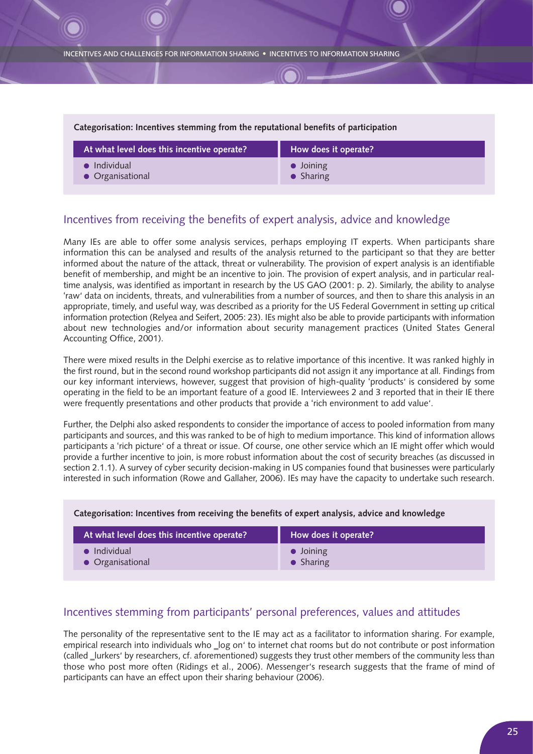**Categorisation: Incentives stemming from the reputational benefits of participation**

| At what level does this incentive operate? | How does it operate? |
|---|---|
| • Individual<br>• Organisational | • Joining<br>• Sharing |

## Incentives from receiving the benefits of expert analysis, advice and knowledge

Many IEs are able to offer some analysis services, perhaps employing IT experts. When participants share information this can be analysed and results of the analysis returned to the participant so that they are better informed about the nature of the attack, threat or vulnerability. The provision of expert analysis is an identifiable benefit of membership, and might be an incentive to join. The provision of expert analysis, and in particular real-time analysis, was identified as important in research by the US GAO (2001: p. 2). Similarly, the ability to analyse 'raw' data on incidents, threats, and vulnerabilities from a number of sources, and then to share this analysis in an appropriate, timely, and useful way, was described as a priority for the US Federal Government in setting up critical information protection (Relyea and Seifert, 2005: 23). IEs might also be able to provide participants with information about new technologies and/or information about security management practices (United States General Accounting Office, 2001).

There were mixed results in the Delphi exercise as to relative importance of this incentive. It was ranked highly in the first round, but in the second round workshop participants did not assign it any importance at all. Findings from our key informant interviews, however, suggest that provision of high-quality 'products' is considered by some operating in the field to be an important feature of a good IE. Interviewees 2 and 3 reported that in their IE there were frequently presentations and other products that provide a 'rich environment to add value'.

Further, the Delphi also asked respondents to consider the importance of access to pooled information from many participants and sources, and this was ranked to be of high to medium importance. This kind of information allows participants a 'rich picture' of a threat or issue. Of course, one other service which an IE might offer which would provide a further incentive to join, is more robust information about the cost of security breaches (as discussed in section 2.1.1). A survey of cyber security decision-making in US companies found that businesses were particularly interested in such information (Rowe and Gallaher, 2006). IEs may have the capacity to undertake such research.

**Categorisation: Incentives from receiving the benefits of expert analysis, advice and knowledge**

| At what level does this incentive operate? | How does it operate? |
|---|---|
| • Individual<br>• Organisational | • Joining<br>• Sharing |

## Incentives stemming from participants' personal preferences, values and attitudes

The personality of the representative sent to the IE may act as a facilitator to information sharing. For example, empirical research into individuals who _log on' to internet chat rooms but do not contribute or post information (called _lurkers' by researchers, cf. aforementioned) suggests they trust other members of the community less than those who post more often (Ridings et al., 2006). Messenger's research suggests that the frame of mind of participants can have an effect upon their sharing behaviour (2006).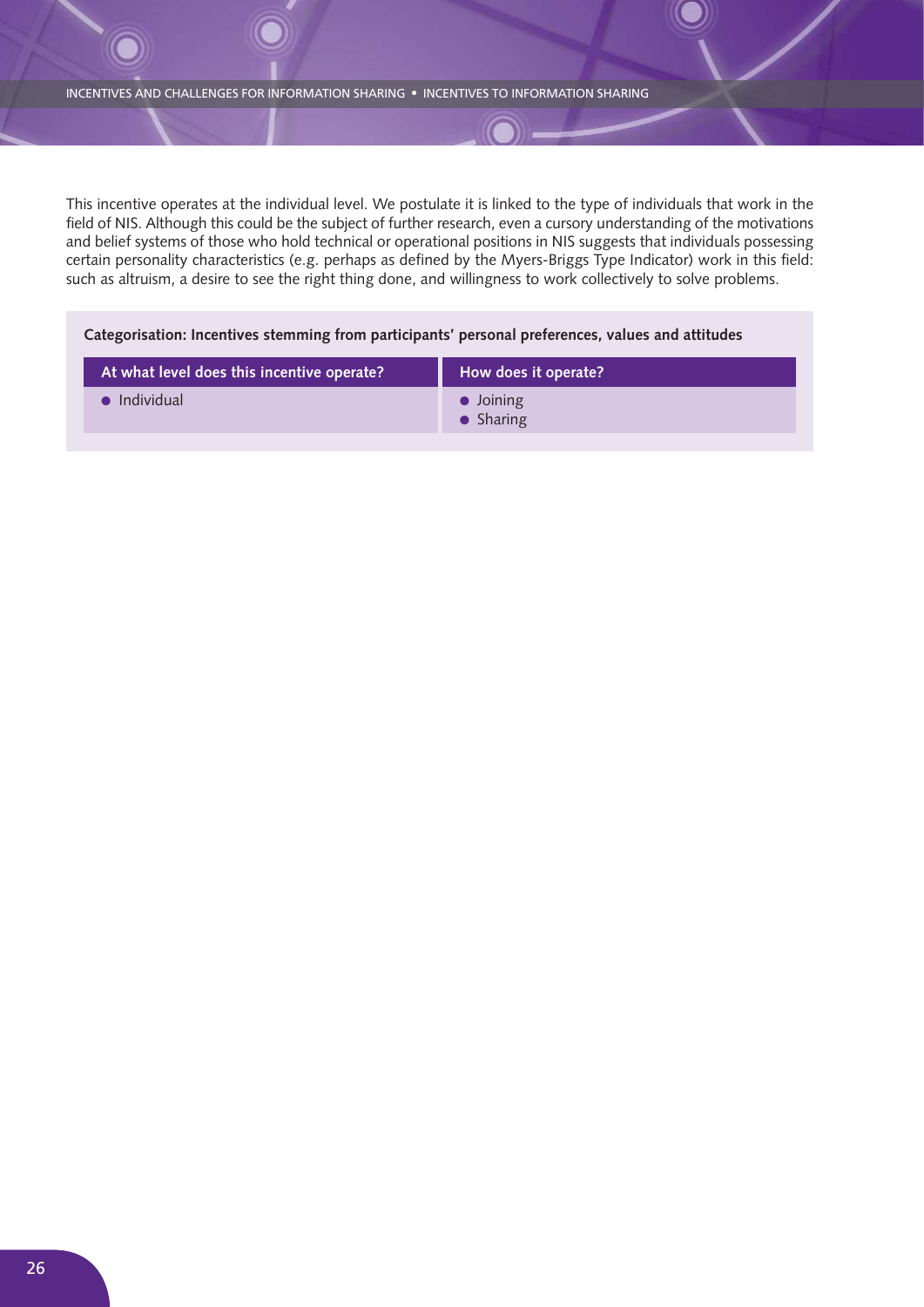This incentive operates at the individual level. We postulate it is linked to the type of individuals that work in the field of NIS. Although this could be the subject of further research, even a cursory understanding of the motivations and belief systems of those who hold technical or operational positions in NIS suggests that individuals possessing certain personality characteristics (e.g. perhaps as defined by the Myers-Briggs Type Indicator) work in this field: such as altruism, a desire to see the right thing done, and willingness to work collectively to solve problems.

**Categorisation: Incentives stemming from participants' personal preferences, values and attitudes**

| At what level does this incentive operate? | How does it operate? |
|---|---|
| • Individual | • Joining<br>• Sharing |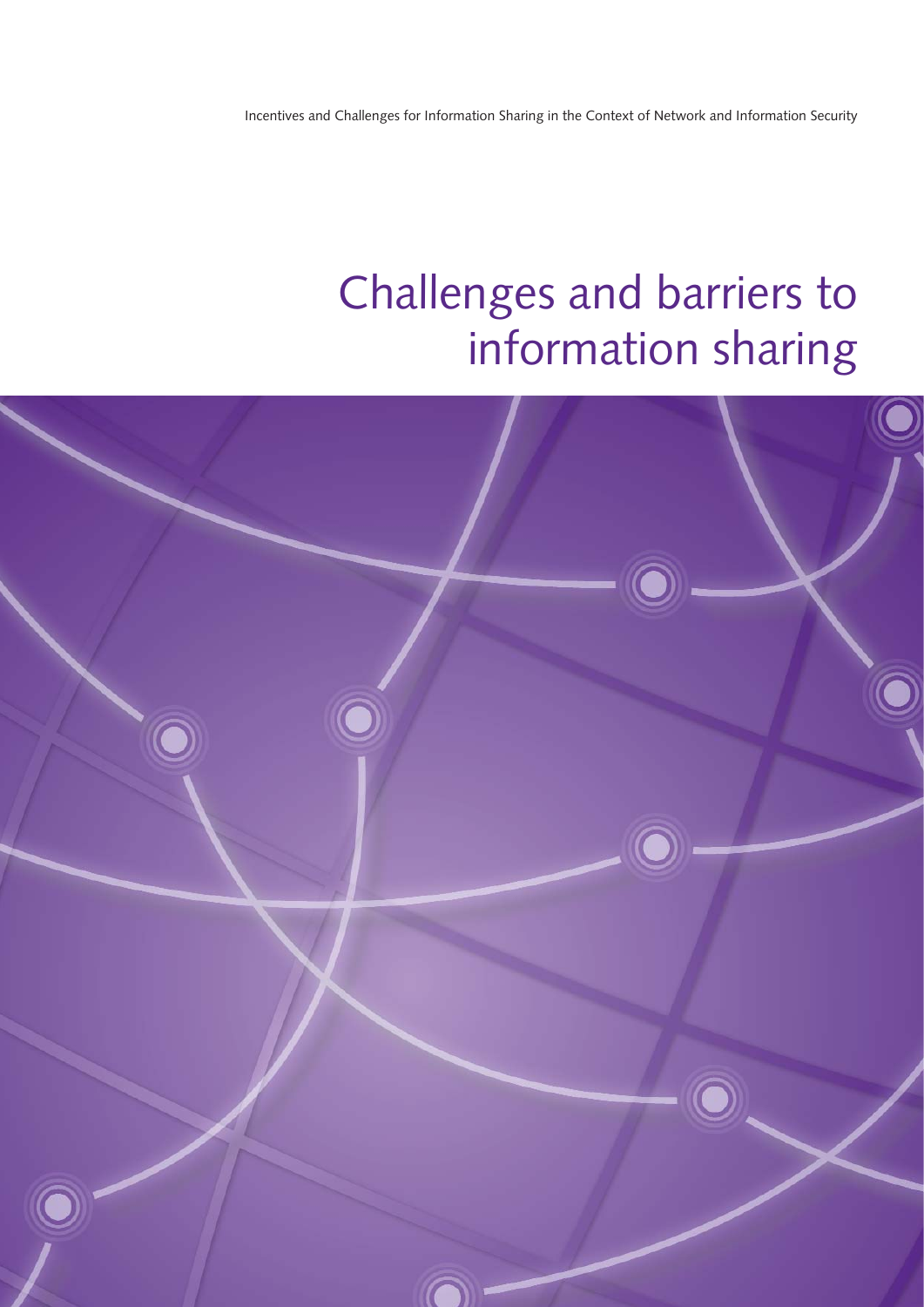# Challenges and barriers to information sharing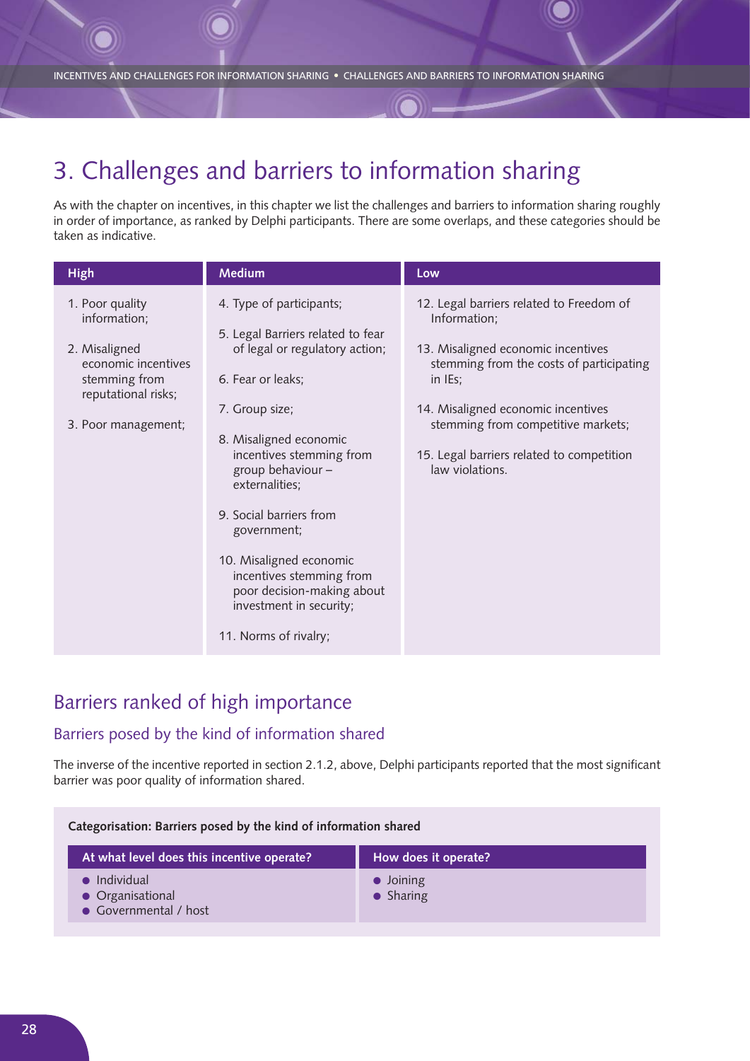# 3. Challenges and barriers to information sharing

As with the chapter on incentives, in this chapter we list the challenges and barriers to information sharing roughly in order of importance, as ranked by Delphi participants. There are some overlaps, and these categories should be taken as indicative.

| High | Medium | Low |
|---|---|---|
| 1. Poor quality information;<br><br>2. Misaligned economic incentives stemming from reputational risks;<br><br>3. Poor management; | 4. Type of participants;<br><br>5. Legal Barriers related to fear of legal or regulatory action;<br><br>6. Fear or leaks;<br><br>7. Group size;<br><br>8. Misaligned economic incentives stemming from group behaviour – externalities;<br><br>9. Social barriers from government;<br><br>10. Misaligned economic incentives stemming from poor decision-making about investment in security;<br><br>11. Norms of rivalry; | 12. Legal barriers related to Freedom of Information;<br><br>13. Misaligned economic incentives stemming from the costs of participating in IEs;<br><br>14. Misaligned economic incentives stemming from competitive markets;<br><br>15. Legal barriers related to competition law violations. |

## Barriers ranked of high importance

### Barriers posed by the kind of information shared

The inverse of the incentive reported in section 2.1.2, above, Delphi participants reported that the most significant barrier was poor quality of information shared.

**Categorisation: Barriers posed by the kind of information shared**

| At what level does this incentive operate? | How does it operate? |
|---|---|
| • Individual<br>• Organisational<br>• Governmental / host | • Joining<br>• Sharing |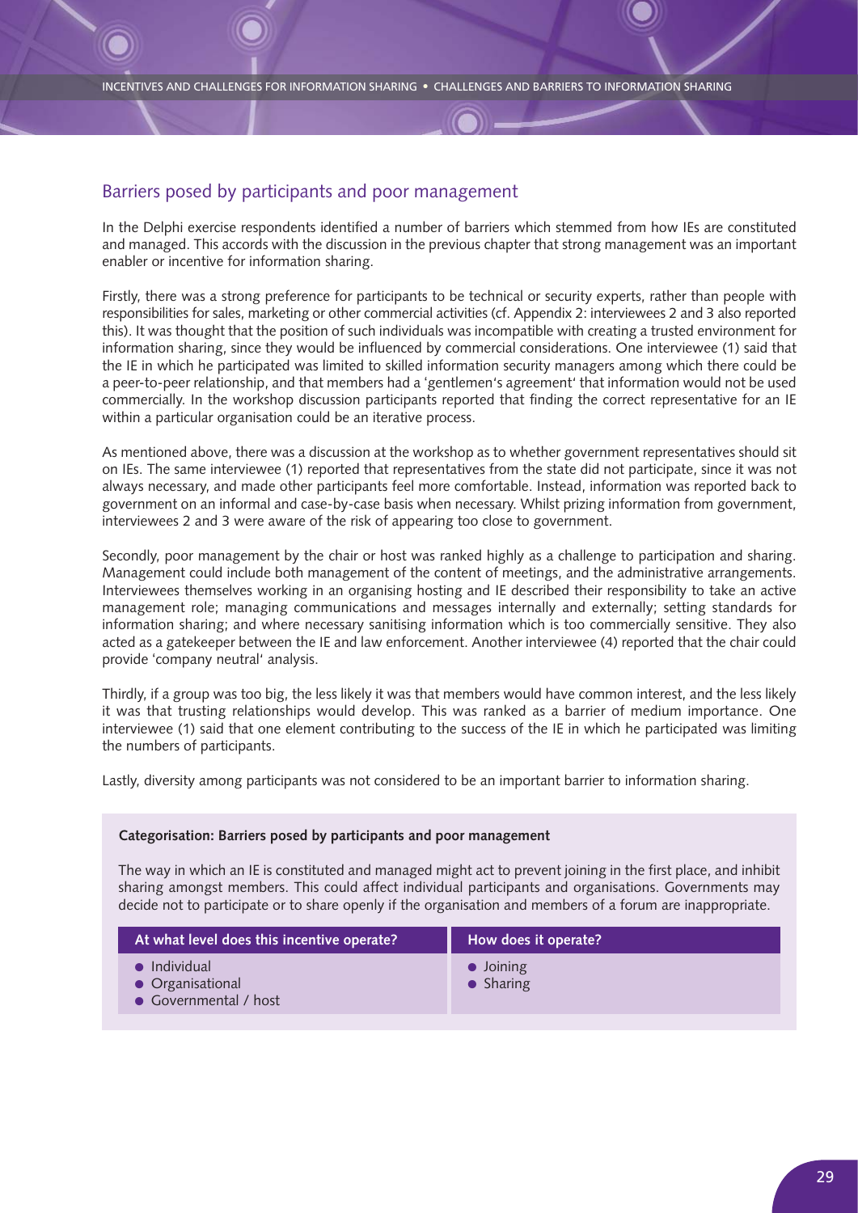## Barriers posed by participants and poor management

In the Delphi exercise respondents identified a number of barriers which stemmed from how IEs are constituted and managed. This accords with the discussion in the previous chapter that strong management was an important enabler or incentive for information sharing.

Firstly, there was a strong preference for participants to be technical or security experts, rather than people with responsibilities for sales, marketing or other commercial activities (cf. Appendix 2: interviewees 2 and 3 also reported this). It was thought that the position of such individuals was incompatible with creating a trusted environment for information sharing, since they would be influenced by commercial considerations. One interviewee (1) said that the IE in which he participated was limited to skilled information security managers among which there could be a peer-to-peer relationship, and that members had a 'gentlemen's agreement' that information would not be used commercially. In the workshop discussion participants reported that finding the correct representative for an IE within a particular organisation could be an iterative process.

As mentioned above, there was a discussion at the workshop as to whether government representatives should sit on IEs. The same interviewee (1) reported that representatives from the state did not participate, since it was not always necessary, and made other participants feel more comfortable. Instead, information was reported back to government on an informal and case-by-case basis when necessary. Whilst prizing information from government, interviewees 2 and 3 were aware of the risk of appearing too close to government.

Secondly, poor management by the chair or host was ranked highly as a challenge to participation and sharing. Management could include both management of the content of meetings, and the administrative arrangements. Interviewees themselves working in an organising hosting and IE described their responsibility to take an active management role; managing communications and messages internally and externally; setting standards for information sharing; and where necessary sanitising information which is too commercially sensitive. They also acted as a gatekeeper between the IE and law enforcement. Another interviewee (4) reported that the chair could provide 'company neutral' analysis.

Thirdly, if a group was too big, the less likely it was that members would have common interest, and the less likely it was that trusting relationships would develop. This was ranked as a barrier of medium importance. One interviewee (1) said that one element contributing to the success of the IE in which he participated was limiting the numbers of participants.

Lastly, diversity among participants was not considered to be an important barrier to information sharing.

**Categorisation: Barriers posed by participants and poor management**

The way in which an IE is constituted and managed might act to prevent joining in the first place, and inhibit sharing amongst members. This could affect individual participants and organisations. Governments may decide not to participate or to share openly if the organisation and members of a forum are inappropriate.

| At what level does this incentive operate? | How does it operate? |
|---|---|
| • Individual<br>• Organisational<br>• Governmental / host | • Joining<br>• Sharing |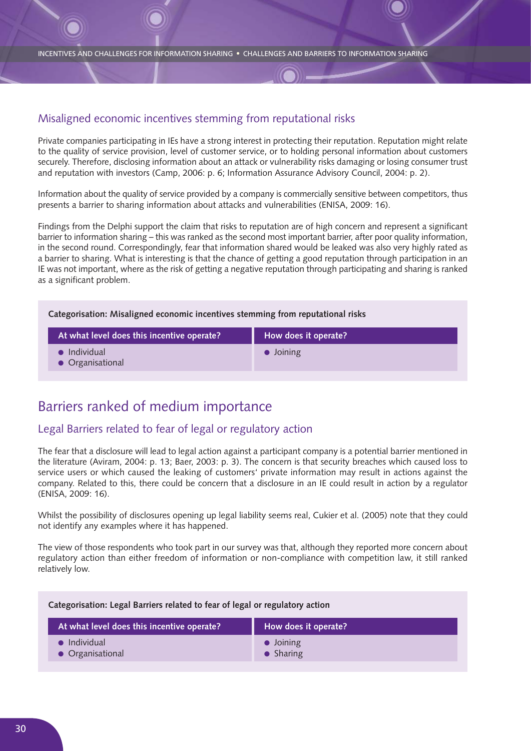### Misaligned economic incentives stemming from reputational risks

Private companies participating in IEs have a strong interest in protecting their reputation. Reputation might relate to the quality of service provision, level of customer service, or to holding personal information about customers securely. Therefore, disclosing information about an attack or vulnerability risks damaging or losing consumer trust and reputation with investors (Camp, 2006: p. 6; Information Assurance Advisory Council, 2004: p. 2).

Information about the quality of service provided by a company is commercially sensitive between competitors, thus presents a barrier to sharing information about attacks and vulnerabilities (ENISA, 2009: 16).

Findings from the Delphi support the claim that risks to reputation are of high concern and represent a significant barrier to information sharing – this was ranked as the second most important barrier, after poor quality information, in the second round. Correspondingly, fear that information shared would be leaked was also very highly rated as a barrier to sharing. What is interesting is that the chance of getting a good reputation through participation in an IE was not important, where as the risk of getting a negative reputation through participating and sharing is ranked as a significant problem.

**Categorisation: Misaligned economic incentives stemming from reputational risks**

| At what level does this incentive operate? | How does it operate? |
|---|---|
| • Individual<br>• Organisational | • Joining |

## Barriers ranked of medium importance

### Legal Barriers related to fear of legal or regulatory action

The fear that a disclosure will lead to legal action against a participant company is a potential barrier mentioned in the literature (Aviram, 2004: p. 13; Baer, 2003: p. 3). The concern is that security breaches which caused loss to service users or which caused the leaking of customers' private information may result in actions against the company. Related to this, there could be concern that a disclosure in an IE could result in action by a regulator (ENISA, 2009: 16).

Whilst the possibility of disclosures opening up legal liability seems real, Cukier et al. (2005) note that they could not identify any examples where it has happened.

The view of those respondents who took part in our survey was that, although they reported more concern about regulatory action than either freedom of information or non-compliance with competition law, it still ranked relatively low.

**Categorisation: Legal Barriers related to fear of legal or regulatory action**

| At what level does this incentive operate? | How does it operate? |
|---|---|
| • Individual<br>• Organisational | • Joining<br>• Sharing |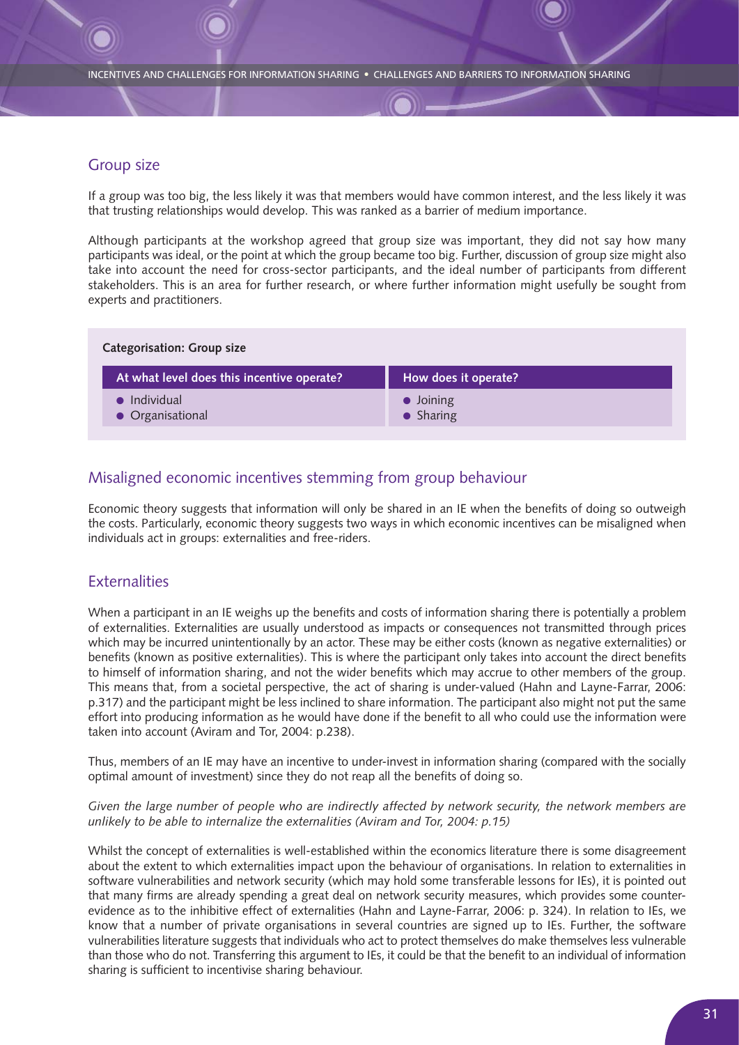## Group size

If a group was too big, the less likely it was that members would have common interest, and the less likely it was that trusting relationships would develop. This was ranked as a barrier of medium importance.

Although participants at the workshop agreed that group size was important, they did not say how many participants was ideal, or the point at which the group became too big. Further, discussion of group size might also take into account the need for cross-sector participants, and the ideal number of participants from different stakeholders. This is an area for further research, or where further information might usefully be sought from experts and practitioners.

**Categorisation: Group size**

| At what level does this incentive operate? | How does it operate? |
| --- | --- |
| • Individual<br>• Organisational | • Joining<br>• Sharing |

## Misaligned economic incentives stemming from group behaviour

Economic theory suggests that information will only be shared in an IE when the benefits of doing so outweigh the costs. Particularly, economic theory suggests two ways in which economic incentives can be misaligned when individuals act in groups: externalities and free-riders.

## Externalities

When a participant in an IE weighs up the benefits and costs of information sharing there is potentially a problem of externalities. Externalities are usually understood as impacts or consequences not transmitted through prices which may be incurred unintentionally by an actor. These may be either costs (known as negative externalities) or benefits (known as positive externalities). This is where the participant only takes into account the direct benefits to himself of information sharing, and not the wider benefits which may accrue to other members of the group. This means that, from a societal perspective, the act of sharing is under-valued (Hahn and Layne-Farrar, 2006: p.317) and the participant might be less inclined to share information. The participant also might not put the same effort into producing information as he would have done if the benefit to all who could use the information were taken into account (Aviram and Tor, 2004: p.238).

Thus, members of an IE may have an incentive to under-invest in information sharing (compared with the socially optimal amount of investment) since they do not reap all the benefits of doing so.

*Given the large number of people who are indirectly affected by network security, the network members are unlikely to be able to internalize the externalities (Aviram and Tor, 2004: p.15)*

Whilst the concept of externalities is well-established within the economics literature there is some disagreement about the extent to which externalities impact upon the behaviour of organisations. In relation to externalities in software vulnerabilities and network security (which may hold some transferable lessons for IEs), it is pointed out that many firms are already spending a great deal on network security measures, which provides some counter-evidence as to the inhibitive effect of externalities (Hahn and Layne-Farrar, 2006: p. 324). In relation to IEs, we know that a number of private organisations in several countries are signed up to IEs. Further, the software vulnerabilities literature suggests that individuals who act to protect themselves do make themselves less vulnerable than those who do not. Transferring this argument to IEs, it could be that the benefit to an individual of information sharing is sufficient to incentivise sharing behaviour.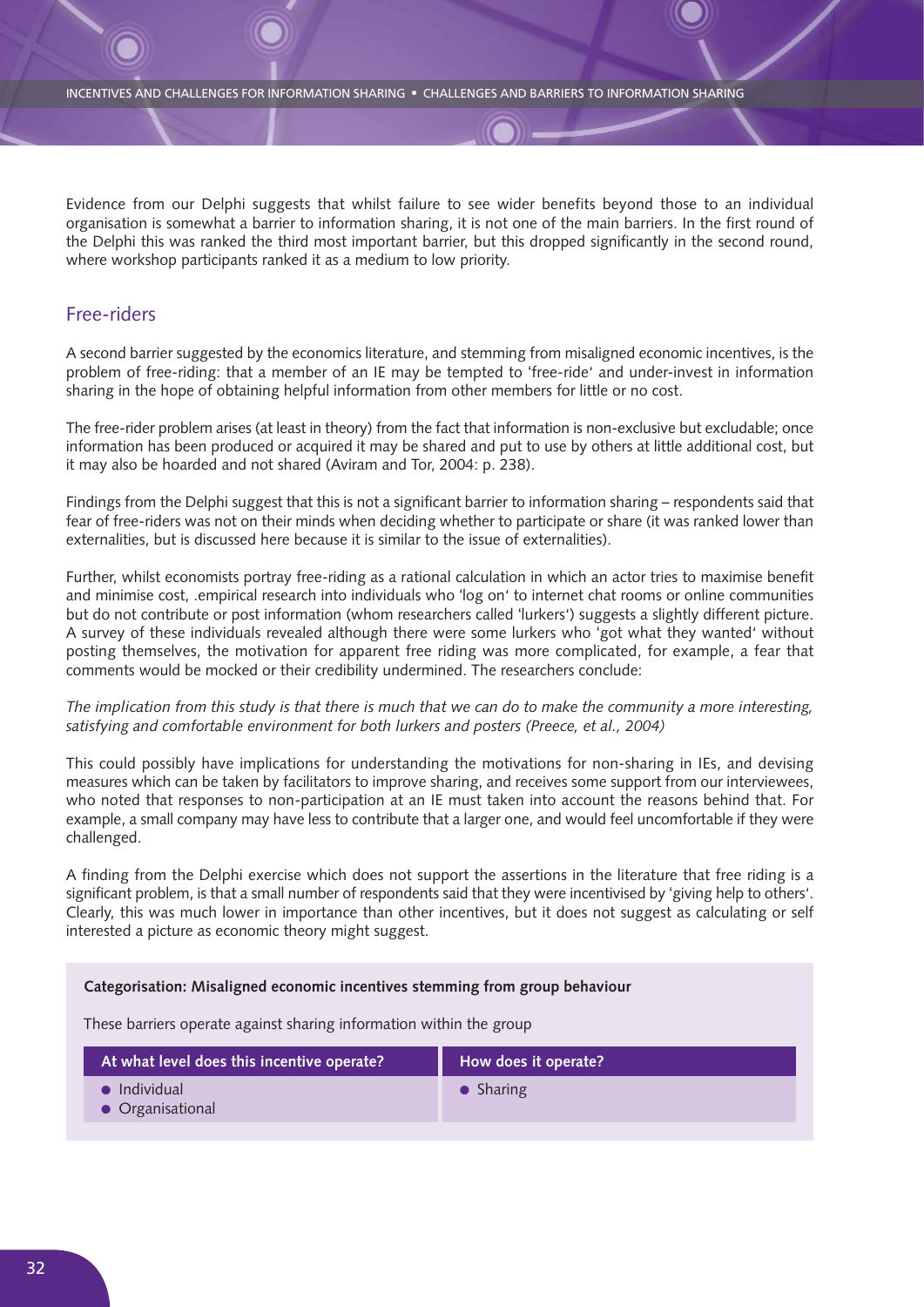Evidence from our Delphi suggests that whilst failure to see wider benefits beyond those to an individual organisation is somewhat a barrier to information sharing, it is not one of the main barriers. In the first round of the Delphi this was ranked the third most important barrier, but this dropped significantly in the second round, where workshop participants ranked it as a medium to low priority.

## Free-riders

A second barrier suggested by the economics literature, and stemming from misaligned economic incentives, is the problem of free-riding: that a member of an IE may be tempted to 'free-ride' and under-invest in information sharing in the hope of obtaining helpful information from other members for little or no cost.

The free-rider problem arises (at least in theory) from the fact that information is non-exclusive but excludable; once information has been produced or acquired it may be shared and put to use by others at little additional cost, but it may also be hoarded and not shared (Aviram and Tor, 2004: p. 238).

Findings from the Delphi suggest that this is not a significant barrier to information sharing – respondents said that fear of free-riders was not on their minds when deciding whether to participate or share (it was ranked lower than externalities, but is discussed here because it is similar to the issue of externalities).

Further, whilst economists portray free-riding as a rational calculation in which an actor tries to maximise benefit and minimise cost, .empirical research into individuals who 'log on' to internet chat rooms or online communities but do not contribute or post information (whom researchers called 'lurkers') suggests a slightly different picture. A survey of these individuals revealed although there were some lurkers who 'got what they wanted' without posting themselves, the motivation for apparent free riding was more complicated, for example, a fear that comments would be mocked or their credibility undermined. The researchers conclude:

*The implication from this study is that there is much that we can do to make the community a more interesting, satisfying and comfortable environment for both lurkers and posters (Preece, et al., 2004)*

This could possibly have implications for understanding the motivations for non-sharing in IEs, and devising measures which can be taken by facilitators to improve sharing, and receives some support from our interviewees, who noted that responses to non-participation at an IE must taken into account the reasons behind that. For example, a small company may have less to contribute that a larger one, and would feel uncomfortable if they were challenged.

A finding from the Delphi exercise which does not support the assertions in the literature that free riding is a significant problem, is that a small number of respondents said that they were incentivised by 'giving help to others'. Clearly, this was much lower in importance than other incentives, but it does not suggest as calculating or self interested a picture as economic theory might suggest.

**Categorisation: Misaligned economic incentives stemming from group behaviour**

These barriers operate against sharing information within the group

| At what level does this incentive operate? | How does it operate? |
|---|---|
| • Individual<br>• Organisational | • Sharing |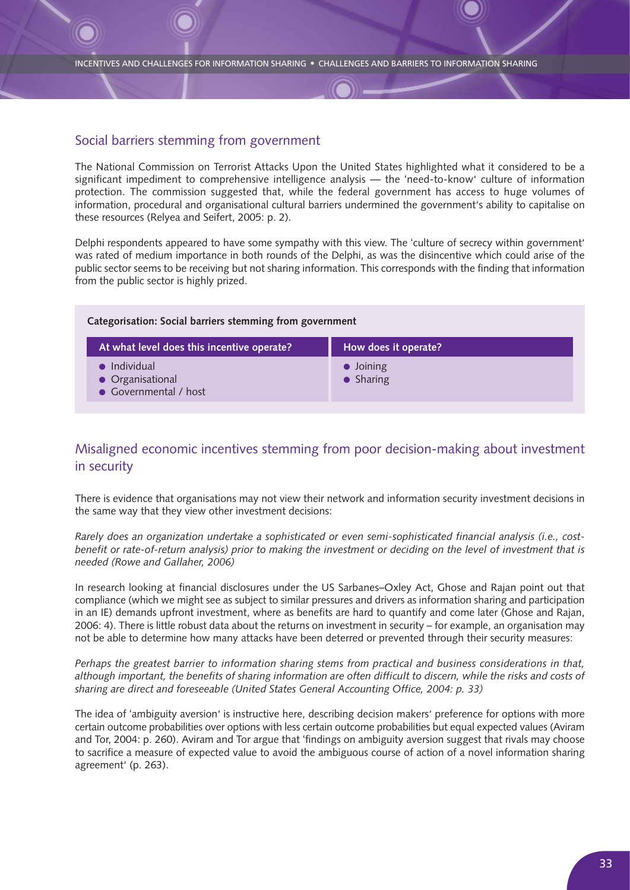## Social barriers stemming from government

The National Commission on Terrorist Attacks Upon the United States highlighted what it considered to be a significant impediment to comprehensive intelligence analysis — the 'need-to-know' culture of information protection. The commission suggested that, while the federal government has access to huge volumes of information, procedural and organisational cultural barriers undermined the government's ability to capitalise on these resources (Relyea and Seifert, 2005: p. 2).

Delphi respondents appeared to have some sympathy with this view. The 'culture of secrecy within government' was rated of medium importance in both rounds of the Delphi, as was the disincentive which could arise of the public sector seems to be receiving but not sharing information. This corresponds with the finding that information from the public sector is highly prized.

**Categorisation: Social barriers stemming from government**

| At what level does this incentive operate? | How does it operate? |
|---|---|
| • Individual<br>• Organisational<br>• Governmental / host | • Joining<br>• Sharing |

## Misaligned economic incentives stemming from poor decision-making about investment in security

There is evidence that organisations may not view their network and information security investment decisions in the same way that they view other investment decisions:

*Rarely does an organization undertake a sophisticated or even semi-sophisticated financial analysis (i.e., cost-benefit or rate-of-return analysis) prior to making the investment or deciding on the level of investment that is needed (Rowe and Gallaher, 2006)*

In research looking at financial disclosures under the US Sarbanes–Oxley Act, Ghose and Rajan point out that compliance (which we might see as subject to similar pressures and drivers as information sharing and participation in an IE) demands upfront investment, where as benefits are hard to quantify and come later (Ghose and Rajan, 2006: 4). There is little robust data about the returns on investment in security – for example, an organisation may not be able to determine how many attacks have been deterred or prevented through their security measures:

*Perhaps the greatest barrier to information sharing stems from practical and business considerations in that, although important, the benefits of sharing information are often difficult to discern, while the risks and costs of sharing are direct and foreseeable (United States General Accounting Office, 2004: p. 33)*

The idea of 'ambiguity aversion' is instructive here, describing decision makers' preference for options with more certain outcome probabilities over options with less certain outcome probabilities but equal expected values (Aviram and Tor, 2004: p. 260). Aviram and Tor argue that 'findings on ambiguity aversion suggest that rivals may choose to sacrifice a measure of expected value to avoid the ambiguous course of action of a novel information sharing agreement' (p. 263).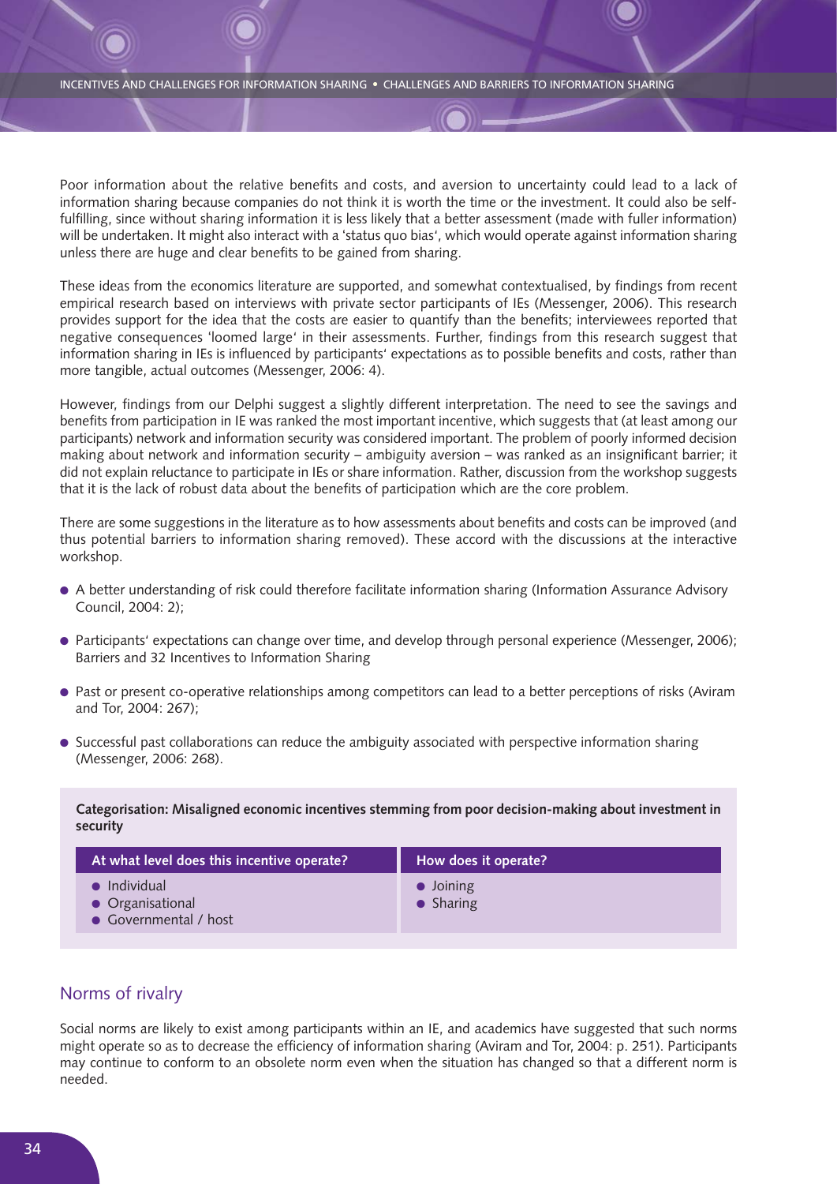Poor information about the relative benefits and costs, and aversion to uncertainty could lead to a lack of information sharing because companies do not think it is worth the time or the investment. It could also be self-fulfilling, since without sharing information it is less likely that a better assessment (made with fuller information) will be undertaken. It might also interact with a 'status quo bias', which would operate against information sharing unless there are huge and clear benefits to be gained from sharing.

These ideas from the economics literature are supported, and somewhat contextualised, by findings from recent empirical research based on interviews with private sector participants of IEs (Messenger, 2006). This research provides support for the idea that the costs are easier to quantify than the benefits; interviewees reported that negative consequences 'loomed large' in their assessments. Further, findings from this research suggest that information sharing in IEs is influenced by participants' expectations as to possible benefits and costs, rather than more tangible, actual outcomes (Messenger, 2006: 4).

However, findings from our Delphi suggest a slightly different interpretation. The need to see the savings and benefits from participation in IE was ranked the most important incentive, which suggests that (at least among our participants) network and information security was considered important. The problem of poorly informed decision making about network and information security – ambiguity aversion – was ranked as an insignificant barrier; it did not explain reluctance to participate in IEs or share information. Rather, discussion from the workshop suggests that it is the lack of robust data about the benefits of participation which are the core problem.

There are some suggestions in the literature as to how assessments about benefits and costs can be improved (and thus potential barriers to information sharing removed). These accord with the discussions at the interactive workshop.

- A better understanding of risk could therefore facilitate information sharing (Information Assurance Advisory Council, 2004: 2);
- Participants' expectations can change over time, and develop through personal experience (Messenger, 2006); Barriers and 32 Incentives to Information Sharing
- Past or present co-operative relationships among competitors can lead to a better perceptions of risks (Aviram and Tor, 2004: 267);
- Successful past collaborations can reduce the ambiguity associated with perspective information sharing (Messenger, 2006: 268).

**Categorisation: Misaligned economic incentives stemming from poor decision-making about investment in security**

| At what level does this incentive operate? | How does it operate? |
|---|---|
| • Individual<br>• Organisational<br>• Governmental / host | • Joining<br>• Sharing |

## Norms of rivalry

Social norms are likely to exist among participants within an IE, and academics have suggested that such norms might operate so as to decrease the efficiency of information sharing (Aviram and Tor, 2004: p. 251). Participants may continue to conform to an obsolete norm even when the situation has changed so that a different norm is needed.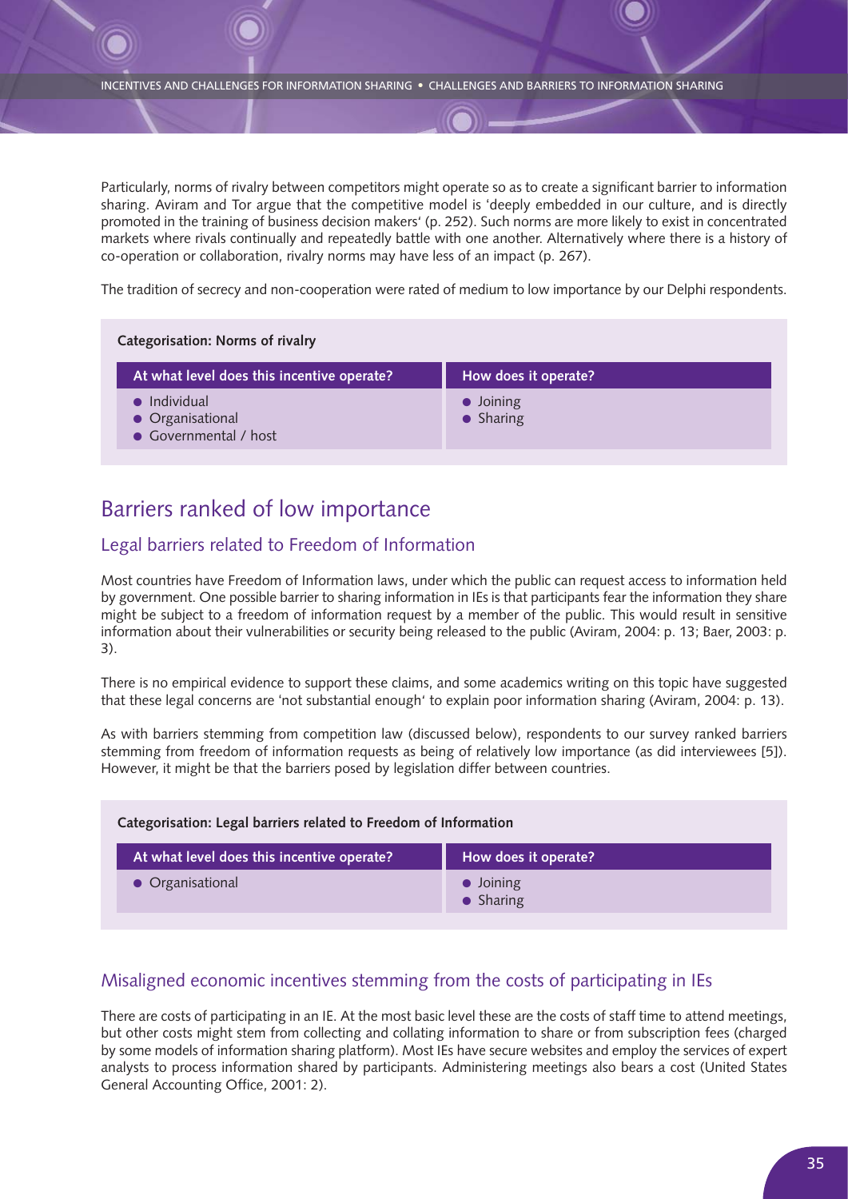Particularly, norms of rivalry between competitors might operate so as to create a significant barrier to information sharing. Aviram and Tor argue that the competitive model is 'deeply embedded in our culture, and is directly promoted in the training of business decision makers' (p. 252). Such norms are more likely to exist in concentrated markets where rivals continually and repeatedly battle with one another. Alternatively where there is a history of co-operation or collaboration, rivalry norms may have less of an impact (p. 267).

The tradition of secrecy and non-cooperation were rated of medium to low importance by our Delphi respondents.

**Categorisation: Norms of rivalry**

| At what level does this incentive operate? | How does it operate? |
|---|---|
| • Individual<br>• Organisational<br>• Governmental / host | • Joining<br>• Sharing |

## Barriers ranked of low importance

### Legal barriers related to Freedom of Information

Most countries have Freedom of Information laws, under which the public can request access to information held by government. One possible barrier to sharing information in IEs is that participants fear the information they share might be subject to a freedom of information request by a member of the public. This would result in sensitive information about their vulnerabilities or security being released to the public (Aviram, 2004: p. 13; Baer, 2003: p. 3).

There is no empirical evidence to support these claims, and some academics writing on this topic have suggested that these legal concerns are 'not substantial enough' to explain poor information sharing (Aviram, 2004: p. 13).

As with barriers stemming from competition law (discussed below), respondents to our survey ranked barriers stemming from freedom of information requests as being of relatively low importance (as did interviewees [5]). However, it might be that the barriers posed by legislation differ between countries.

**Categorisation: Legal barriers related to Freedom of Information**

| At what level does this incentive operate? | How does it operate? |
|---|---|
| • Organisational | • Joining<br>• Sharing |

### Misaligned economic incentives stemming from the costs of participating in IEs

There are costs of participating in an IE. At the most basic level these are the costs of staff time to attend meetings, but other costs might stem from collecting and collating information to share or from subscription fees (charged by some models of information sharing platform). Most IEs have secure websites and employ the services of expert analysts to process information shared by participants. Administering meetings also bears a cost (United States General Accounting Office, 2001: 2).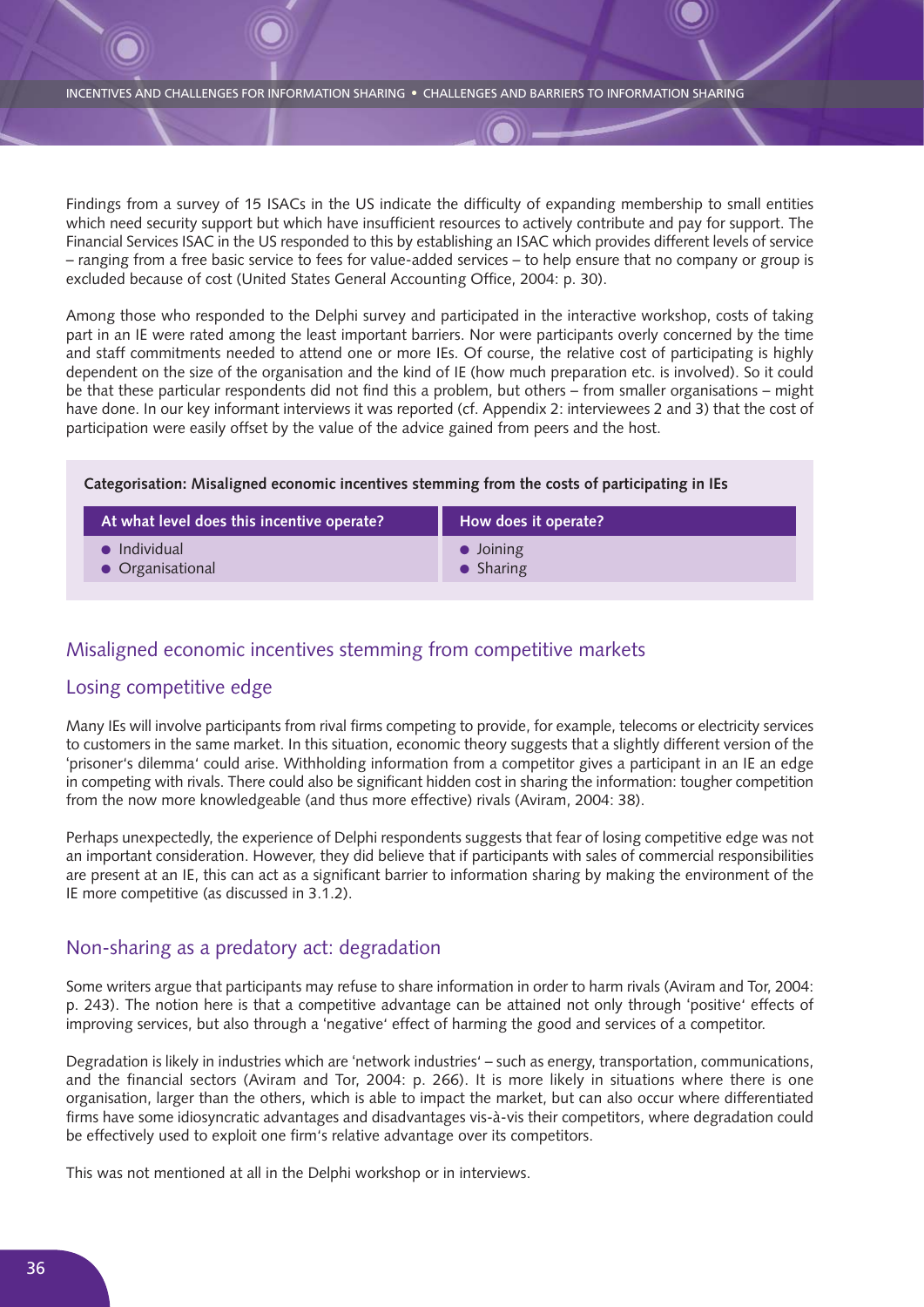Findings from a survey of 15 ISACs in the US indicate the difficulty of expanding membership to small entities which need security support but which have insufficient resources to actively contribute and pay for support. The Financial Services ISAC in the US responded to this by establishing an ISAC which provides different levels of service – ranging from a free basic service to fees for value-added services – to help ensure that no company or group is excluded because of cost (United States General Accounting Office, 2004: p. 30).

Among those who responded to the Delphi survey and participated in the interactive workshop, costs of taking part in an IE were rated among the least important barriers. Nor were participants overly concerned by the time and staff commitments needed to attend one or more IEs. Of course, the relative cost of participating is highly dependent on the size of the organisation and the kind of IE (how much preparation etc. is involved). So it could be that these particular respondents did not find this a problem, but others – from smaller organisations – might have done. In our key informant interviews it was reported (cf. Appendix 2: interviewees 2 and 3) that the cost of participation were easily offset by the value of the advice gained from peers and the host.

**Categorisation: Misaligned economic incentives stemming from the costs of participating in IEs**

| At what level does this incentive operate? | How does it operate? |
|---|---|
| • Individual<br>• Organisational | • Joining<br>• Sharing |

## Misaligned economic incentives stemming from competitive markets

### Losing competitive edge

Many IEs will involve participants from rival firms competing to provide, for example, telecoms or electricity services to customers in the same market. In this situation, economic theory suggests that a slightly different version of the 'prisoner's dilemma' could arise. Withholding information from a competitor gives a participant in an IE an edge in competing with rivals. There could also be significant hidden cost in sharing the information: tougher competition from the now more knowledgeable (and thus more effective) rivals (Aviram, 2004: 38).

Perhaps unexpectedly, the experience of Delphi respondents suggests that fear of losing competitive edge was not an important consideration. However, they did believe that if participants with sales of commercial responsibilities are present at an IE, this can act as a significant barrier to information sharing by making the environment of the IE more competitive (as discussed in 3.1.2).

### Non-sharing as a predatory act: degradation

Some writers argue that participants may refuse to share information in order to harm rivals (Aviram and Tor, 2004: p. 243). The notion here is that a competitive advantage can be attained not only through 'positive' effects of improving services, but also through a 'negative' effect of harming the good and services of a competitor.

Degradation is likely in industries which are 'network industries' – such as energy, transportation, communications, and the financial sectors (Aviram and Tor, 2004: p. 266). It is more likely in situations where there is one organisation, larger than the others, which is able to impact the market, but can also occur where differentiated firms have some idiosyncratic advantages and disadvantages vis-à-vis their competitors, where degradation could be effectively used to exploit one firm's relative advantage over its competitors.

This was not mentioned at all in the Delphi workshop or in interviews.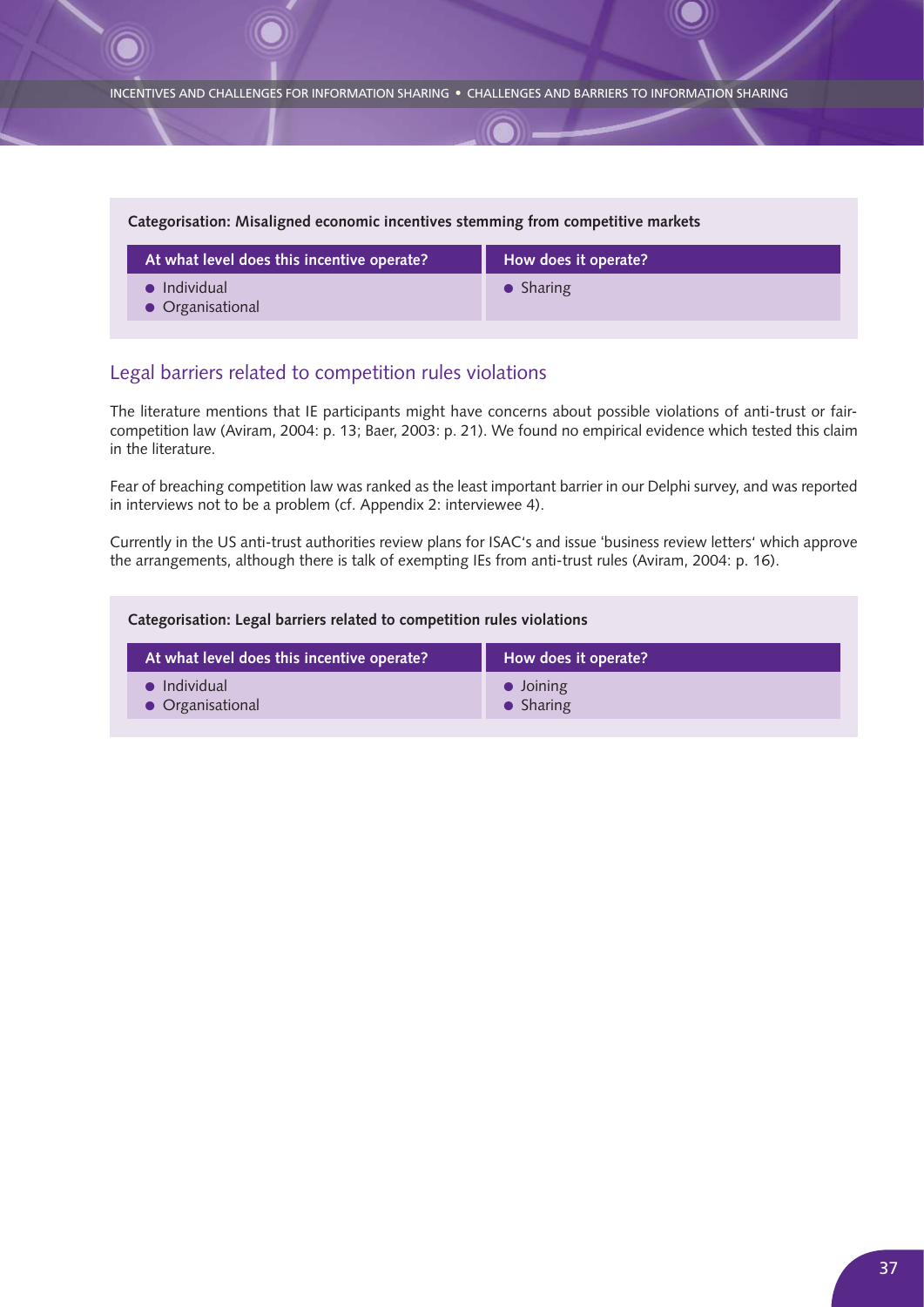**Categorisation: Misaligned economic incentives stemming from competitive markets**

| At what level does this incentive operate? | How does it operate? |
| --- | --- |
| • Individual<br>• Organisational | • Sharing |

## Legal barriers related to competition rules violations

The literature mentions that IE participants might have concerns about possible violations of anti-trust or fair-competition law (Aviram, 2004: p. 13; Baer, 2003: p. 21). We found no empirical evidence which tested this claim in the literature.

Fear of breaching competition law was ranked as the least important barrier in our Delphi survey, and was reported in interviews not to be a problem (cf. Appendix 2: interviewee 4).

Currently in the US anti-trust authorities review plans for ISAC's and issue 'business review letters' which approve the arrangements, although there is talk of exempting IEs from anti-trust rules (Aviram, 2004: p. 16).

**Categorisation: Legal barriers related to competition rules violations**

| At what level does this incentive operate? | How does it operate? |
| --- | --- |
| • Individual<br>• Organisational | • Joining<br>• Sharing |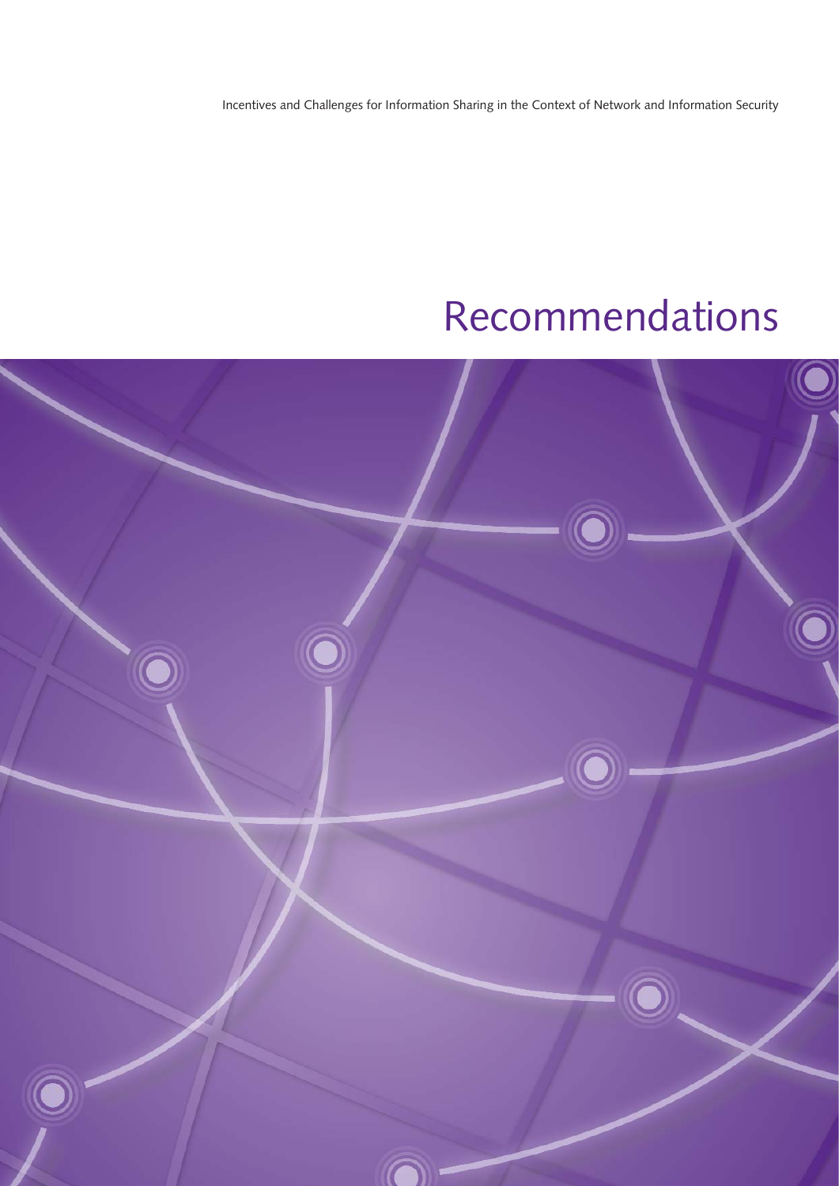# Recommendations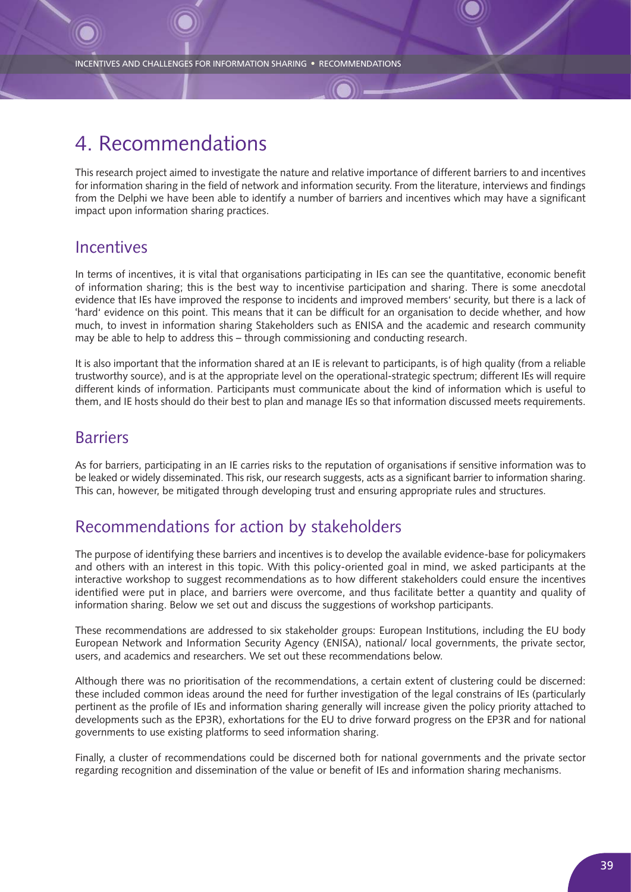# 4. Recommendations

This research project aimed to investigate the nature and relative importance of different barriers to and incentives for information sharing in the field of network and information security. From the literature, interviews and findings from the Delphi we have been able to identify a number of barriers and incentives which may have a significant impact upon information sharing practices.

## Incentives

In terms of incentives, it is vital that organisations participating in IEs can see the quantitative, economic benefit of information sharing; this is the best way to incentivise participation and sharing. There is some anecdotal evidence that IEs have improved the response to incidents and improved members' security, but there is a lack of 'hard' evidence on this point. This means that it can be difficult for an organisation to decide whether, and how much, to invest in information sharing Stakeholders such as ENISA and the academic and research community may be able to help to address this – through commissioning and conducting research.

It is also important that the information shared at an IE is relevant to participants, is of high quality (from a reliable trustworthy source), and is at the appropriate level on the operational-strategic spectrum; different IEs will require different kinds of information. Participants must communicate about the kind of information which is useful to them, and IE hosts should do their best to plan and manage IEs so that information discussed meets requirements.

## Barriers

As for barriers, participating in an IE carries risks to the reputation of organisations if sensitive information was to be leaked or widely disseminated. This risk, our research suggests, acts as a significant barrier to information sharing. This can, however, be mitigated through developing trust and ensuring appropriate rules and structures.

## Recommendations for action by stakeholders

The purpose of identifying these barriers and incentives is to develop the available evidence-base for policymakers and others with an interest in this topic. With this policy-oriented goal in mind, we asked participants at the interactive workshop to suggest recommendations as to how different stakeholders could ensure the incentives identified were put in place, and barriers were overcome, and thus facilitate better a quantity and quality of information sharing. Below we set out and discuss the suggestions of workshop participants.

These recommendations are addressed to six stakeholder groups: European Institutions, including the EU body European Network and Information Security Agency (ENISA), national/ local governments, the private sector, users, and academics and researchers. We set out these recommendations below.

Although there was no prioritisation of the recommendations, a certain extent of clustering could be discerned: these included common ideas around the need for further investigation of the legal constrains of IEs (particularly pertinent as the profile of IEs and information sharing generally will increase given the policy priority attached to developments such as the EP3R), exhortations for the EU to drive forward progress on the EP3R and for national governments to use existing platforms to seed information sharing.

Finally, a cluster of recommendations could be discerned both for national governments and the private sector regarding recognition and dissemination of the value or benefit of IEs and information sharing mechanisms.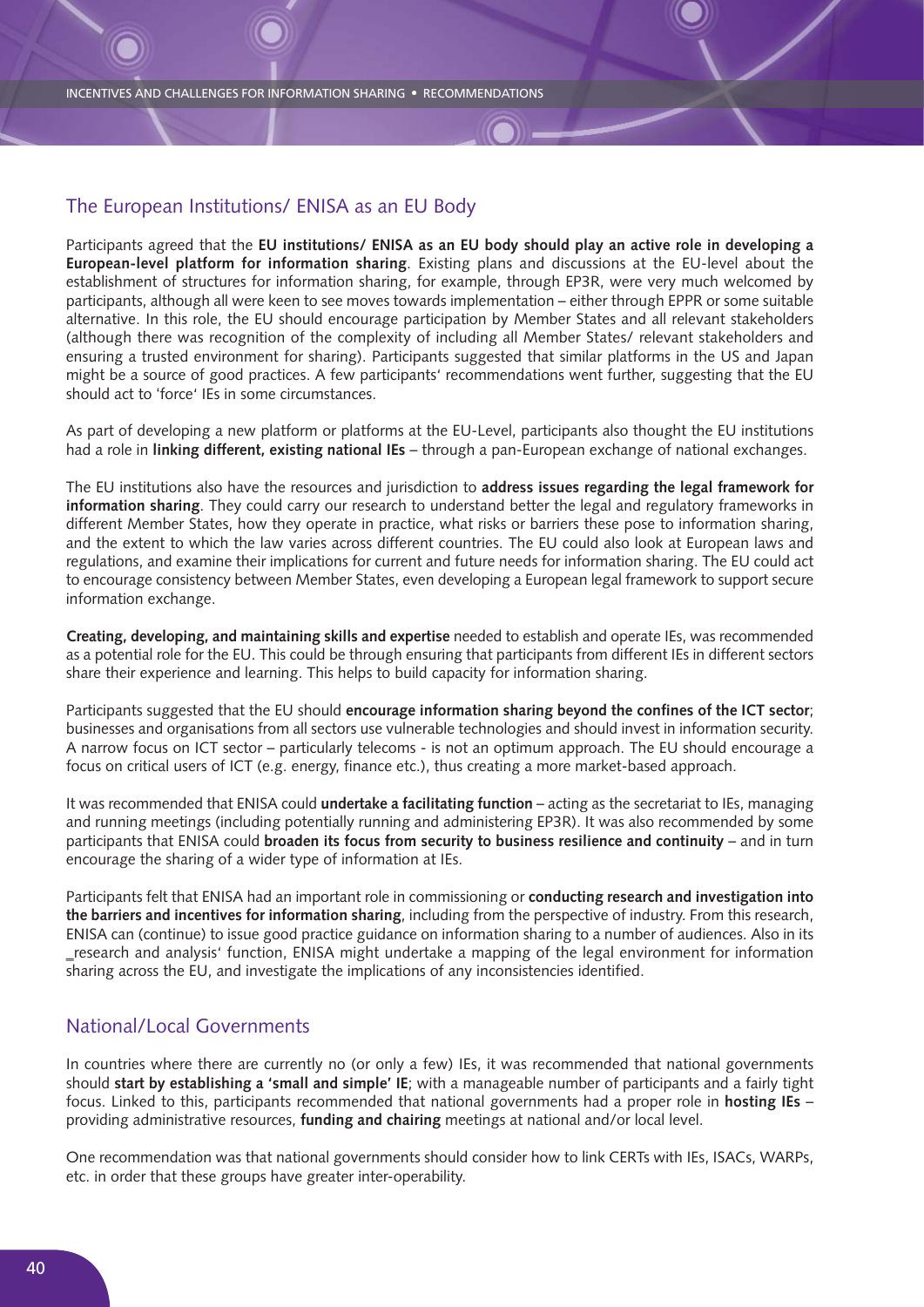## The European Institutions/ ENISA as an EU Body

Participants agreed that the **EU institutions/ ENISA as an EU body should play an active role in developing a European-level platform for information sharing**. Existing plans and discussions at the EU-level about the establishment of structures for information sharing, for example, through EP3R, were very much welcomed by participants, although all were keen to see moves towards implementation – either through EPPR or some suitable alternative. In this role, the EU should encourage participation by Member States and all relevant stakeholders (although there was recognition of the complexity of including all Member States/ relevant stakeholders and ensuring a trusted environment for sharing). Participants suggested that similar platforms in the US and Japan might be a source of good practices. A few participants' recommendations went further, suggesting that the EU should act to 'force' IEs in some circumstances.

As part of developing a new platform or platforms at the EU-Level, participants also thought the EU institutions had a role in **linking different, existing national IEs** – through a pan-European exchange of national exchanges.

The EU institutions also have the resources and jurisdiction to **address issues regarding the legal framework for information sharing**. They could carry our research to understand better the legal and regulatory frameworks in different Member States, how they operate in practice, what risks or barriers these pose to information sharing, and the extent to which the law varies across different countries. The EU could also look at European laws and regulations, and examine their implications for current and future needs for information sharing. The EU could act to encourage consistency between Member States, even developing a European legal framework to support secure information exchange.

**Creating, developing, and maintaining skills and expertise** needed to establish and operate IEs, was recommended as a potential role for the EU. This could be through ensuring that participants from different IEs in different sectors share their experience and learning. This helps to build capacity for information sharing.

Participants suggested that the EU should **encourage information sharing beyond the confines of the ICT sector**; businesses and organisations from all sectors use vulnerable technologies and should invest in information security. A narrow focus on ICT sector – particularly telecoms - is not an optimum approach. The EU should encourage a focus on critical users of ICT (e.g. energy, finance etc.), thus creating a more market-based approach.

It was recommended that ENISA could **undertake a facilitating function** – acting as the secretariat to IEs, managing and running meetings (including potentially running and administering EP3R). It was also recommended by some participants that ENISA could **broaden its focus from security to business resilience and continuity** – and in turn encourage the sharing of a wider type of information at IEs.

Participants felt that ENISA had an important role in commissioning or **conducting research and investigation into the barriers and incentives for information sharing**, including from the perspective of industry. From this research, ENISA can (continue) to issue good practice guidance on information sharing to a number of audiences. Also in its _research and analysis' function, ENISA might undertake a mapping of the legal environment for information sharing across the EU, and investigate the implications of any inconsistencies identified.

## National/Local Governments

In countries where there are currently no (or only a few) IEs, it was recommended that national governments should **start by establishing a 'small and simple' IE**; with a manageable number of participants and a fairly tight focus. Linked to this, participants recommended that national governments had a proper role in **hosting IEs** – providing administrative resources, **funding and chairing** meetings at national and/or local level.

One recommendation was that national governments should consider how to link CERTs with IEs, ISACs, WARPs, etc. in order that these groups have greater inter-operability.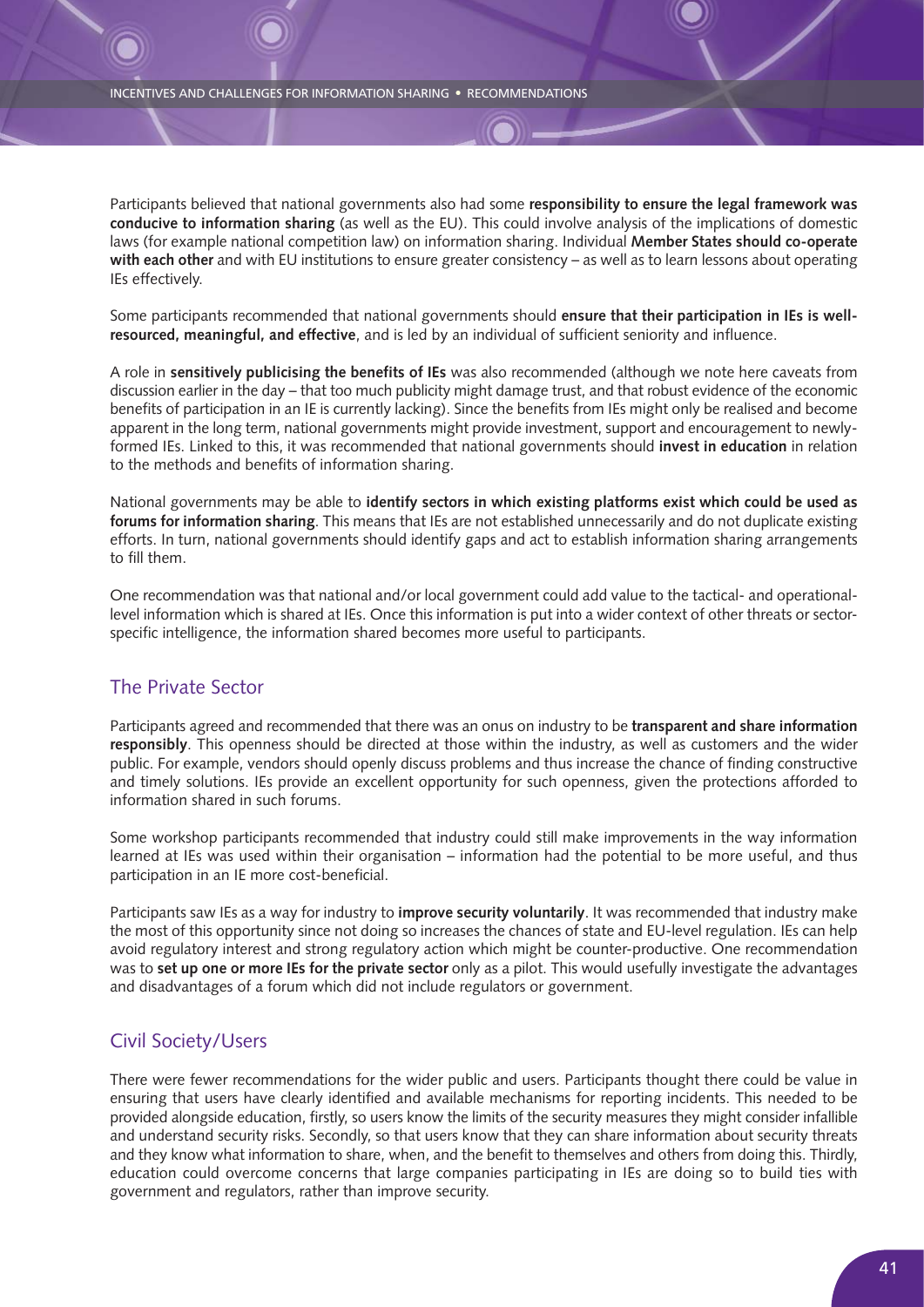Participants believed that national governments also had some **responsibility to ensure the legal framework was conducive to information sharing** (as well as the EU). This could involve analysis of the implications of domestic laws (for example national competition law) on information sharing. Individual **Member States should co-operate with each other** and with EU institutions to ensure greater consistency – as well as to learn lessons about operating IEs effectively.

Some participants recommended that national governments should **ensure that their participation in IEs is well-resourced, meaningful, and effective**, and is led by an individual of sufficient seniority and influence.

A role in **sensitively publicising the benefits of IEs** was also recommended (although we note here caveats from discussion earlier in the day – that too much publicity might damage trust, and that robust evidence of the economic benefits of participation in an IE is currently lacking). Since the benefits from IEs might only be realised and become apparent in the long term, national governments might provide investment, support and encouragement to newly-formed IEs. Linked to this, it was recommended that national governments should **invest in education** in relation to the methods and benefits of information sharing.

National governments may be able to **identify sectors in which existing platforms exist which could be used as forums for information sharing**. This means that IEs are not established unnecessarily and do not duplicate existing efforts. In turn, national governments should identify gaps and act to establish information sharing arrangements to fill them.

One recommendation was that national and/or local government could add value to the tactical- and operational-level information which is shared at IEs. Once this information is put into a wider context of other threats or sector-specific intelligence, the information shared becomes more useful to participants.

## The Private Sector

Participants agreed and recommended that there was an onus on industry to be **transparent and share information responsibly**. This openness should be directed at those within the industry, as well as customers and the wider public. For example, vendors should openly discuss problems and thus increase the chance of finding constructive and timely solutions. IEs provide an excellent opportunity for such openness, given the protections afforded to information shared in such forums.

Some workshop participants recommended that industry could still make improvements in the way information learned at IEs was used within their organisation – information had the potential to be more useful, and thus participation in an IE more cost-beneficial.

Participants saw IEs as a way for industry to **improve security voluntarily**. It was recommended that industry make the most of this opportunity since not doing so increases the chances of state and EU-level regulation. IEs can help avoid regulatory interest and strong regulatory action which might be counter-productive. One recommendation was to **set up one or more IEs for the private sector** only as a pilot. This would usefully investigate the advantages and disadvantages of a forum which did not include regulators or government.

## Civil Society/Users

There were fewer recommendations for the wider public and users. Participants thought there could be value in ensuring that users have clearly identified and available mechanisms for reporting incidents. This needed to be provided alongside education, firstly, so users know the limits of the security measures they might consider infallible and understand security risks. Secondly, so that users know that they can share information about security threats and they know what information to share, when, and the benefit to themselves and others from doing this. Thirdly, education could overcome concerns that large companies participating in IEs are doing so to build ties with government and regulators, rather than improve security.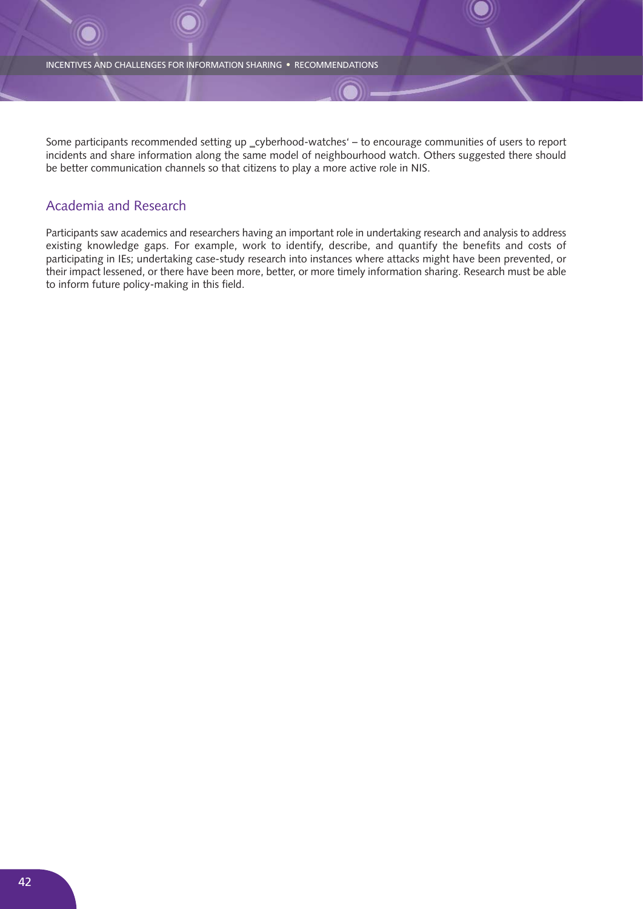Some participants recommended setting up ‗cyberhood-watches' – to encourage communities of users to report incidents and share information along the same model of neighbourhood watch. Others suggested there should be better communication channels so that citizens to play a more active role in NIS.

## Academia and Research

Participants saw academics and researchers having an important role in undertaking research and analysis to address existing knowledge gaps. For example, work to identify, describe, and quantify the benefits and costs of participating in IEs; undertaking case-study research into instances where attacks might have been prevented, or their impact lessened, or there have been more, better, or more timely information sharing. Research must be able to inform future policy-making in this field.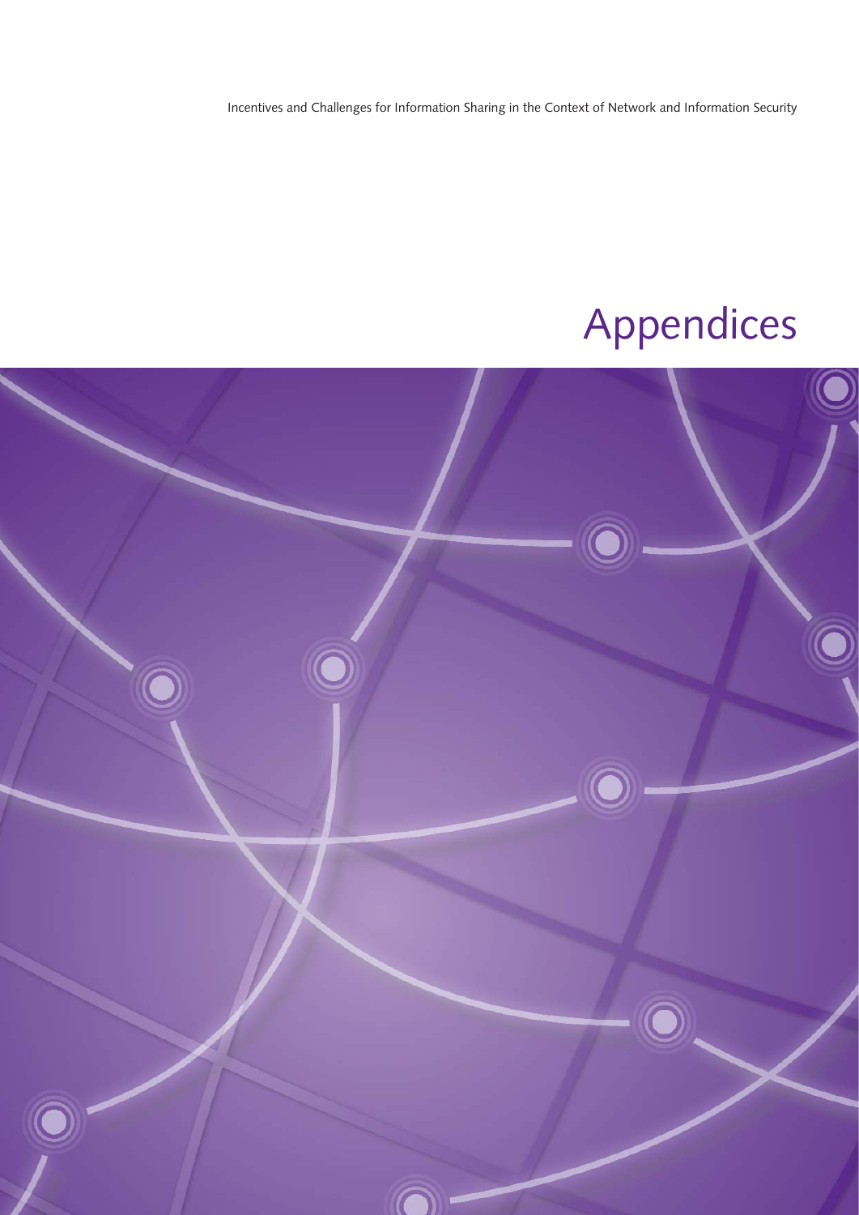# Appendices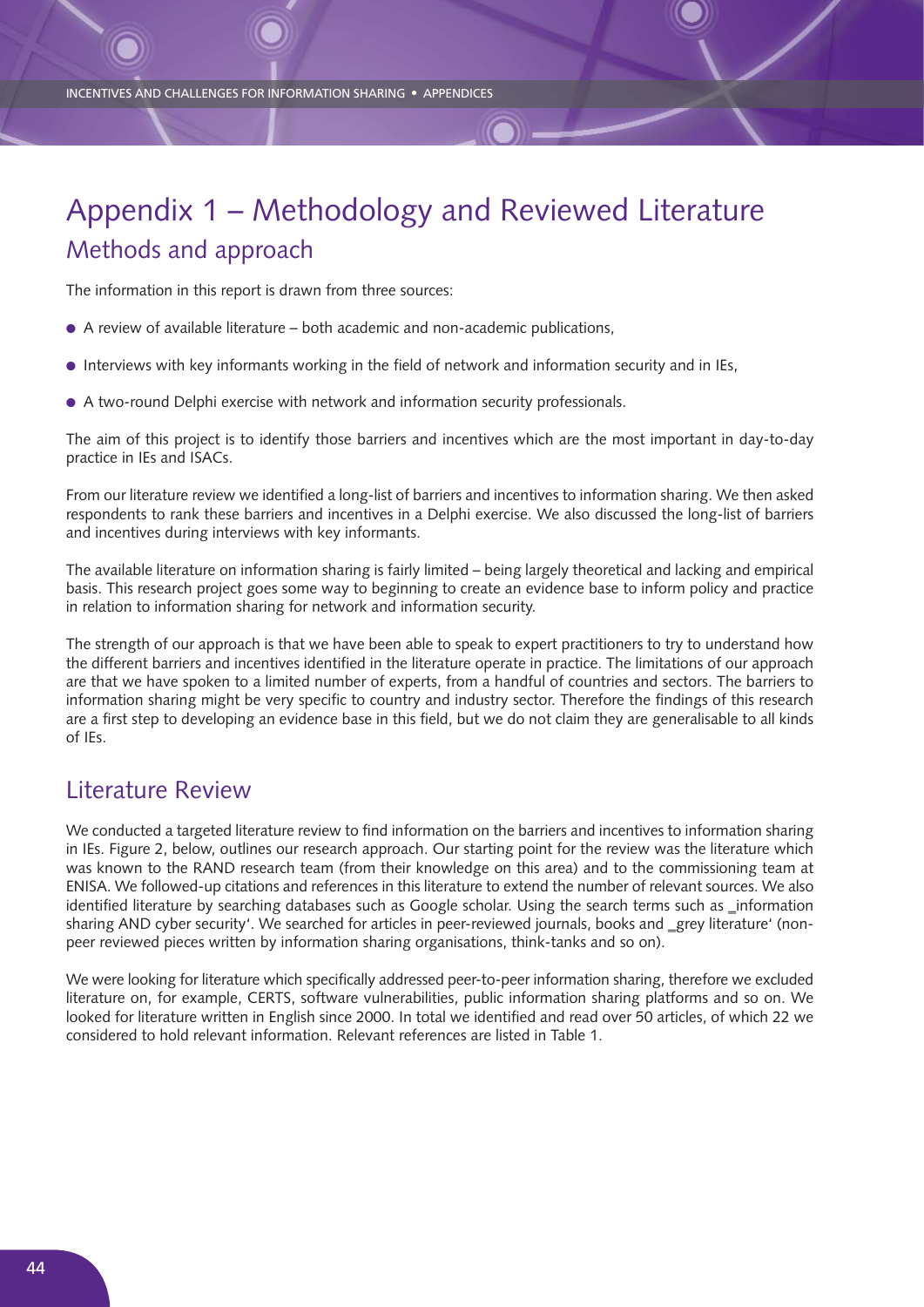# Appendix 1 – Methodology and Reviewed Literature

## Methods and approach

The information in this report is drawn from three sources:

- A review of available literature – both academic and non-academic publications,
- Interviews with key informants working in the field of network and information security and in IEs,
- A two-round Delphi exercise with network and information security professionals.

The aim of this project is to identify those barriers and incentives which are the most important in day-to-day practice in IEs and ISACs.

From our literature review we identified a long-list of barriers and incentives to information sharing. We then asked respondents to rank these barriers and incentives in a Delphi exercise. We also discussed the long-list of barriers and incentives during interviews with key informants.

The available literature on information sharing is fairly limited – being largely theoretical and lacking and empirical basis. This research project goes some way to beginning to create an evidence base to inform policy and practice in relation to information sharing for network and information security.

The strength of our approach is that we have been able to speak to expert practitioners to try to understand how the different barriers and incentives identified in the literature operate in practice. The limitations of our approach are that we have spoken to a limited number of experts, from a handful of countries and sectors. The barriers to information sharing might be very specific to country and industry sector. Therefore the findings of this research are a first step to developing an evidence base in this field, but we do not claim they are generalisable to all kinds of IEs.

## Literature Review

We conducted a targeted literature review to find information on the barriers and incentives to information sharing in IEs. Figure 2, below, outlines our research approach. Our starting point for the review was the literature which was known to the RAND research team (from their knowledge on this area) and to the commissioning team at ENISA. We followed-up citations and references in this literature to extend the number of relevant sources. We also identified literature by searching databases such as Google scholar. Using the search terms such as _information sharing AND cyber security'. We searched for articles in peer-reviewed journals, books and _grey literature' (non-peer reviewed pieces written by information sharing organisations, think-tanks and so on).

We were looking for literature which specifically addressed peer-to-peer information sharing, therefore we excluded literature on, for example, CERTS, software vulnerabilities, public information sharing platforms and so on. We looked for literature written in English since 2000. In total we identified and read over 50 articles, of which 22 we considered to hold relevant information. Relevant references are listed in Table 1.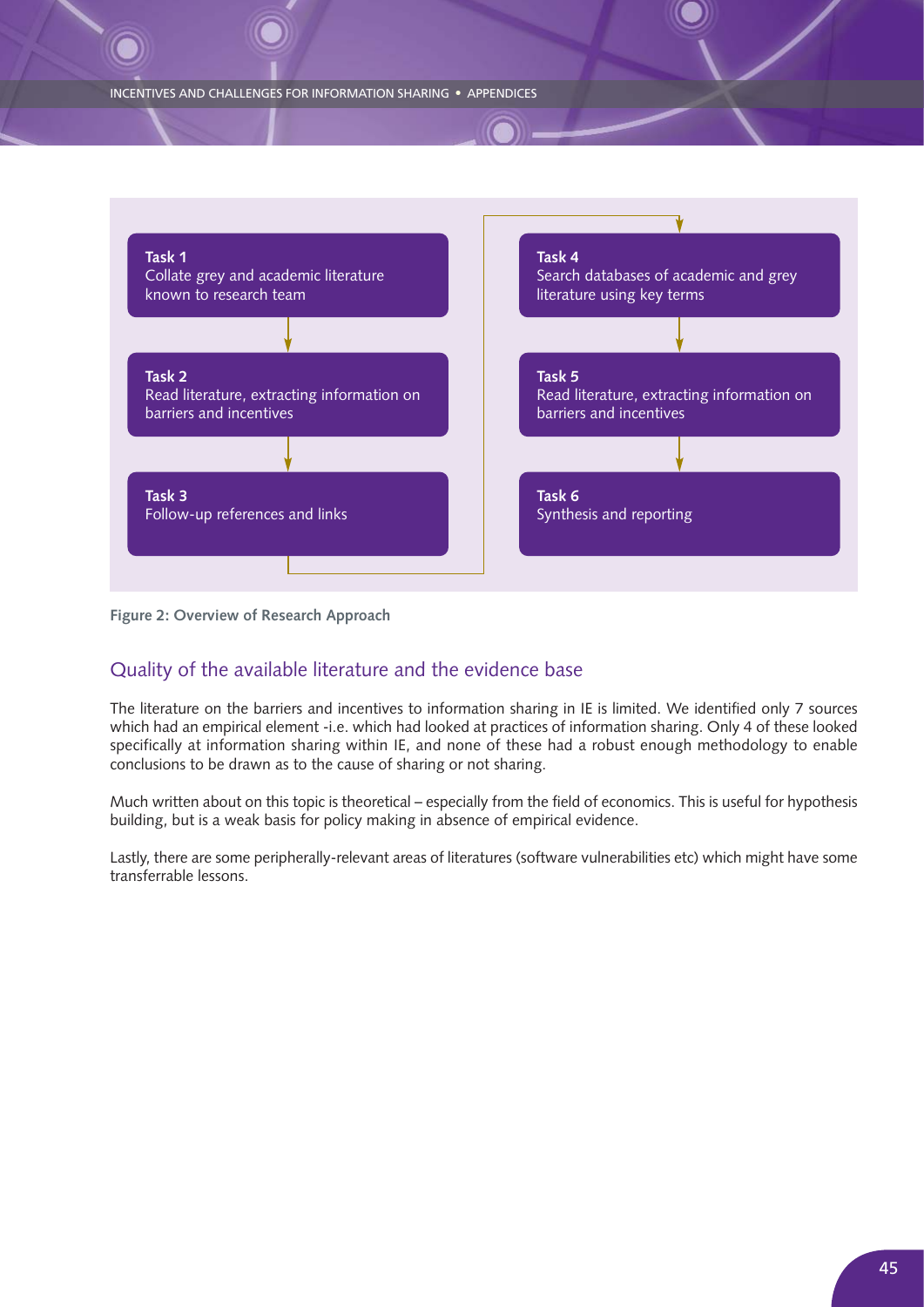**Task 1**
Collate grey and academic literature known to research team

**Task 2**
Read literature, extracting information on barriers and incentives

**Task 3**
Follow-up references and links

**Task 4**
Search databases of academic and grey literature using key terms

**Task 5**
Read literature, extracting information on barriers and incentives

**Task 6**
Synthesis and reporting

**Figure 2: Overview of Research Approach**

## Quality of the available literature and the evidence base

The literature on the barriers and incentives to information sharing in IE is limited. We identified only 7 sources which had an empirical element -i.e. which had looked at practices of information sharing. Only 4 of these looked specifically at information sharing within IE, and none of these had a robust enough methodology to enable conclusions to be drawn as to the cause of sharing or not sharing.

Much written about on this topic is theoretical – especially from the field of economics. This is useful for hypothesis building, but is a weak basis for policy making in absence of empirical evidence.

Lastly, there are some peripherally-relevant areas of literatures (software vulnerabilities etc) which might have some transferrable lessons.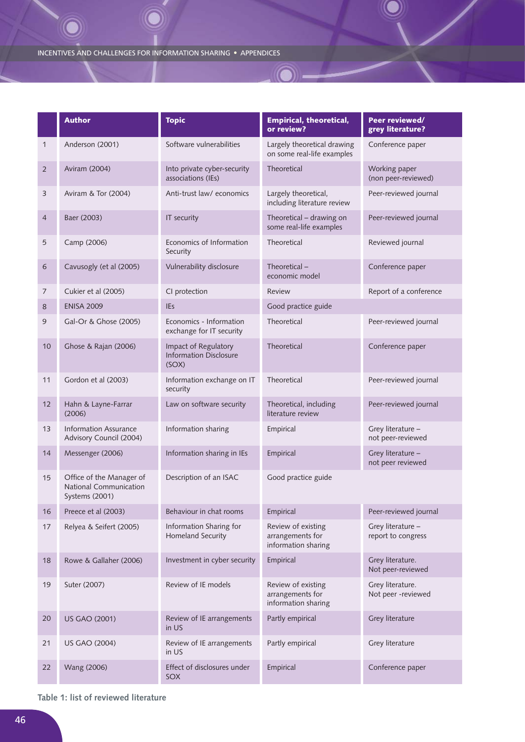| | Author | Topic | Empirical, theoretical, or review? | Peer reviewed/ grey literature? |
|---|---|---|---|---|
| 1 | Anderson (2001) | Software vulnerabilities | Largely theoretical drawing on some real-life examples | Conference paper |
| 2 | Aviram (2004) | Into private cyber-security associations (IEs) | Theoretical | Working paper (non peer-reviewed) |
| 3 | Aviram & Tor (2004) | Anti-trust law/ economics | Largely theoretical, including literature review | Peer-reviewed journal |
| 4 | Baer (2003) | IT security | Theoretical – drawing on some real-life examples | Peer-reviewed journal |
| 5 | Camp (2006) | Economics of Information Security | Theoretical | Reviewed journal |
| 6 | Cavusogly (et al (2005) | Vulnerability disclosure | Theoretical – economic model | Conference paper |
| 7 | Cukier et al (2005) | CI protection | Review | Report of a conference |
| 8 | ENISA 2009 | IEs | Good practice guide | |
| 9 | Gal-Or & Ghose (2005) | Economics - Information exchange for IT security | Theoretical | Peer-reviewed journal |
| 10 | Ghose & Rajan (2006) | Impact of Regulatory Information Disclosure (SOX) | Theoretical | Conference paper |
| 11 | Gordon et al (2003) | Information exchange on IT security | Theoretical | Peer-reviewed journal |
| 12 | Hahn & Layne-Farrar (2006) | Law on software security | Theoretical, including literature review | Peer-reviewed journal |
| 13 | Information Assurance Advisory Council (2004) | Information sharing | Empirical | Grey literature – not peer-reviewed |
| 14 | Messenger (2006) | Information sharing in IEs | Empirical | Grey literature – not peer reviewed |
| 15 | Office of the Manager of National Communication Systems (2001) | Description of an ISAC | Good practice guide | |
| 16 | Preece et al (2003) | Behaviour in chat rooms | Empirical | Peer-reviewed journal |
| 17 | Relyea & Seifert (2005) | Information Sharing for Homeland Security | Review of existing arrangements for information sharing | Grey literature – report to congress |
| 18 | Rowe & Gallaher (2006) | Investment in cyber security | Empirical | Grey literature. Not peer-reviewed |
| 19 | Suter (2007) | Review of IE models | Review of existing arrangements for information sharing | Grey literature. Not peer -reviewed |
| 20 | US GAO (2001) | Review of IE arrangements in US | Partly empirical | Grey literature |
| 21 | US GAO (2004) | Review of IE arrangements in US | Partly empirical | Grey literature |
| 22 | Wang (2006) | Effect of disclosures under SOX | Empirical | Conference paper |

Table 1: list of reviewed literature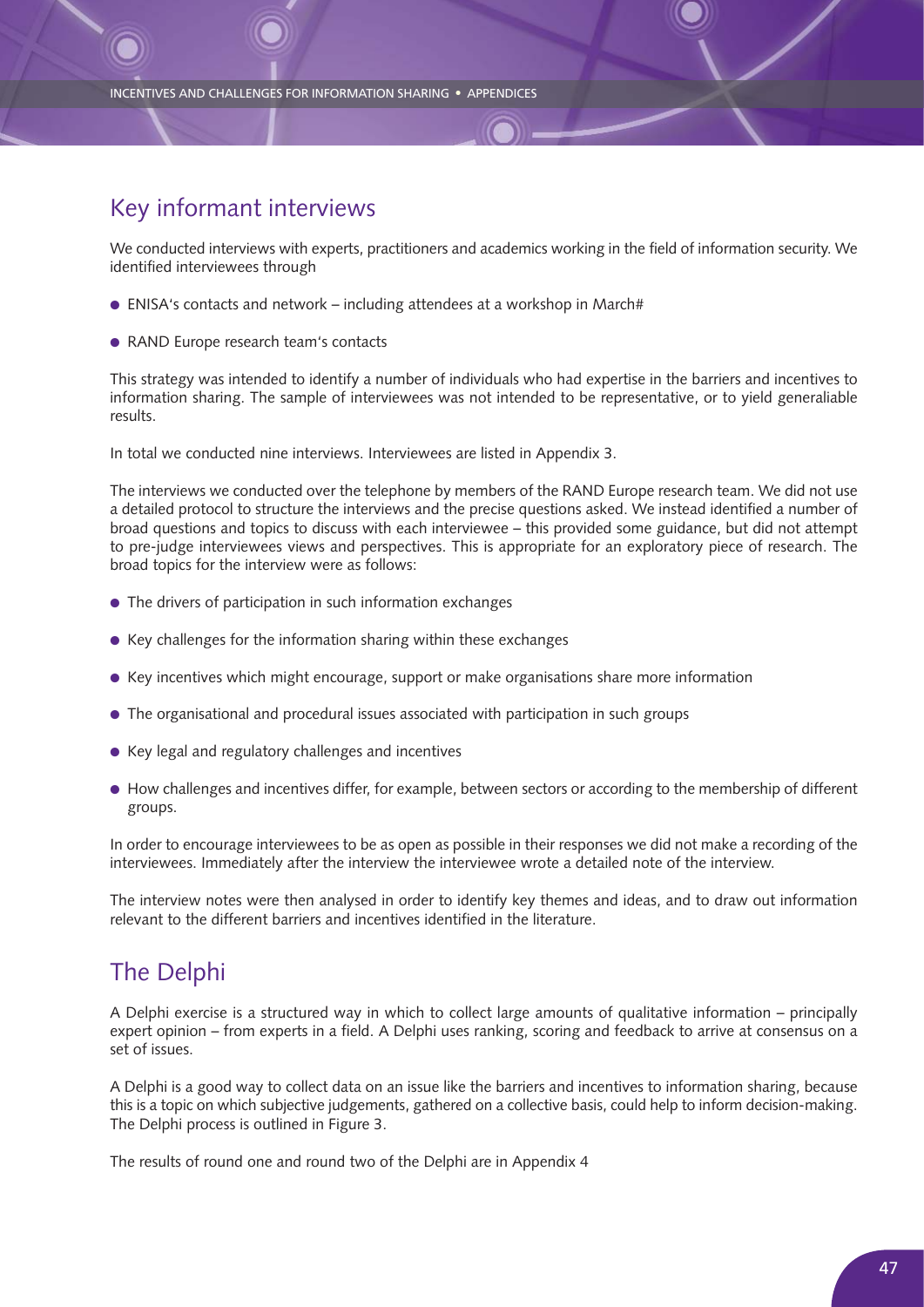## Key informant interviews

We conducted interviews with experts, practitioners and academics working in the field of information security. We identified interviewees through

- ENISA's contacts and network – including attendees at a workshop in March#
- RAND Europe research team's contacts

This strategy was intended to identify a number of individuals who had expertise in the barriers and incentives to information sharing. The sample of interviewees was not intended to be representative, or to yield generaliable results.

In total we conducted nine interviews. Interviewees are listed in Appendix 3.

The interviews we conducted over the telephone by members of the RAND Europe research team. We did not use a detailed protocol to structure the interviews and the precise questions asked. We instead identified a number of broad questions and topics to discuss with each interviewee – this provided some guidance, but did not attempt to pre-judge interviewees views and perspectives. This is appropriate for an exploratory piece of research. The broad topics for the interview were as follows:

- The drivers of participation in such information exchanges
- Key challenges for the information sharing within these exchanges
- Key incentives which might encourage, support or make organisations share more information
- The organisational and procedural issues associated with participation in such groups
- Key legal and regulatory challenges and incentives
- How challenges and incentives differ, for example, between sectors or according to the membership of different groups.

In order to encourage interviewees to be as open as possible in their responses we did not make a recording of the interviewees. Immediately after the interview the interviewee wrote a detailed note of the interview.

The interview notes were then analysed in order to identify key themes and ideas, and to draw out information relevant to the different barriers and incentives identified in the literature.

## The Delphi

A Delphi exercise is a structured way in which to collect large amounts of qualitative information – principally expert opinion – from experts in a field. A Delphi uses ranking, scoring and feedback to arrive at consensus on a set of issues.

A Delphi is a good way to collect data on an issue like the barriers and incentives to information sharing, because this is a topic on which subjective judgements, gathered on a collective basis, could help to inform decision-making. The Delphi process is outlined in Figure 3.

The results of round one and round two of the Delphi are in Appendix 4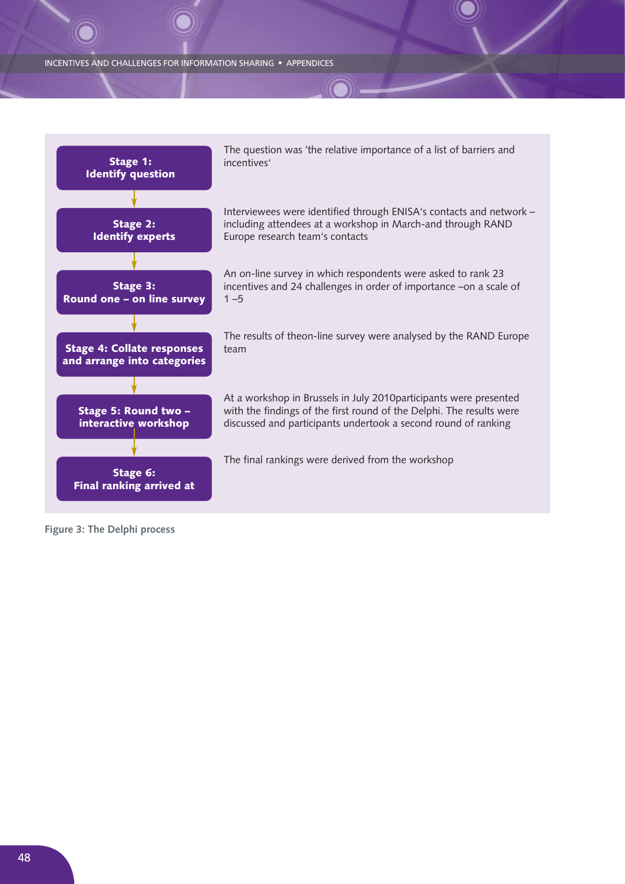| Stage | Description |
| --- | --- |
| **Stage 1: Identify question** | The question was 'the relative importance of a list of barriers and incentives' |
| **Stage 2: Identify experts** | Interviewees were identified through ENISA's contacts and network – including attendees at a workshop in March-and through RAND Europe research team's contacts |
| **Stage 3: Round one – on line survey** | An on-line survey in which respondents were asked to rank 23 incentives and 24 challenges in order of importance –on a scale of 1 –5 |
| **Stage 4: Collate responses and arrange into categories** | The results of theon-line survey were analysed by the RAND Europe team |
| **Stage 5: Round two – interactive workshop** | At a workshop in Brussels in July 2010participants were presented with the findings of the first round of the Delphi. The results were discussed and participants undertook a second round of ranking |
| **Stage 6: Final ranking arrived at** | The final rankings were derived from the workshop |

**Figure 3: The Delphi process**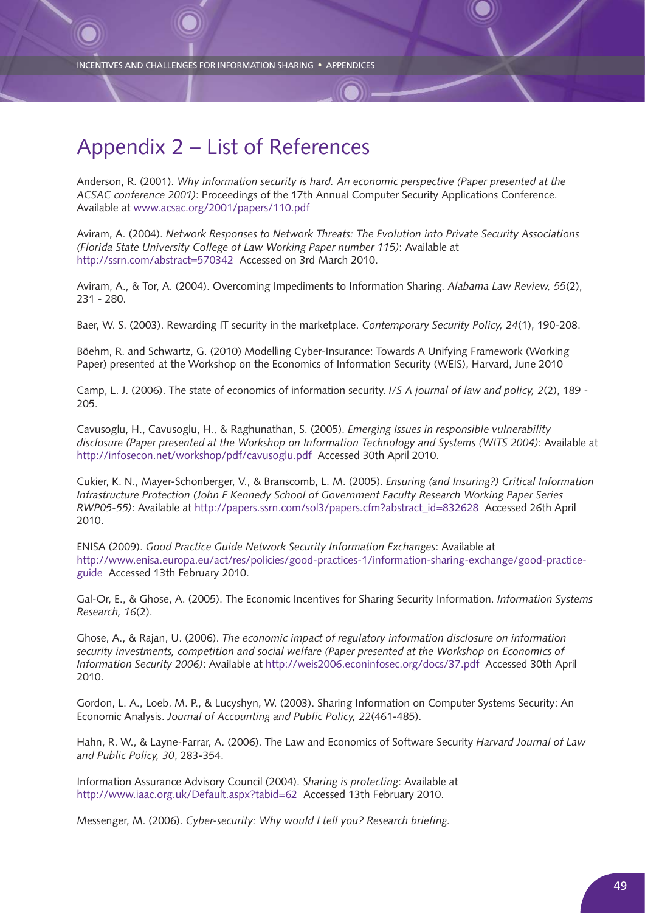# Appendix 2 – List of References

Anderson, R. (2001). *Why information security is hard. An economic perspective (Paper presented at the ACSAC conference 2001)*: Proceedings of the 17th Annual Computer Security Applications Conference. Available at www.acsac.org/2001/papers/110.pdf

Aviram, A. (2004). *Network Responses to Network Threats: The Evolution into Private Security Associations (Florida State University College of Law Working Paper number 115)*: Available at http://ssrn.com/abstract=570342 Accessed on 3rd March 2010.

Aviram, A., & Tor, A. (2004). Overcoming Impediments to Information Sharing. *Alabama Law Review, 55*(2), 231 - 280.

Baer, W. S. (2003). Rewarding IT security in the marketplace. *Contemporary Security Policy, 24*(1), 190-208.

Böehm, R. and Schwartz, G. (2010) Modelling Cyber-Insurance: Towards A Unifying Framework (Working Paper) presented at the Workshop on the Economics of Information Security (WEIS), Harvard, June 2010

Camp, L. J. (2006). The state of economics of information security. *I/S A journal of law and policy, 2*(2), 189 - 205.

Cavusoglu, H., Cavusoglu, H., & Raghunathan, S. (2005). *Emerging Issues in responsible vulnerability disclosure (Paper presented at the Workshop on Information Technology and Systems (WITS 2004)*: Available at http://infosecon.net/workshop/pdf/cavusoglu.pdf Accessed 30th April 2010.

Cukier, K. N., Mayer-Schonberger, V., & Branscomb, L. M. (2005). *Ensuring (and Insuring?) Critical Information Infrastructure Protection (John F Kennedy School of Government Faculty Research Working Paper Series RWP05-55)*: Available at http://papers.ssrn.com/sol3/papers.cfm?abstract_id=832628 Accessed 26th April 2010.

ENISA (2009). *Good Practice Guide Network Security Information Exchanges*: Available at http://www.enisa.europa.eu/act/res/policies/good-practices-1/information-sharing-exchange/good-practice-guide Accessed 13th February 2010.

Gal-Or, E., & Ghose, A. (2005). The Economic Incentives for Sharing Security Information. *Information Systems Research, 16*(2).

Ghose, A., & Rajan, U. (2006). *The economic impact of regulatory information disclosure on information security investments, competition and social welfare (Paper presented at the Workshop on Economics of Information Security 2006)*: Available at http://weis2006.econinfosec.org/docs/37.pdf Accessed 30th April 2010.

Gordon, L. A., Loeb, M. P., & Lucyshyn, W. (2003). Sharing Information on Computer Systems Security: An Economic Analysis. *Journal of Accounting and Public Policy, 22*(461-485).

Hahn, R. W., & Layne-Farrar, A. (2006). The Law and Economics of Software Security *Harvard Journal of Law and Public Policy, 30*, 283-354.

Information Assurance Advisory Council (2004). *Sharing is protecting*: Available at http://www.iaac.org.uk/Default.aspx?tabid=62 Accessed 13th February 2010.

Messenger, M. (2006). *Cyber-security: Why would I tell you? Research briefing.*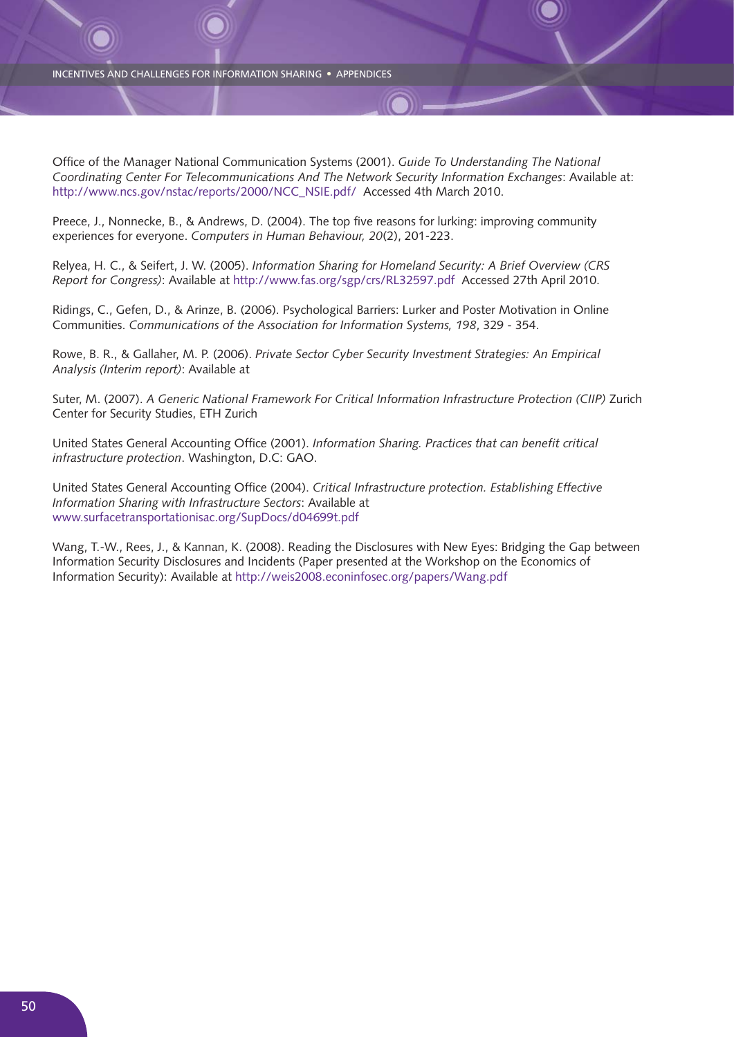Office of the Manager National Communication Systems (2001). *Guide To Understanding The National Coordinating Center For Telecommunications And The Network Security Information Exchanges*: Available at: http://www.ncs.gov/nstac/reports/2000/NCC_NSIE.pdf/ Accessed 4th March 2010.

Preece, J., Nonnecke, B., & Andrews, D. (2004). The top five reasons for lurking: improving community experiences for everyone. *Computers in Human Behaviour, 20*(2), 201-223.

Relyea, H. C., & Seifert, J. W. (2005). *Information Sharing for Homeland Security: A Brief Overview (CRS Report for Congress)*: Available at http://www.fas.org/sgp/crs/RL32597.pdf Accessed 27th April 2010.

Ridings, C., Gefen, D., & Arinze, B. (2006). Psychological Barriers: Lurker and Poster Motivation in Online Communities. *Communications of the Association for Information Systems, 198*, 329 - 354.

Rowe, B. R., & Gallaher, M. P. (2006). *Private Sector Cyber Security Investment Strategies: An Empirical Analysis (Interim report)*: Available at

Suter, M. (2007). *A Generic National Framework For Critical Information Infrastructure Protection (CIIP)* Zurich Center for Security Studies, ETH Zurich

United States General Accounting Office (2001). *Information Sharing. Practices that can benefit critical infrastructure protection*. Washington, D.C: GAO.

United States General Accounting Office (2004). *Critical Infrastructure protection. Establishing Effective Information Sharing with Infrastructure Sectors*: Available at www.surfacetransportationisac.org/SupDocs/d04699t.pdf

Wang, T.-W., Rees, J., & Kannan, K. (2008). Reading the Disclosures with New Eyes: Bridging the Gap between Information Security Disclosures and Incidents (Paper presented at the Workshop on the Economics of Information Security): Available at http://weis2008.econinfosec.org/papers/Wang.pdf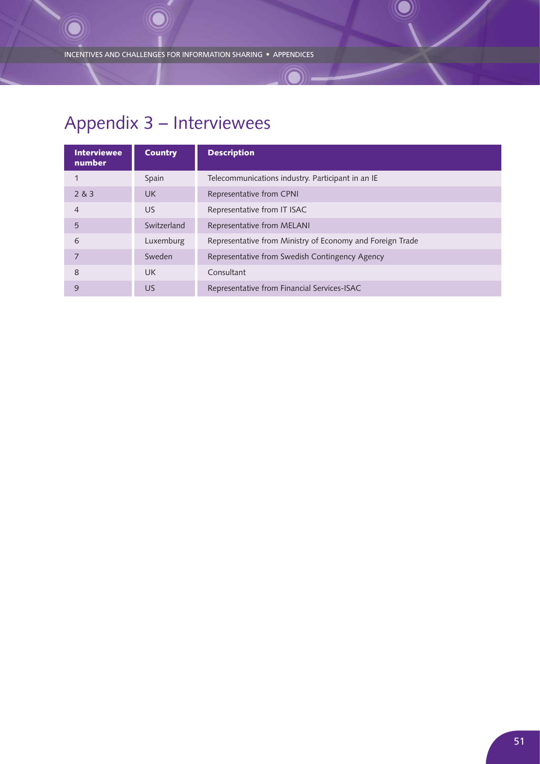# Appendix 3 – Interviewees

| Interviewee number | Country | Description |
|---|---|---|
| 1 | Spain | Telecommunications industry. Participant in an IE |
| 2 & 3 | UK | Representative from CPNI |
| 4 | US | Representative from IT ISAC |
| 5 | Switzerland | Representative from MELANI |
| 6 | Luxemburg | Representative from Ministry of Economy and Foreign Trade |
| 7 | Sweden | Representative from Swedish Contingency Agency |
| 8 | UK | Consultant |
| 9 | US | Representative from Financial Services-ISAC |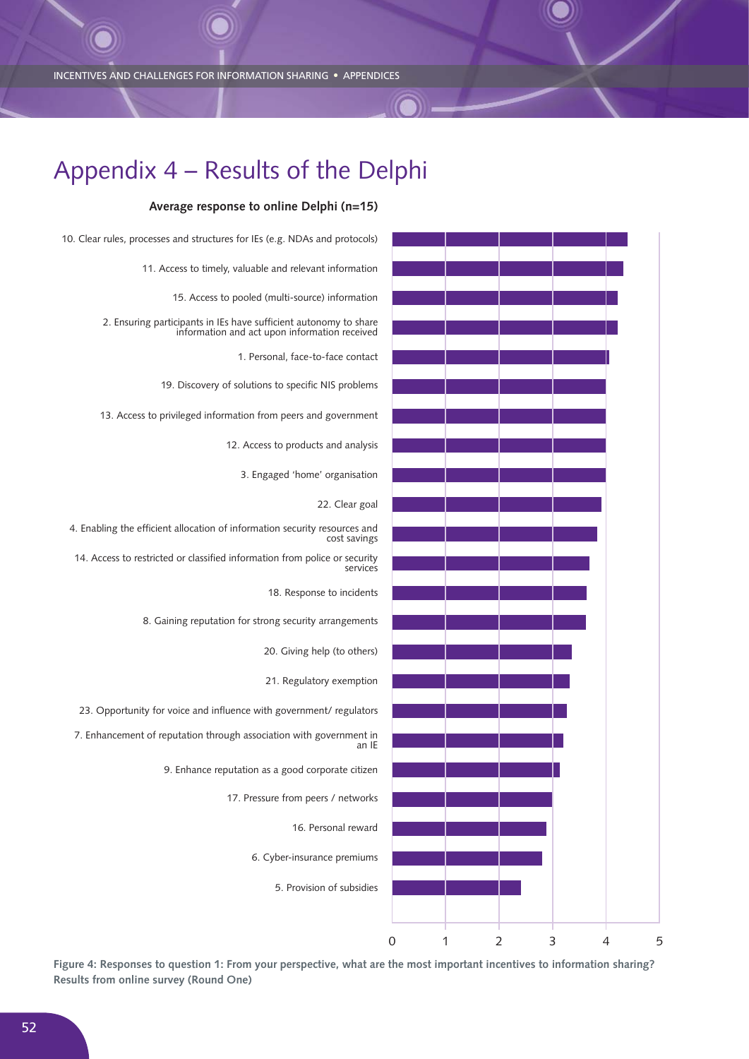# Appendix 4 – Results of the Delphi

**Average response to online Delphi (n=15)**

| Incentive | Average response |
|---|---|
| 10. Clear rules, processes and structures for IEs (e.g. NDAs and protocols) | |
| 11. Access to timely, valuable and relevant information | |
| 15. Access to pooled (multi-source) information | |
| 2. Ensuring participants in IEs have sufficient autonomy to share information and act upon information received | |
| 1. Personal, face-to-face contact | |
| 19. Discovery of solutions to specific NIS problems | |
| 13. Access to privileged information from peers and government | |
| 12. Access to products and analysis | |
| 3. Engaged 'home' organisation | |
| 22. Clear goal | |
| 4. Enabling the efficient allocation of information security resources and cost savings | |
| 14. Access to restricted or classified information from police or security services | |
| 18. Response to incidents | |
| 8. Gaining reputation for strong security arrangements | |
| 20. Giving help (to others) | |
| 21. Regulatory exemption | |
| 23. Opportunity for voice and influence with government/ regulators | |
| 7. Enhancement of reputation through association with government in an IE | |
| 9. Enhance reputation as a good corporate citizen | |
| 17. Pressure from peers / networks | |
| 16. Personal reward | |
| 6. Cyber-insurance premiums | |
| 5. Provision of subsidies | |

**Figure 4: Responses to question 1: From your perspective, what are the most important incentives to information sharing? Results from online survey (Round One)**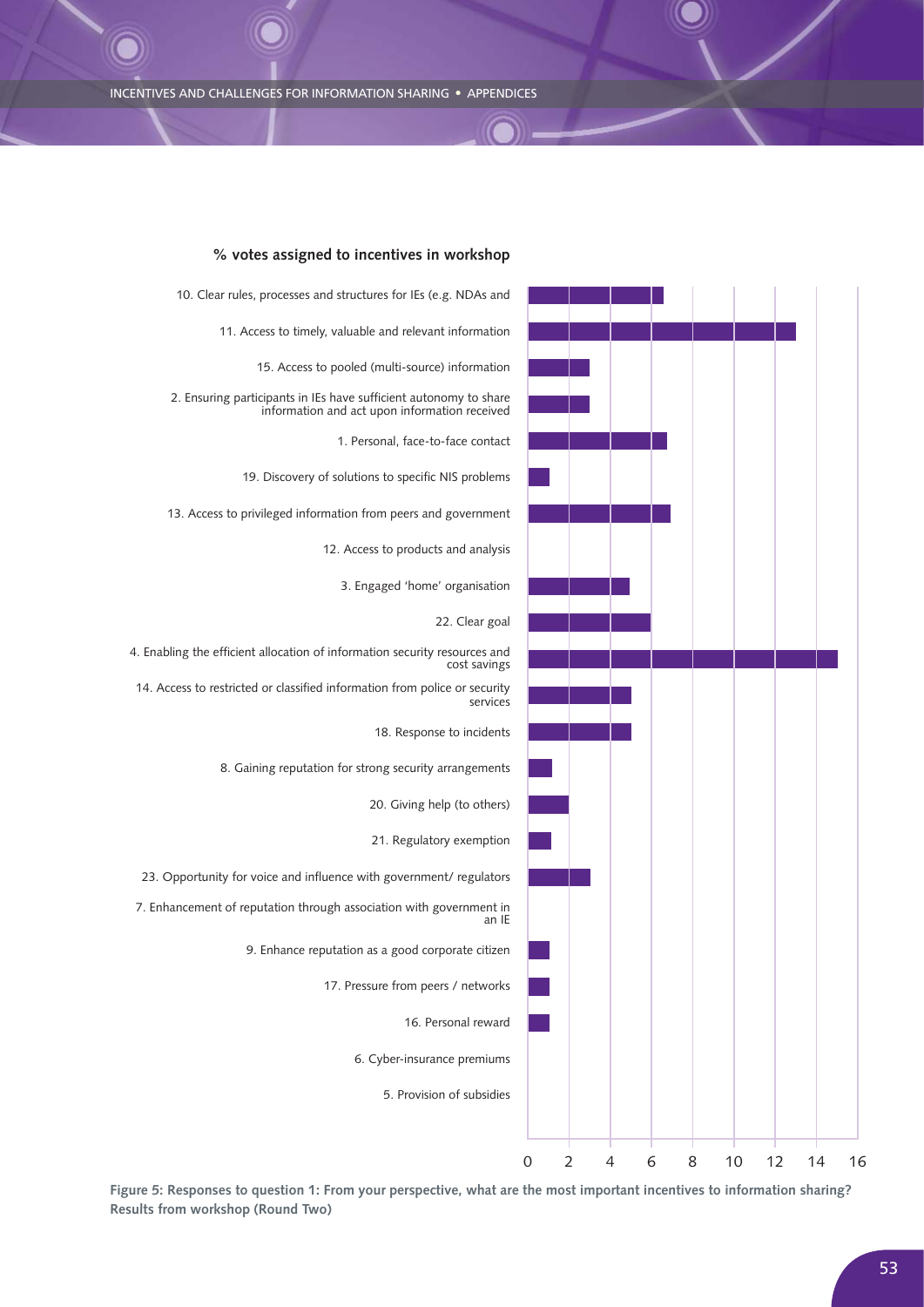**% votes assigned to incentives in workshop**

| Incentive | % votes (approx.) |
|---|---|
| 10. Clear rules, processes and structures for IEs (e.g. NDAs and | 6.6 |
| 11. Access to timely, valuable and relevant information | 13 |
| 15. Access to pooled (multi-source) information | 3 |
| 2. Ensuring participants in IEs have sufficient autonomy to share information and act upon information received | 3 |
| 1. Personal, face-to-face contact | 6.8 |
| 19. Discovery of solutions to specific NIS problems | 1 |
| 13. Access to privileged information from peers and government | 6.9 |
| 12. Access to products and analysis | 0 |
| 3. Engaged 'home' organisation | 5 |
| 22. Clear goal | 6 |
| 4. Enabling the efficient allocation of information security resources and cost savings | 15 |
| 14. Access to restricted or classified information from police or security services | 5 |
| 18. Response to incidents | 5 |
| 8. Gaining reputation for strong security arrangements | 1.2 |
| 20. Giving help (to others) | 2 |
| 21. Regulatory exemption | 1.1 |
| 23. Opportunity for voice and influence with government/ regulators | 3 |
| 7. Enhancement of reputation through association with government in an IE | 0 |
| 9. Enhance reputation as a good corporate citizen | 1 |
| 17. Pressure from peers / networks | 1 |
| 16. Personal reward | 1 |
| 6. Cyber-insurance premiums | 0 |
| 5. Provision of subsidies | 0 |

**Figure 5: Responses to question 1: From your perspective, what are the most important incentives to information sharing? Results from workshop (Round Two)**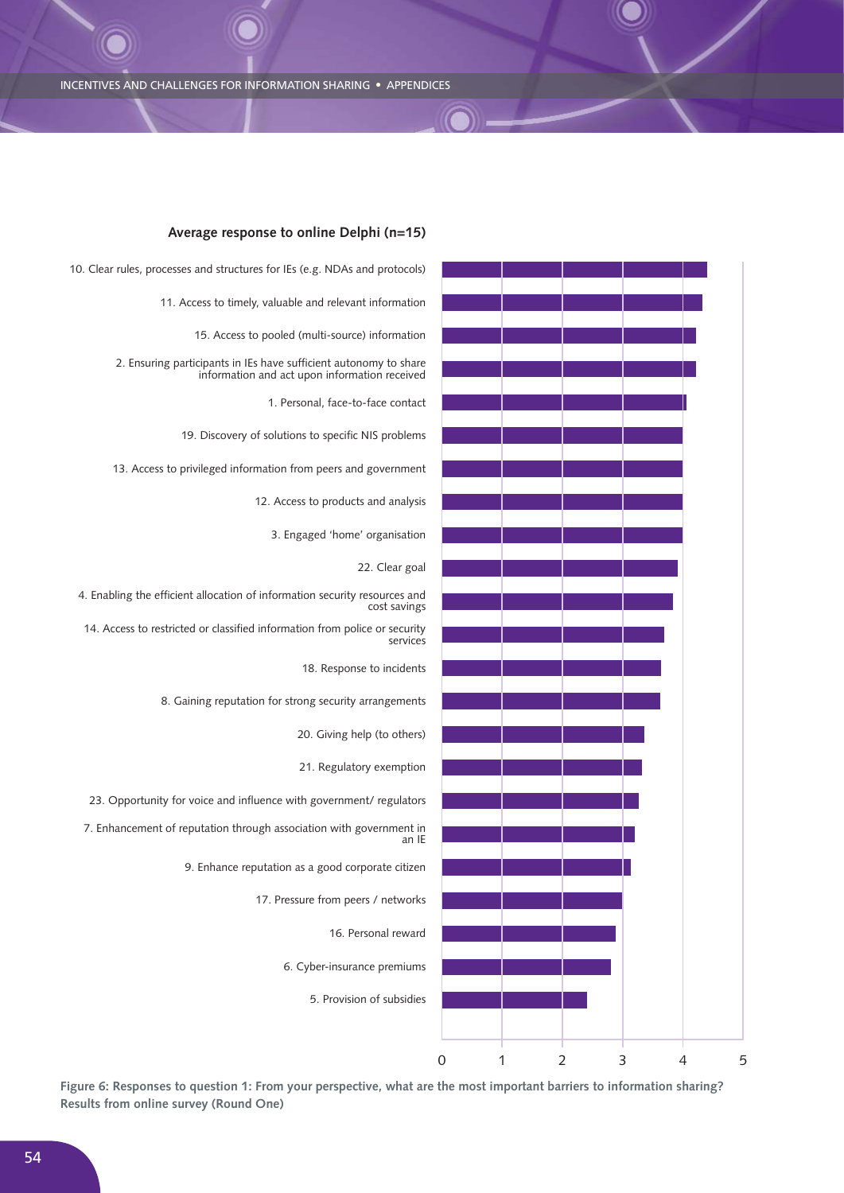**Average response to online Delphi (n=15)**

10. Clear rules, processes and structures for IEs (e.g. NDAs and protocols)
11. Access to timely, valuable and relevant information
15. Access to pooled (multi-source) information
2. Ensuring participants in IEs have sufficient autonomy to share information and act upon information received
1. Personal, face-to-face contact
19. Discovery of solutions to specific NIS problems
13. Access to privileged information from peers and government
12. Access to products and analysis
3. Engaged 'home' organisation
22. Clear goal
4. Enabling the efficient allocation of information security resources and cost savings
14. Access to restricted or classified information from police or security services
18. Response to incidents
8. Gaining reputation for strong security arrangements
20. Giving help (to others)
21. Regulatory exemption
23. Opportunity for voice and influence with government/ regulators
7. Enhancement of reputation through association with government in an IE
9. Enhance reputation as a good corporate citizen
17. Pressure from peers / networks
16. Personal reward
6. Cyber-insurance premiums
5. Provision of subsidies

0 1 2 3 4 5

**Figure 6: Responses to question 1: From your perspective, what are the most important barriers to information sharing? Results from online survey (Round One)**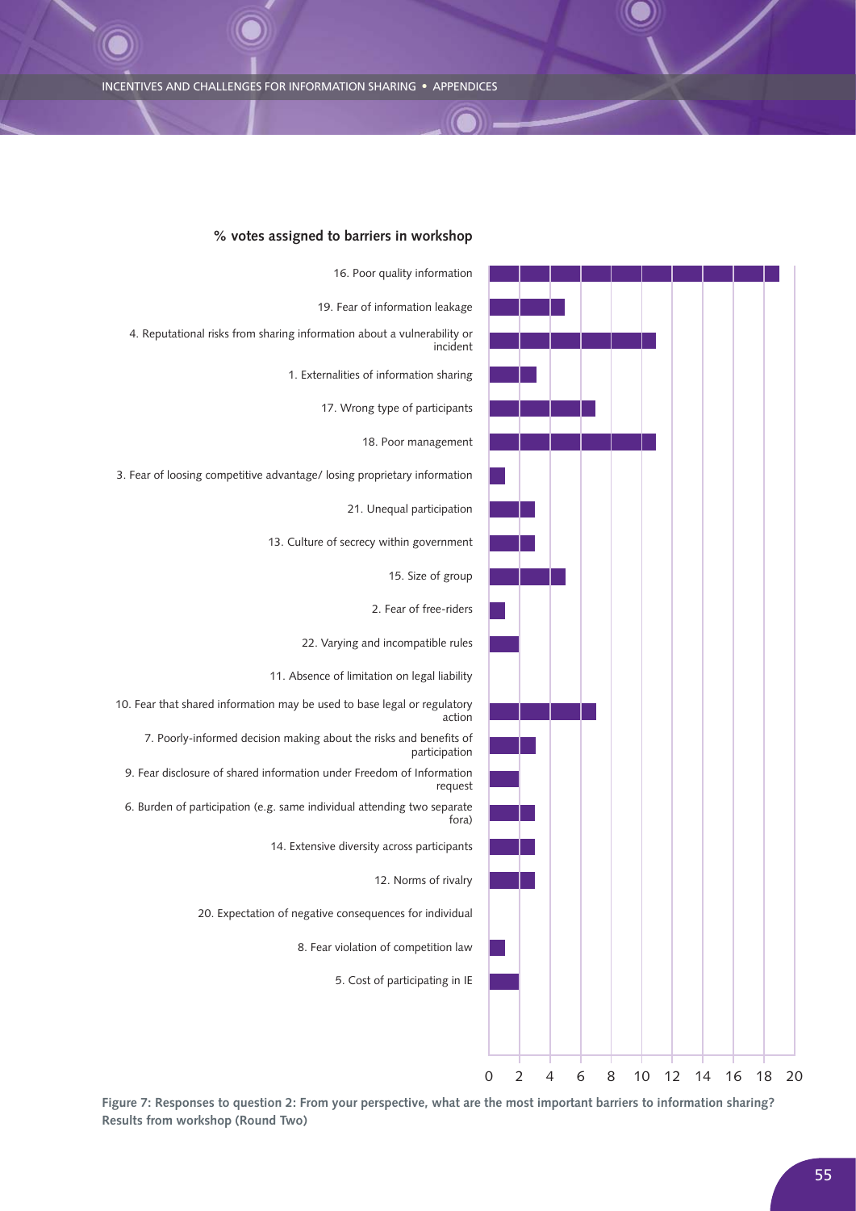**% votes assigned to barriers in workshop**

| Barrier | % votes |
|---|---|
| 16. Poor quality information | ~19 |
| 19. Fear of information leakage | ~5 |
| 4. Reputational risks from sharing information about a vulnerability or incident | ~11 |
| 1. Externalities of information sharing | ~3 |
| 17. Wrong type of participants | ~7 |
| 18. Poor management | ~11 |
| 3. Fear of loosing competitive advantage/ losing proprietary information | ~1 |
| 21. Unequal participation | ~3 |
| 13. Culture of secrecy within government | ~3 |
| 15. Size of group | ~5 |
| 2. Fear of free-riders | ~1 |
| 22. Varying and incompatible rules | ~2 |
| 11. Absence of limitation on legal liability | 0 |
| 10. Fear that shared information may be used to base legal or regulatory action | ~7 |
| 7. Poorly-informed decision making about the risks and benefits of participation | ~3 |
| 9. Fear disclosure of shared information under Freedom of Information request | ~2 |
| 6. Burden of participation (e.g. same individual attending two separate fora) | ~3 |
| 14. Extensive diversity across participants | ~3 |
| 12. Norms of rivalry | ~3 |
| 20. Expectation of negative consequences for individual | 0 |
| 8. Fear violation of competition law | ~1 |
| 5. Cost of participating in IE | ~2 |

**Figure 7: Responses to question 2: From your perspective, what are the most important barriers to information sharing? Results from workshop (Round Two)**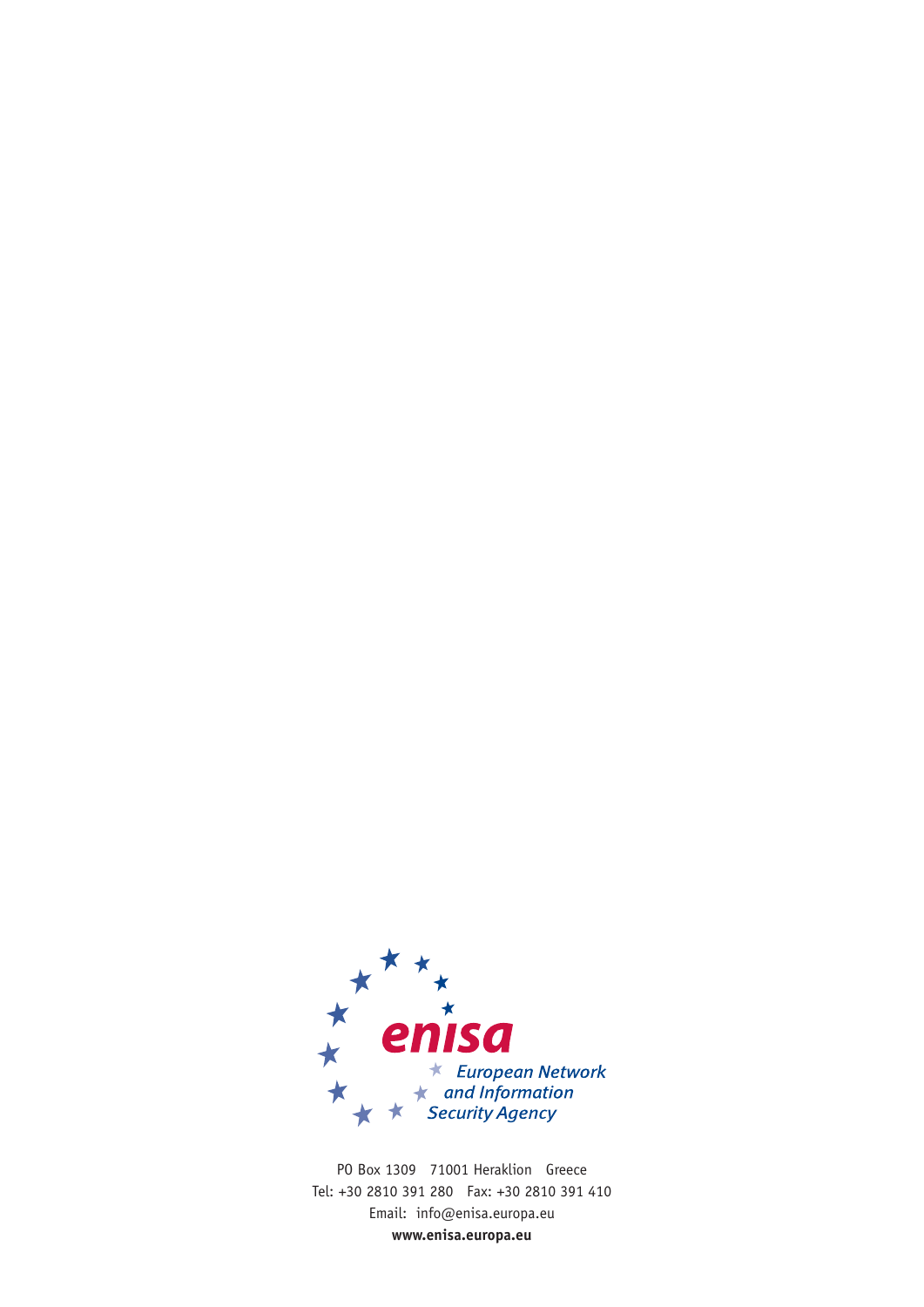enisa

European Network
and Information
Security Agency

PO Box 1309 71001 Heraklion Greece
Tel: +30 2810 391 280 Fax: +30 2810 391 410
Email: info@enisa.europa.eu
**www.enisa.europa.eu**